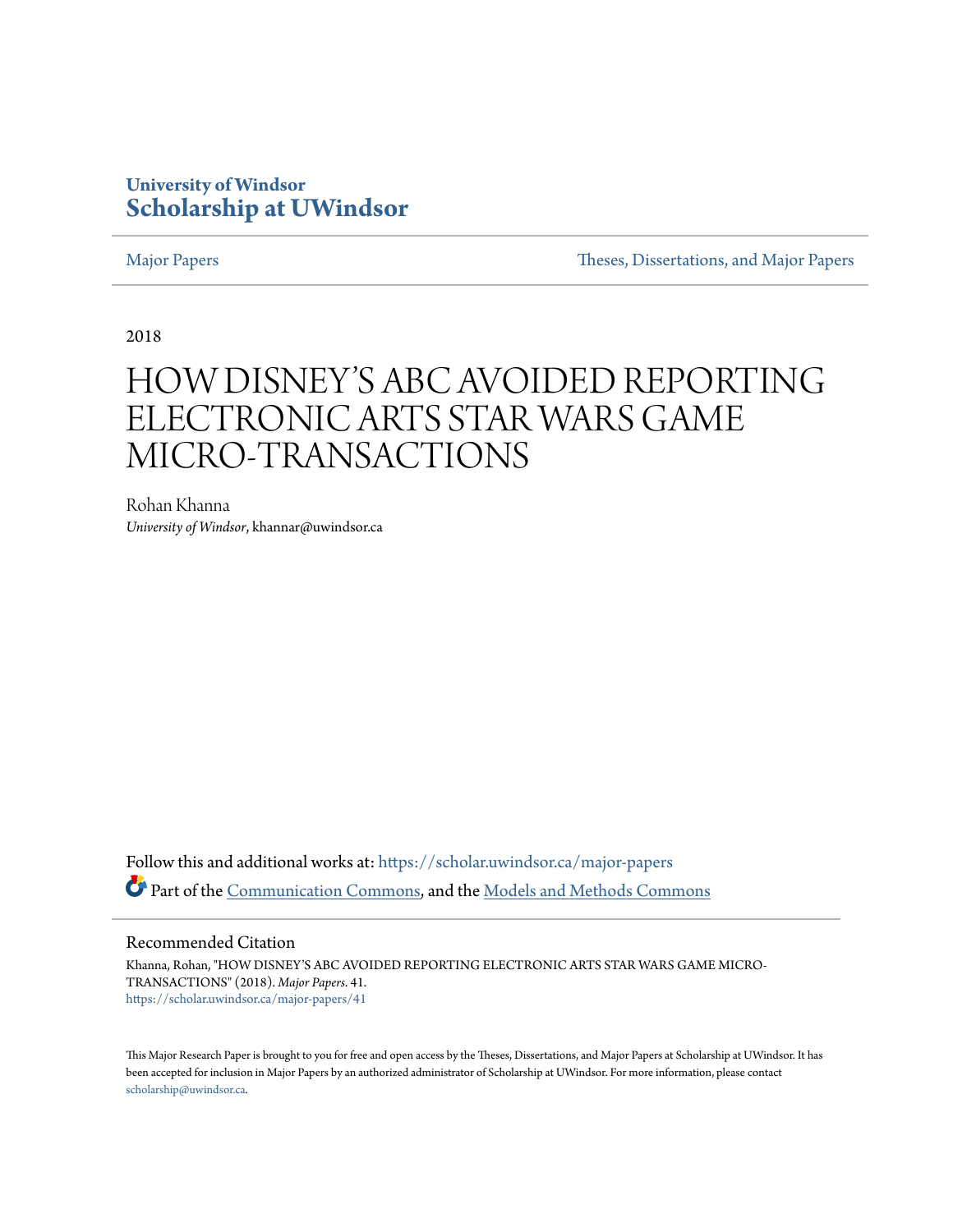University of Windsor
**Scholarship at UWindsor**

Major Papers | Theses, Dissertations, and Major Papers

2018

# HOW DISNEY'S ABC AVOIDED REPORTING ELECTRONIC ARTS STAR WARS GAME MICRO-TRANSACTIONS

Rohan Khanna
*University of Windsor*, khannar@uwindsor.ca

Follow this and additional works at: https://scholar.uwindsor.ca/major-papers

Part of the Communication Commons, and the Models and Methods Commons

## Recommended Citation

Khanna, Rohan, "HOW DISNEY'S ABC AVOIDED REPORTING ELECTRONIC ARTS STAR WARS GAME MICRO-TRANSACTIONS" (2018). *Major Papers*. 41.
https://scholar.uwindsor.ca/major-papers/41

This Major Research Paper is brought to you for free and open access by the Theses, Dissertations, and Major Papers at Scholarship at UWindsor. It has been accepted for inclusion in Major Papers by an authorized administrator of Scholarship at UWindsor. For more information, please contact scholarship@uwindsor.ca.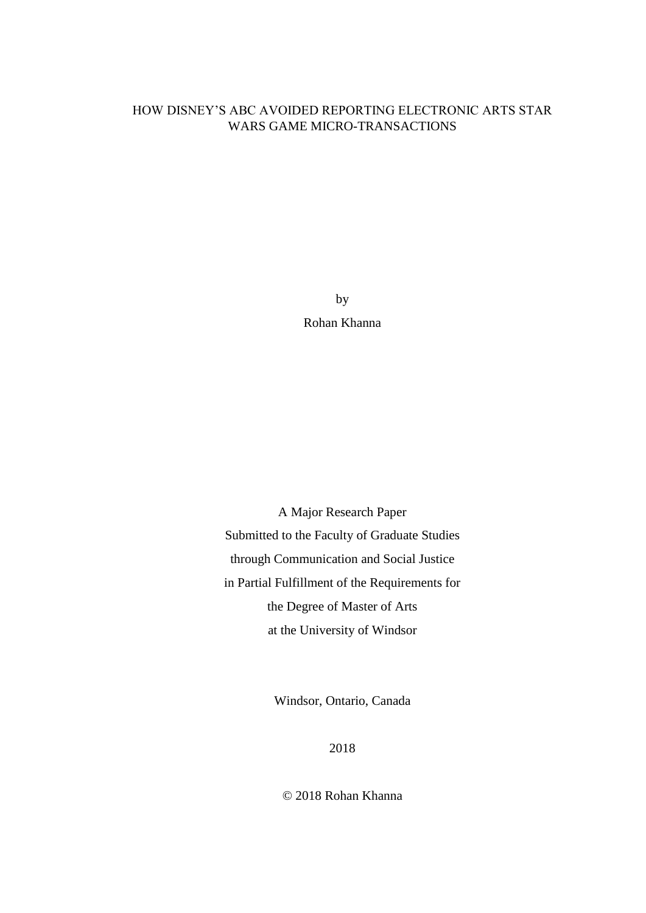# HOW DISNEY'S ABC AVOIDED REPORTING ELECTRONIC ARTS STAR WARS GAME MICRO-TRANSACTIONS

by

Rohan Khanna

A Major Research Paper

Submitted to the Faculty of Graduate Studies

through Communication and Social Justice

in Partial Fulfillment of the Requirements for

the Degree of Master of Arts

at the University of Windsor

Windsor, Ontario, Canada

2018

© 2018 Rohan Khanna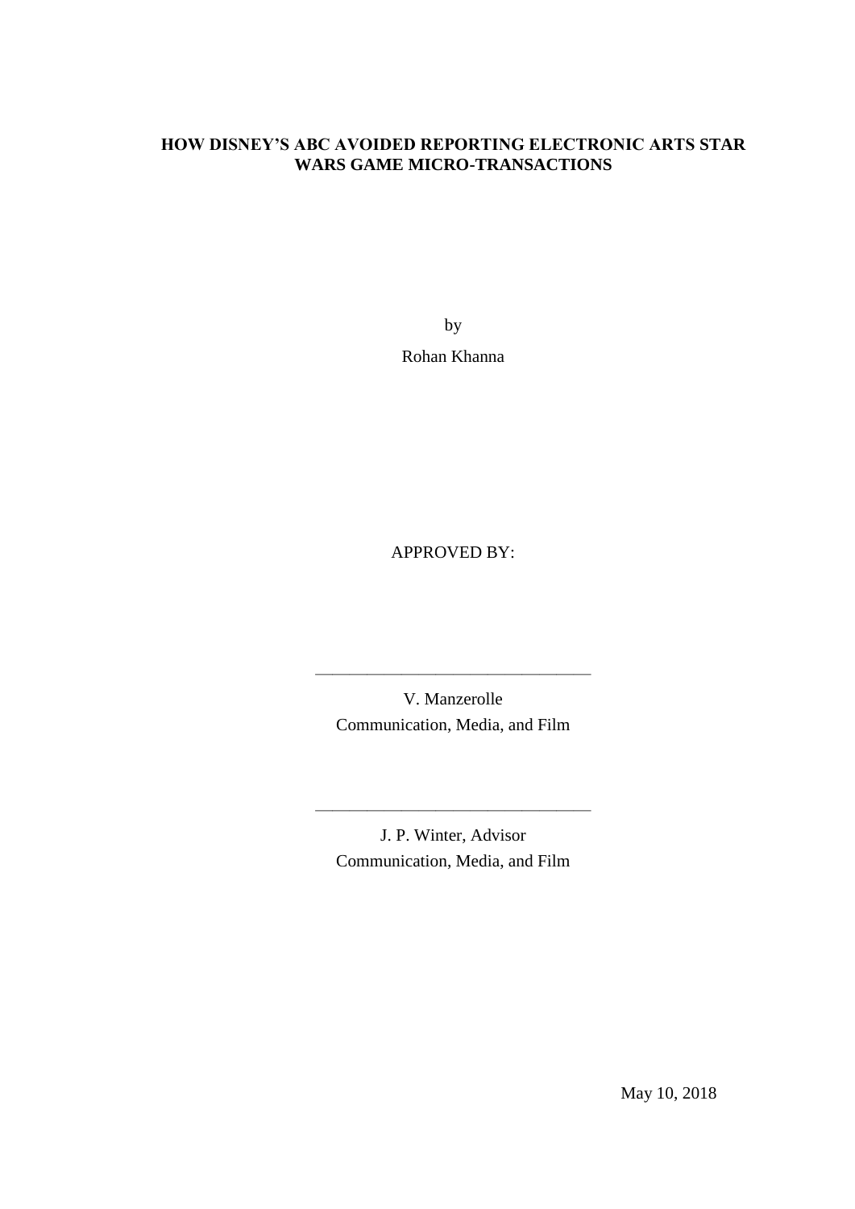**HOW DISNEY'S ABC AVOIDED REPORTING ELECTRONIC ARTS STAR WARS GAME MICRO-TRANSACTIONS**

by

Rohan Khanna

APPROVED BY:

\_\_\_\_\_\_\_\_\_\_\_\_\_\_\_\_\_\_\_\_\_\_\_\_\_\_\_\_\_\_\_\_\_

V. Manzerolle
Communication, Media, and Film

\_\_\_\_\_\_\_\_\_\_\_\_\_\_\_\_\_\_\_\_\_\_\_\_\_\_\_\_\_\_\_\_\_

J. P. Winter, Advisor
Communication, Media, and Film

May 10, 2018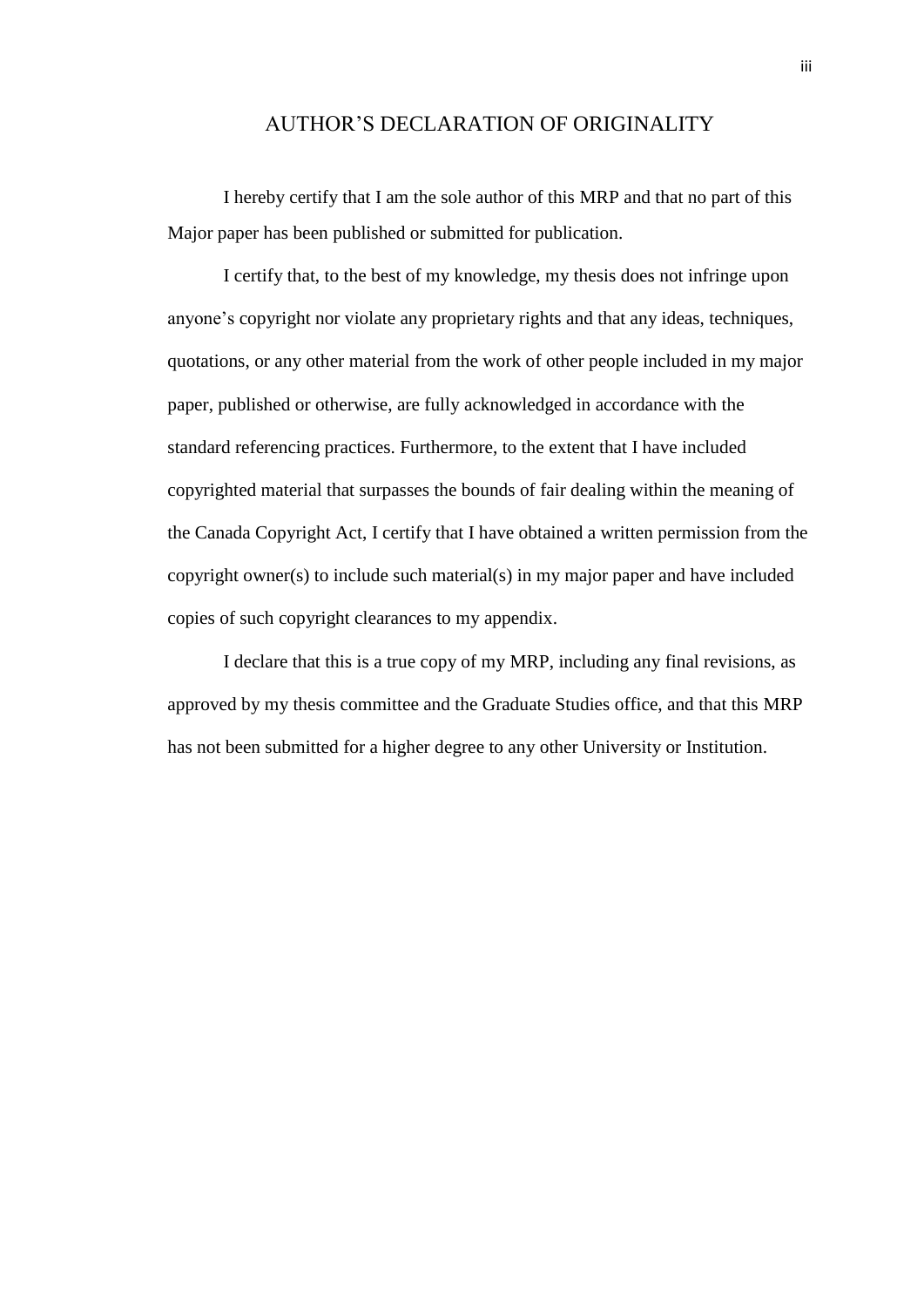# AUTHOR'S DECLARATION OF ORIGINALITY

I hereby certify that I am the sole author of this MRP and that no part of this Major paper has been published or submitted for publication.

I certify that, to the best of my knowledge, my thesis does not infringe upon anyone's copyright nor violate any proprietary rights and that any ideas, techniques, quotations, or any other material from the work of other people included in my major paper, published or otherwise, are fully acknowledged in accordance with the standard referencing practices. Furthermore, to the extent that I have included copyrighted material that surpasses the bounds of fair dealing within the meaning of the Canada Copyright Act, I certify that I have obtained a written permission from the copyright owner(s) to include such material(s) in my major paper and have included copies of such copyright clearances to my appendix.

I declare that this is a true copy of my MRP, including any final revisions, as approved by my thesis committee and the Graduate Studies office, and that this MRP has not been submitted for a higher degree to any other University or Institution.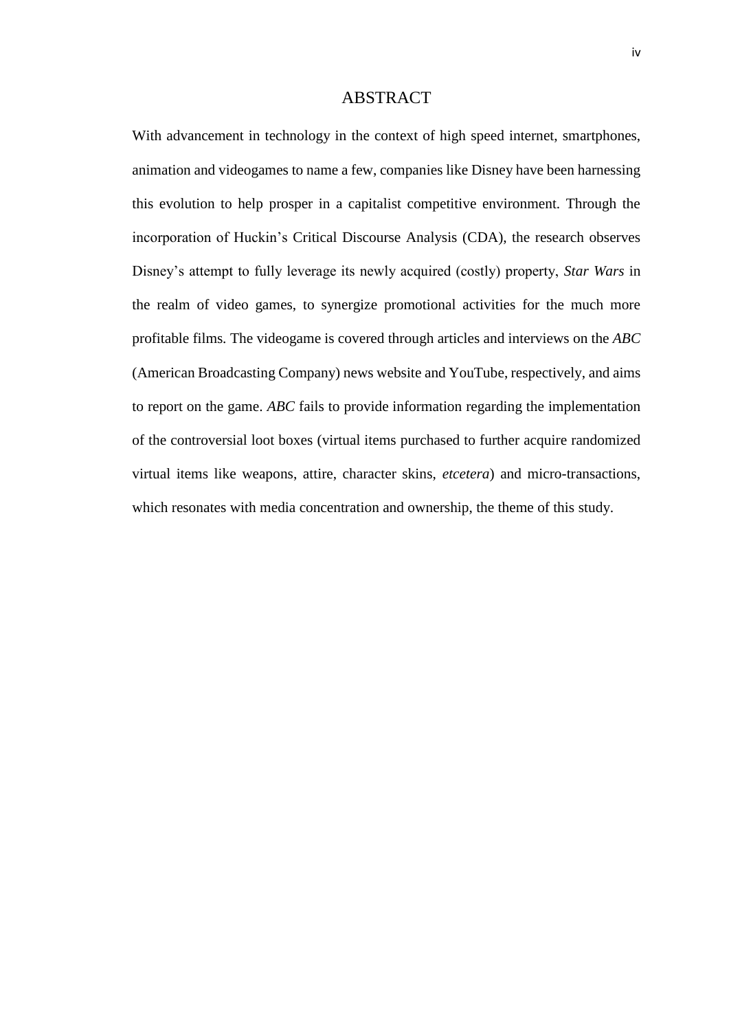# ABSTRACT

With advancement in technology in the context of high speed internet, smartphones, animation and videogames to name a few, companies like Disney have been harnessing this evolution to help prosper in a capitalist competitive environment. Through the incorporation of Huckin's Critical Discourse Analysis (CDA), the research observes Disney's attempt to fully leverage its newly acquired (costly) property, *Star Wars* in the realm of video games, to synergize promotional activities for the much more profitable films. The videogame is covered through articles and interviews on the *ABC* (American Broadcasting Company) news website and YouTube, respectively, and aims to report on the game. *ABC* fails to provide information regarding the implementation of the controversial loot boxes (virtual items purchased to further acquire randomized virtual items like weapons, attire, character skins, *etcetera*) and micro-transactions, which resonates with media concentration and ownership, the theme of this study.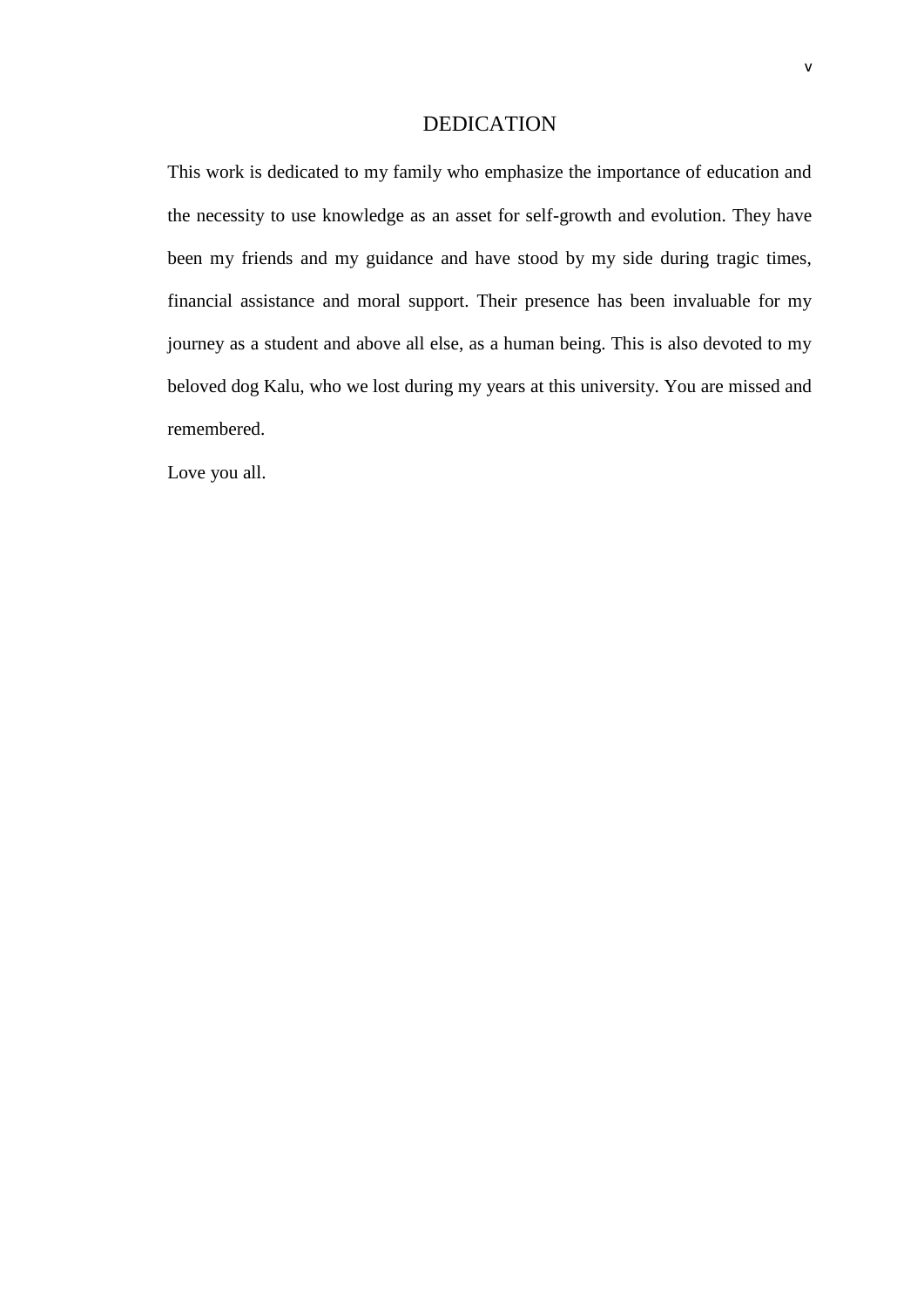# DEDICATION

This work is dedicated to my family who emphasize the importance of education and the necessity to use knowledge as an asset for self-growth and evolution. They have been my friends and my guidance and have stood by my side during tragic times, financial assistance and moral support. Their presence has been invaluable for my journey as a student and above all else, as a human being. This is also devoted to my beloved dog Kalu, who we lost during my years at this university. You are missed and remembered.

Love you all.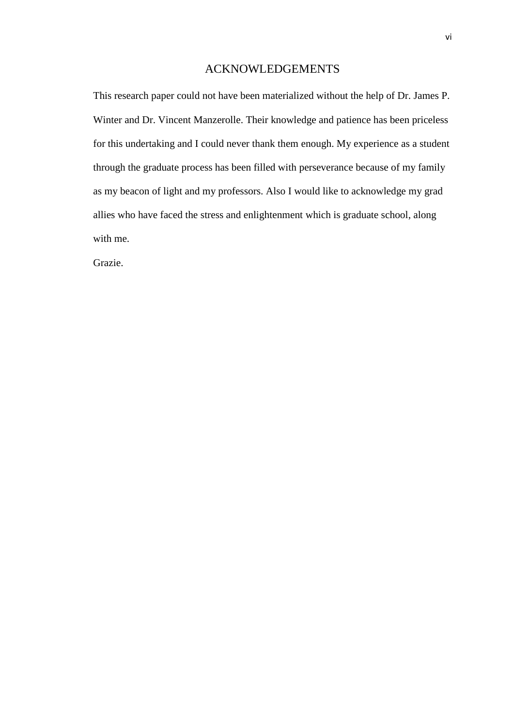# ACKNOWLEDGEMENTS

This research paper could not have been materialized without the help of Dr. James P. Winter and Dr. Vincent Manzerolle. Their knowledge and patience has been priceless for this undertaking and I could never thank them enough. My experience as a student through the graduate process has been filled with perseverance because of my family as my beacon of light and my professors. Also I would like to acknowledge my grad allies who have faced the stress and enlightenment which is graduate school, along with me.

Grazie.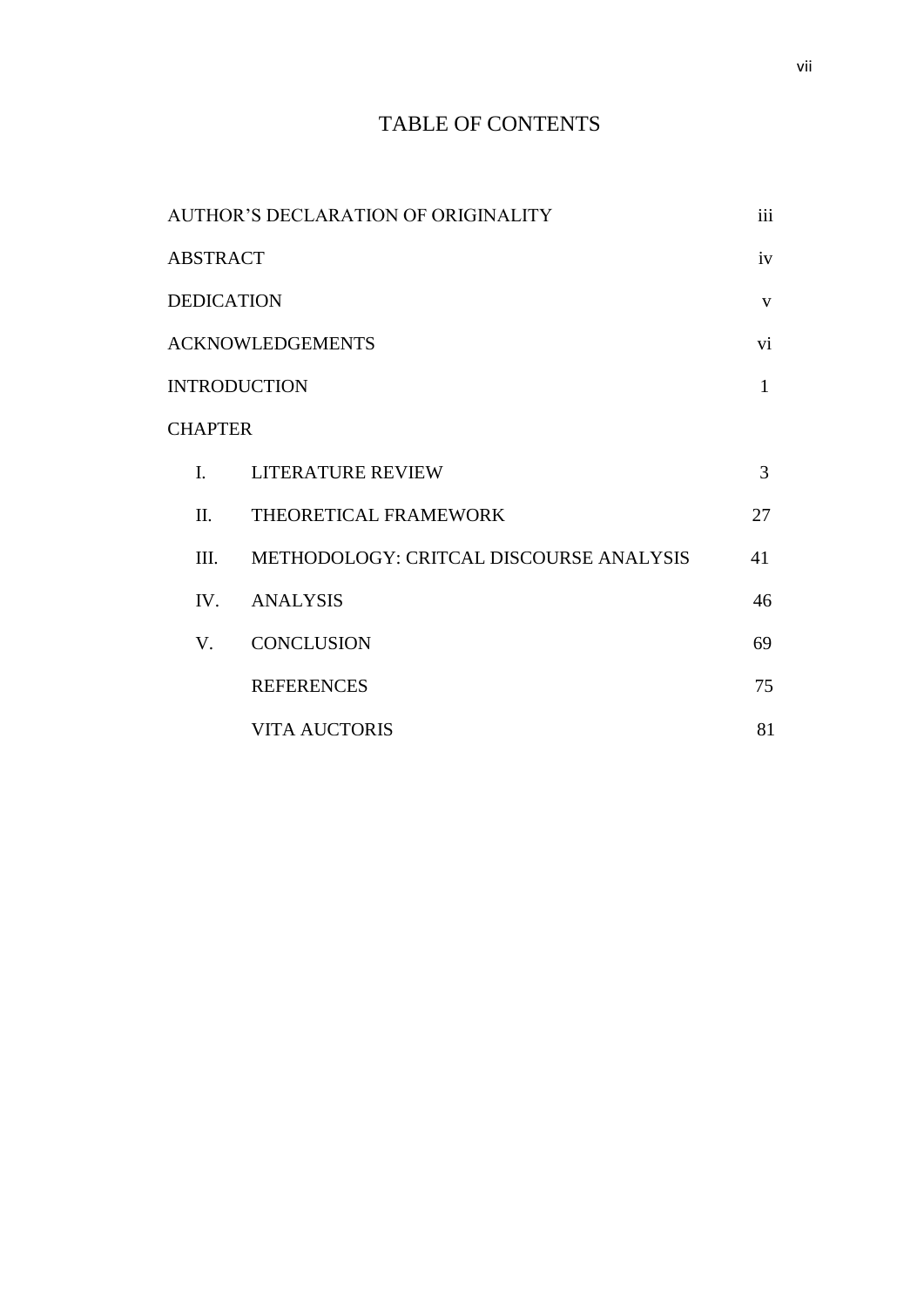# TABLE OF CONTENTS

| | | |
|---|---|---|
| AUTHOR'S DECLARATION OF ORIGINALITY | | iii |
| ABSTRACT | | iv |
| DEDICATION | | v |
| ACKNOWLEDGEMENTS | | vi |
| INTRODUCTION | | 1 |
| CHAPTER | | |
| I. | LITERATURE REVIEW | 3 |
| II. | THEORETICAL FRAMEWORK | 27 |
| III. | METHODOLOGY: CRITCAL DISCOURSE ANALYSIS | 41 |
| IV. | ANALYSIS | 46 |
| V. | CONCLUSION | 69 |
| | REFERENCES | 75 |
| | VITA AUCTORIS | 81 |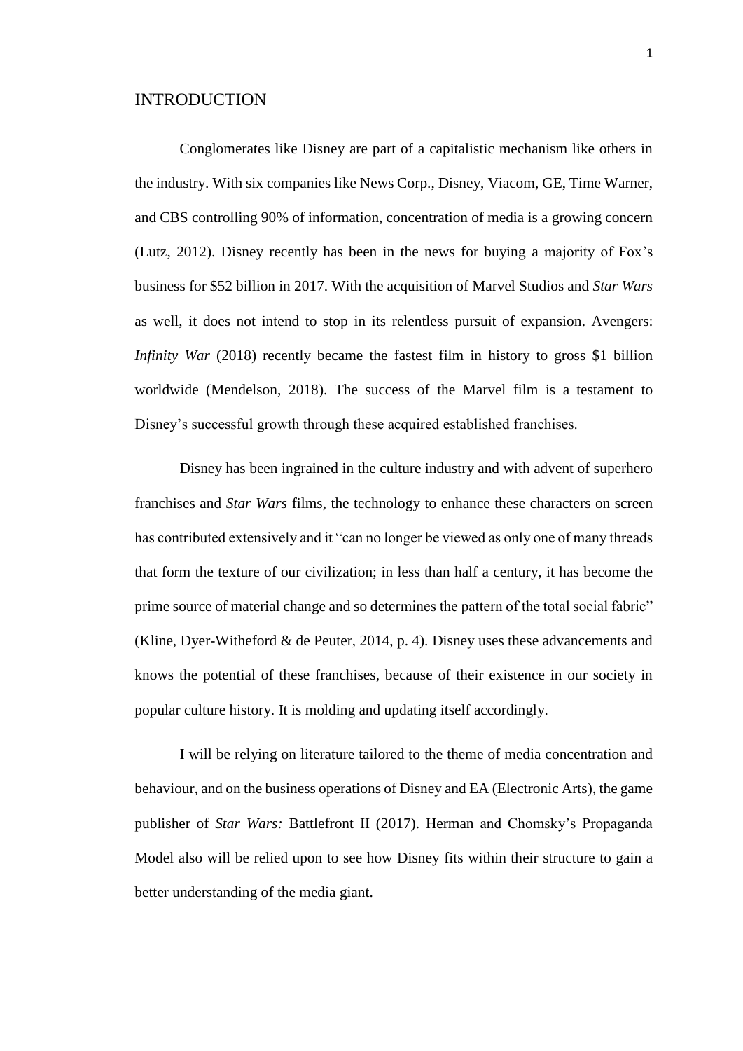# INTRODUCTION

Conglomerates like Disney are part of a capitalistic mechanism like others in the industry. With six companies like News Corp., Disney, Viacom, GE, Time Warner, and CBS controlling 90% of information, concentration of media is a growing concern (Lutz, 2012). Disney recently has been in the news for buying a majority of Fox's business for $52 billion in 2017. With the acquisition of Marvel Studios and *Star Wars* as well, it does not intend to stop in its relentless pursuit of expansion. Avengers: *Infinity War* (2018) recently became the fastest film in history to gross $1 billion worldwide (Mendelson, 2018). The success of the Marvel film is a testament to Disney's successful growth through these acquired established franchises.

Disney has been ingrained in the culture industry and with advent of superhero franchises and *Star Wars* films, the technology to enhance these characters on screen has contributed extensively and it "can no longer be viewed as only one of many threads that form the texture of our civilization; in less than half a century, it has become the prime source of material change and so determines the pattern of the total social fabric" (Kline, Dyer-Witheford & de Peuter, 2014, p. 4). Disney uses these advancements and knows the potential of these franchises, because of their existence in our society in popular culture history. It is molding and updating itself accordingly.

I will be relying on literature tailored to the theme of media concentration and behaviour, and on the business operations of Disney and EA (Electronic Arts), the game publisher of *Star Wars:* Battlefront II (2017). Herman and Chomsky's Propaganda Model also will be relied upon to see how Disney fits within their structure to gain a better understanding of the media giant.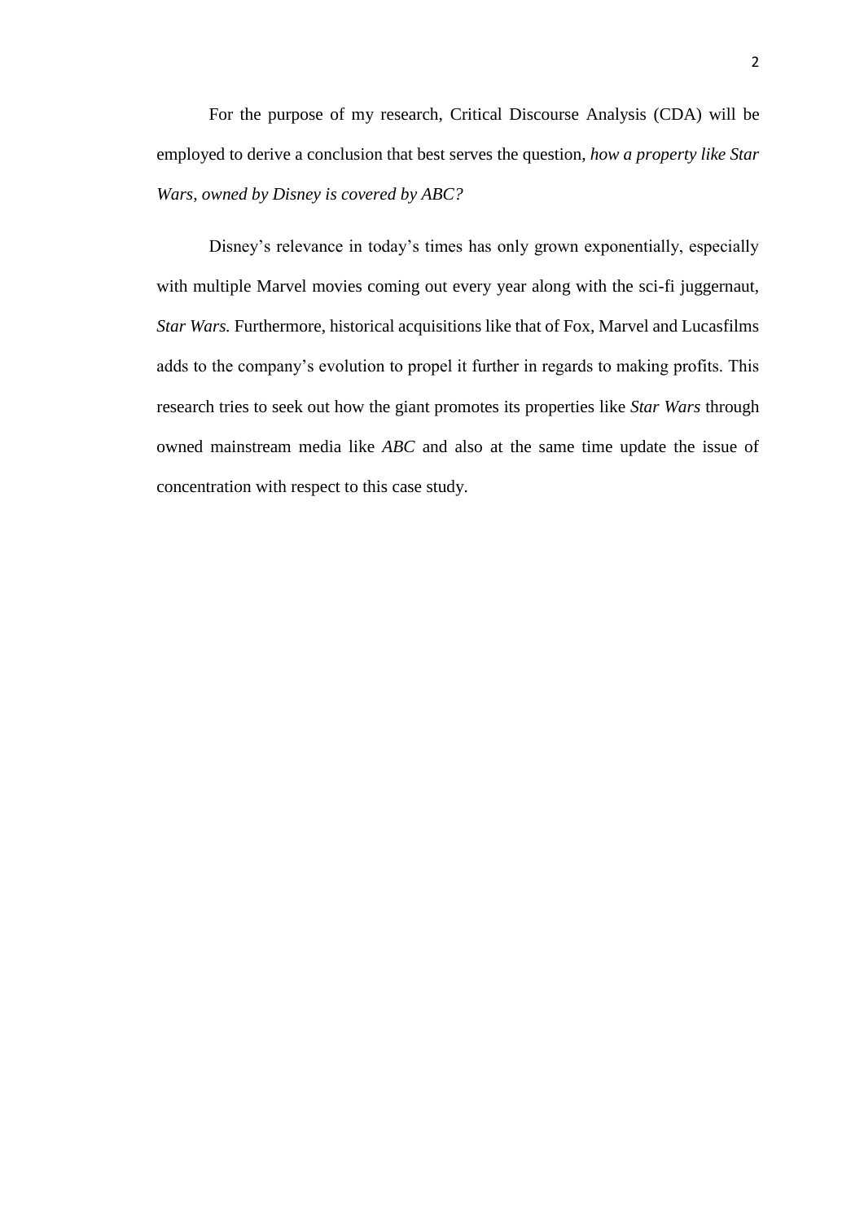For the purpose of my research, Critical Discourse Analysis (CDA) will be employed to derive a conclusion that best serves the question, *how a property like Star Wars, owned by Disney is covered by ABC?*

Disney's relevance in today's times has only grown exponentially, especially with multiple Marvel movies coming out every year along with the sci-fi juggernaut, *Star Wars.* Furthermore, historical acquisitions like that of Fox, Marvel and Lucasfilms adds to the company's evolution to propel it further in regards to making profits. This research tries to seek out how the giant promotes its properties like *Star Wars* through owned mainstream media like *ABC* and also at the same time update the issue of concentration with respect to this case study.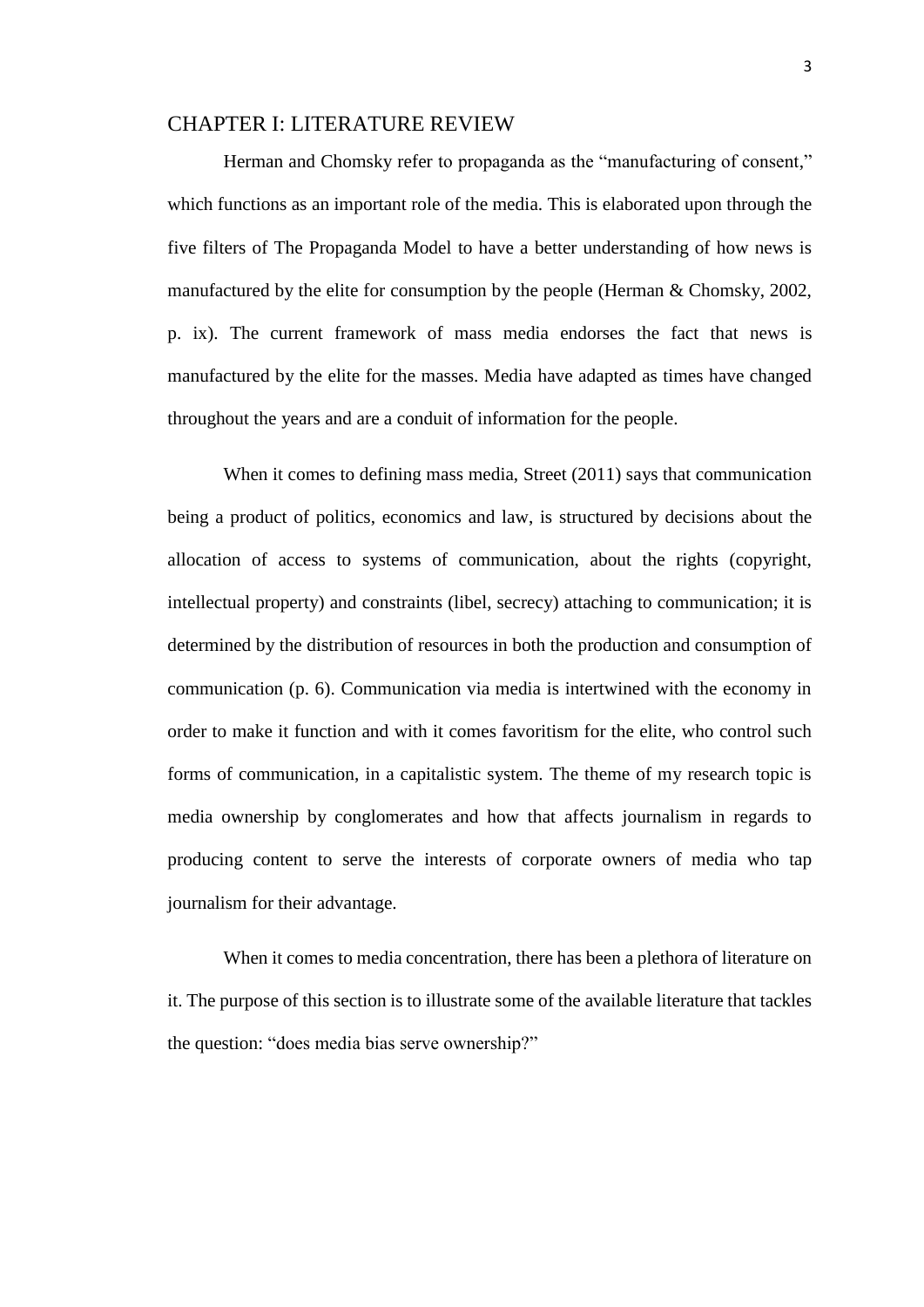# CHAPTER I: LITERATURE REVIEW

Herman and Chomsky refer to propaganda as the "manufacturing of consent," which functions as an important role of the media. This is elaborated upon through the five filters of The Propaganda Model to have a better understanding of how news is manufactured by the elite for consumption by the people (Herman & Chomsky, 2002, p. ix). The current framework of mass media endorses the fact that news is manufactured by the elite for the masses. Media have adapted as times have changed throughout the years and are a conduit of information for the people.

When it comes to defining mass media, Street (2011) says that communication being a product of politics, economics and law, is structured by decisions about the allocation of access to systems of communication, about the rights (copyright, intellectual property) and constraints (libel, secrecy) attaching to communication; it is determined by the distribution of resources in both the production and consumption of communication (p. 6). Communication via media is intertwined with the economy in order to make it function and with it comes favoritism for the elite, who control such forms of communication, in a capitalistic system. The theme of my research topic is media ownership by conglomerates and how that affects journalism in regards to producing content to serve the interests of corporate owners of media who tap journalism for their advantage.

When it comes to media concentration, there has been a plethora of literature on it. The purpose of this section is to illustrate some of the available literature that tackles the question: "does media bias serve ownership?"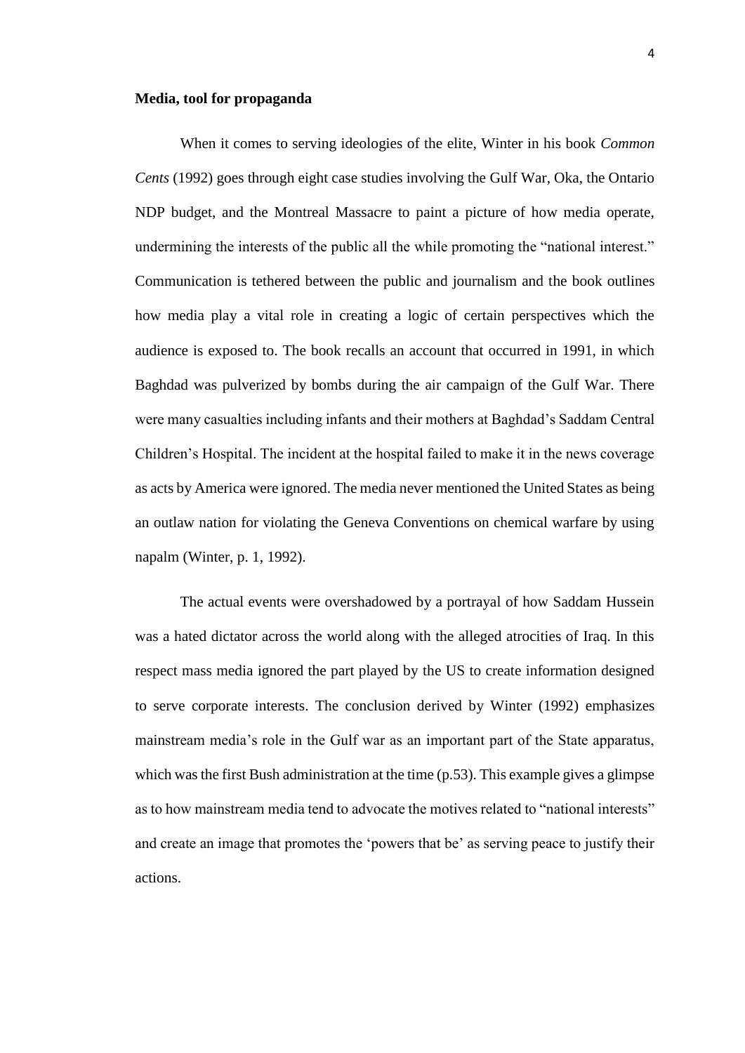**Media, tool for propaganda**

When it comes to serving ideologies of the elite, Winter in his book *Common Cents* (1992) goes through eight case studies involving the Gulf War, Oka, the Ontario NDP budget, and the Montreal Massacre to paint a picture of how media operate, undermining the interests of the public all the while promoting the "national interest." Communication is tethered between the public and journalism and the book outlines how media play a vital role in creating a logic of certain perspectives which the audience is exposed to. The book recalls an account that occurred in 1991, in which Baghdad was pulverized by bombs during the air campaign of the Gulf War. There were many casualties including infants and their mothers at Baghdad's Saddam Central Children's Hospital. The incident at the hospital failed to make it in the news coverage as acts by America were ignored. The media never mentioned the United States as being an outlaw nation for violating the Geneva Conventions on chemical warfare by using napalm (Winter, p. 1, 1992).

The actual events were overshadowed by a portrayal of how Saddam Hussein was a hated dictator across the world along with the alleged atrocities of Iraq. In this respect mass media ignored the part played by the US to create information designed to serve corporate interests. The conclusion derived by Winter (1992) emphasizes mainstream media's role in the Gulf war as an important part of the State apparatus, which was the first Bush administration at the time (p.53). This example gives a glimpse as to how mainstream media tend to advocate the motives related to "national interests" and create an image that promotes the 'powers that be' as serving peace to justify their actions.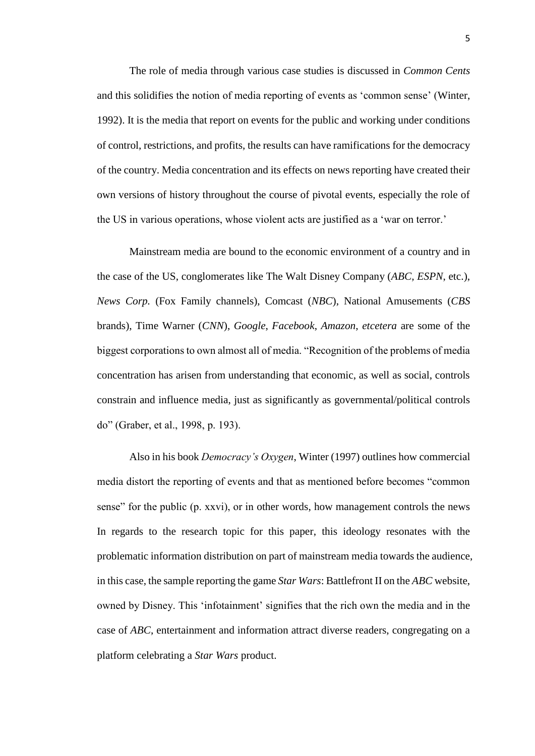The role of media through various case studies is discussed in *Common Cents* and this solidifies the notion of media reporting of events as 'common sense' (Winter, 1992). It is the media that report on events for the public and working under conditions of control, restrictions, and profits, the results can have ramifications for the democracy of the country. Media concentration and its effects on news reporting have created their own versions of history throughout the course of pivotal events, especially the role of the US in various operations, whose violent acts are justified as a 'war on terror.'

Mainstream media are bound to the economic environment of a country and in the case of the US, conglomerates like The Walt Disney Company (*ABC, ESPN*, etc.), *News Corp*. (Fox Family channels), Comcast (*NBC*), National Amusements (*CBS* brands), Time Warner (*CNN*), *Google*, *Facebook*, *Amazon*, *etcetera* are some of the biggest corporations to own almost all of media. "Recognition of the problems of media concentration has arisen from understanding that economic, as well as social, controls constrain and influence media, just as significantly as governmental/political controls do" (Graber, et al., 1998, p. 193).

Also in his book *Democracy's Oxygen*, Winter (1997) outlines how commercial media distort the reporting of events and that as mentioned before becomes "common sense" for the public (p. xxvi), or in other words, how management controls the news In regards to the research topic for this paper, this ideology resonates with the problematic information distribution on part of mainstream media towards the audience, in this case, the sample reporting the game *Star Wars*: Battlefront II on the *ABC* website, owned by Disney. This 'infotainment' signifies that the rich own the media and in the case of *ABC*, entertainment and information attract diverse readers, congregating on a platform celebrating a *Star Wars* product.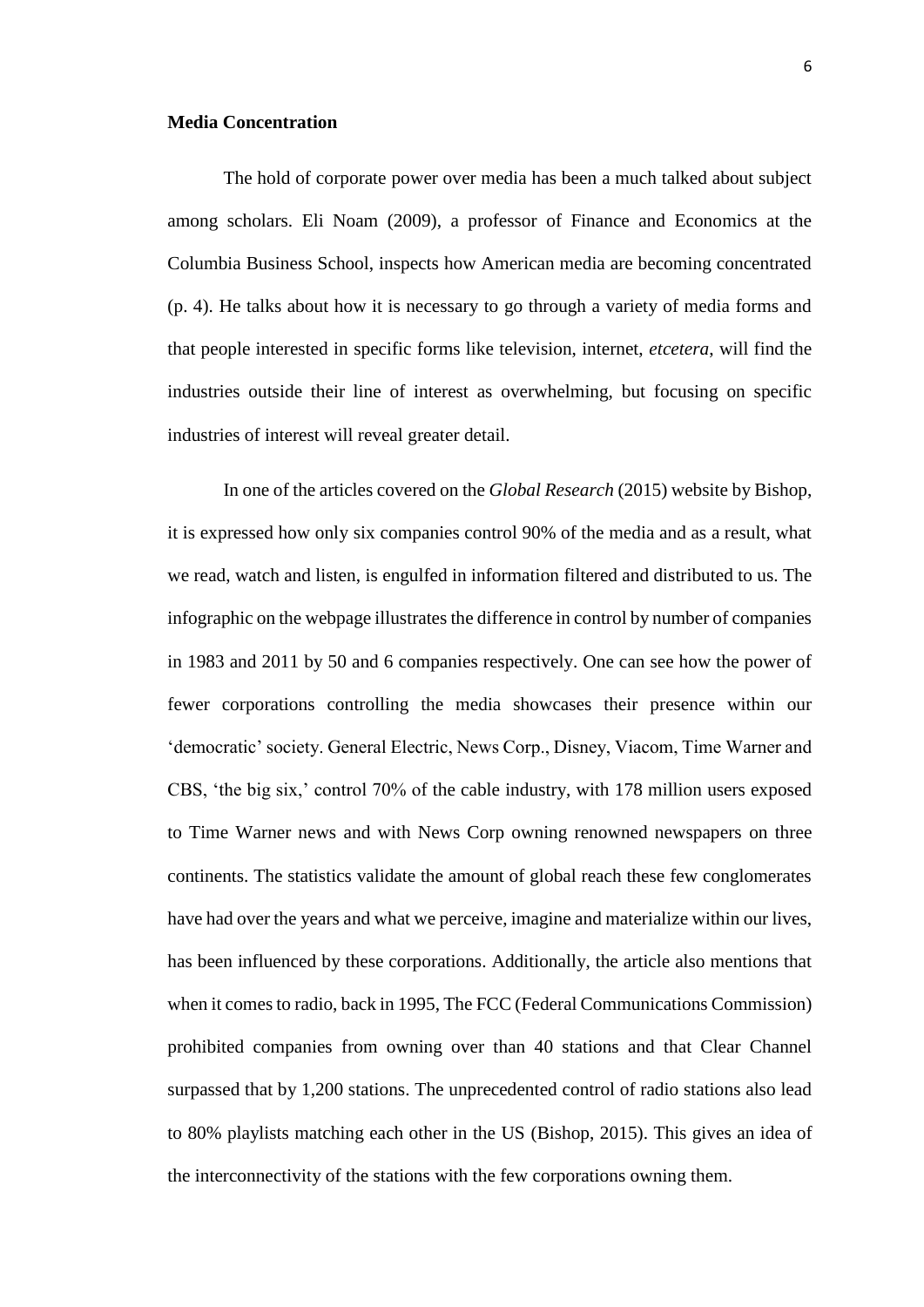**Media Concentration**

The hold of corporate power over media has been a much talked about subject among scholars. Eli Noam (2009), a professor of Finance and Economics at the Columbia Business School, inspects how American media are becoming concentrated (p. 4). He talks about how it is necessary to go through a variety of media forms and that people interested in specific forms like television, internet, *etcetera*, will find the industries outside their line of interest as overwhelming, but focusing on specific industries of interest will reveal greater detail.

In one of the articles covered on the *Global Research* (2015) website by Bishop, it is expressed how only six companies control 90% of the media and as a result, what we read, watch and listen, is engulfed in information filtered and distributed to us. The infographic on the webpage illustrates the difference in control by number of companies in 1983 and 2011 by 50 and 6 companies respectively. One can see how the power of fewer corporations controlling the media showcases their presence within our 'democratic' society. General Electric, News Corp., Disney, Viacom, Time Warner and CBS, 'the big six,' control 70% of the cable industry, with 178 million users exposed to Time Warner news and with News Corp owning renowned newspapers on three continents. The statistics validate the amount of global reach these few conglomerates have had over the years and what we perceive, imagine and materialize within our lives, has been influenced by these corporations. Additionally, the article also mentions that when it comes to radio, back in 1995, The FCC (Federal Communications Commission) prohibited companies from owning over than 40 stations and that Clear Channel surpassed that by 1,200 stations. The unprecedented control of radio stations also lead to 80% playlists matching each other in the US (Bishop, 2015). This gives an idea of the interconnectivity of the stations with the few corporations owning them.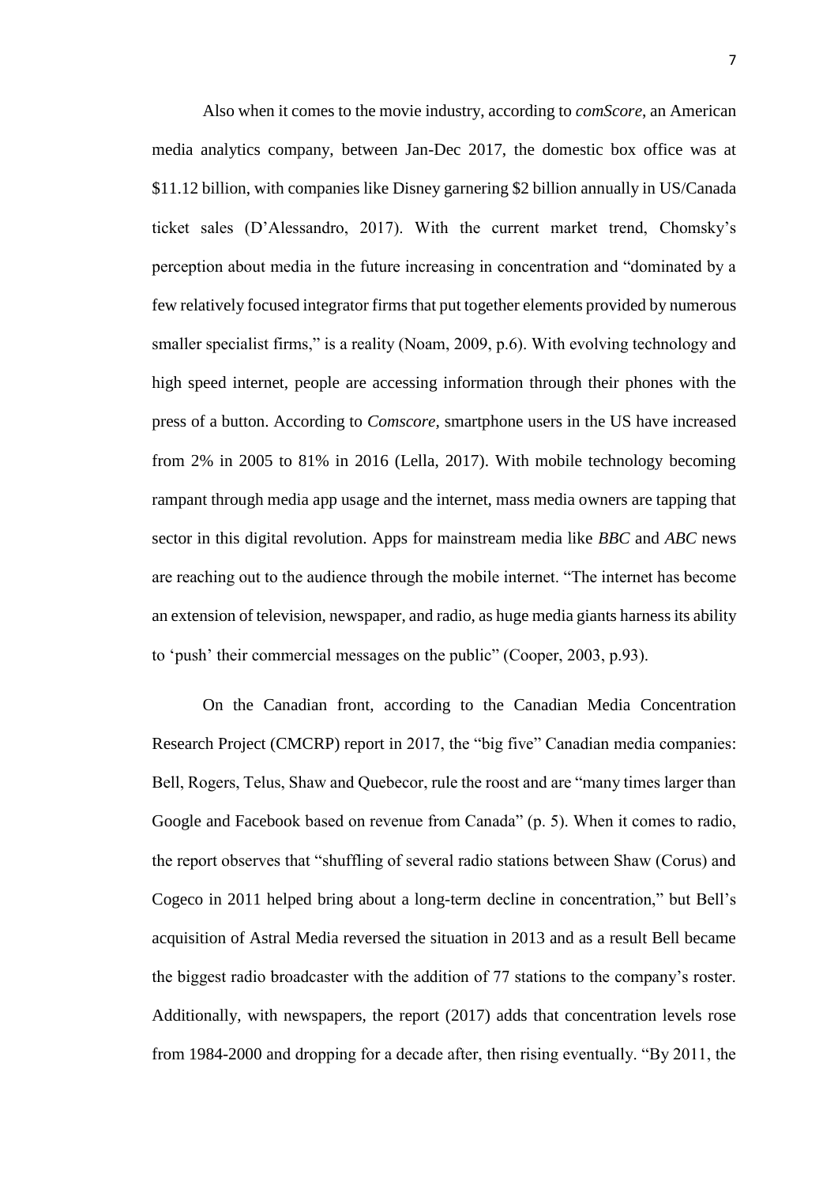Also when it comes to the movie industry, according to *comScore*, an American media analytics company, between Jan-Dec 2017, the domestic box office was at $11.12 billion, with companies like Disney garnering $2 billion annually in US/Canada ticket sales (D'Alessandro, 2017). With the current market trend, Chomsky's perception about media in the future increasing in concentration and "dominated by a few relatively focused integrator firms that put together elements provided by numerous smaller specialist firms," is a reality (Noam, 2009, p.6). With evolving technology and high speed internet, people are accessing information through their phones with the press of a button. According to *Comscore,* smartphone users in the US have increased from 2% in 2005 to 81% in 2016 (Lella, 2017). With mobile technology becoming rampant through media app usage and the internet, mass media owners are tapping that sector in this digital revolution. Apps for mainstream media like *BBC* and *ABC* news are reaching out to the audience through the mobile internet. "The internet has become an extension of television, newspaper, and radio, as huge media giants harness its ability to 'push' their commercial messages on the public" (Cooper, 2003, p.93).

On the Canadian front, according to the Canadian Media Concentration Research Project (CMCRP) report in 2017, the "big five" Canadian media companies: Bell, Rogers, Telus, Shaw and Quebecor, rule the roost and are "many times larger than Google and Facebook based on revenue from Canada" (p. 5). When it comes to radio, the report observes that "shuffling of several radio stations between Shaw (Corus) and Cogeco in 2011 helped bring about a long-term decline in concentration," but Bell's acquisition of Astral Media reversed the situation in 2013 and as a result Bell became the biggest radio broadcaster with the addition of 77 stations to the company's roster. Additionally, with newspapers, the report (2017) adds that concentration levels rose from 1984-2000 and dropping for a decade after, then rising eventually. "By 2011, the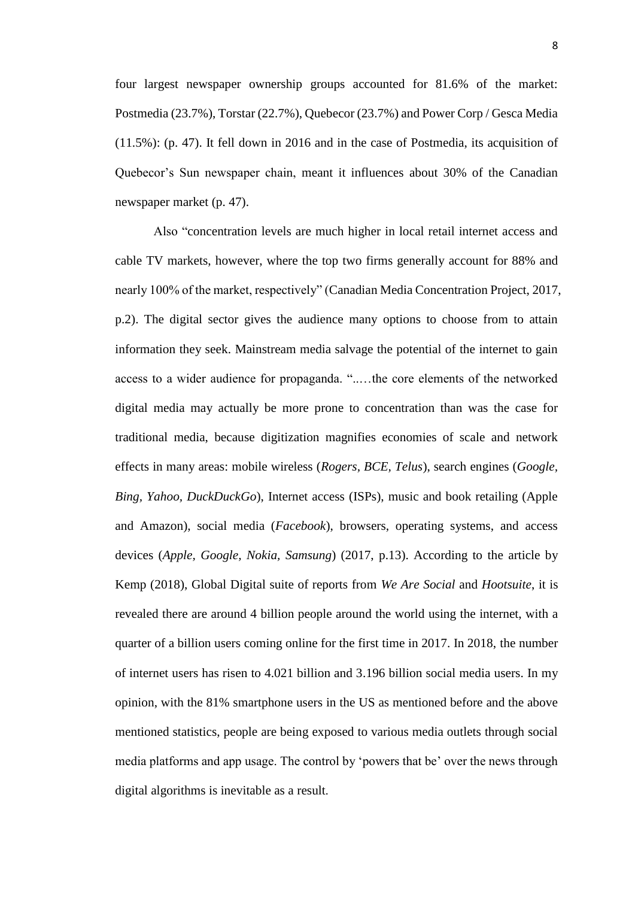four largest newspaper ownership groups accounted for 81.6% of the market: Postmedia (23.7%), Torstar (22.7%), Quebecor (23.7%) and Power Corp / Gesca Media (11.5%): (p. 47). It fell down in 2016 and in the case of Postmedia, its acquisition of Quebecor's Sun newspaper chain, meant it influences about 30% of the Canadian newspaper market (p. 47).

Also "concentration levels are much higher in local retail internet access and cable TV markets, however, where the top two firms generally account for 88% and nearly 100% of the market, respectively" (Canadian Media Concentration Project, 2017, p.2). The digital sector gives the audience many options to choose from to attain information they seek. Mainstream media salvage the potential of the internet to gain access to a wider audience for propaganda. "..…the core elements of the networked digital media may actually be more prone to concentration than was the case for traditional media, because digitization magnifies economies of scale and network effects in many areas: mobile wireless (*Rogers, BCE, Telus*), search engines (*Google, Bing, Yahoo, DuckDuckGo*), Internet access (ISPs), music and book retailing (Apple and Amazon), social media (*Facebook*), browsers, operating systems, and access devices (*Apple, Google, Nokia, Samsung*) (2017, p.13). According to the article by Kemp (2018), Global Digital suite of reports from *We Are Social* and *Hootsuite*, it is revealed there are around 4 billion people around the world using the internet, with a quarter of a billion users coming online for the first time in 2017. In 2018, the number of internet users has risen to 4.021 billion and 3.196 billion social media users. In my opinion, with the 81% smartphone users in the US as mentioned before and the above mentioned statistics, people are being exposed to various media outlets through social media platforms and app usage. The control by 'powers that be' over the news through digital algorithms is inevitable as a result.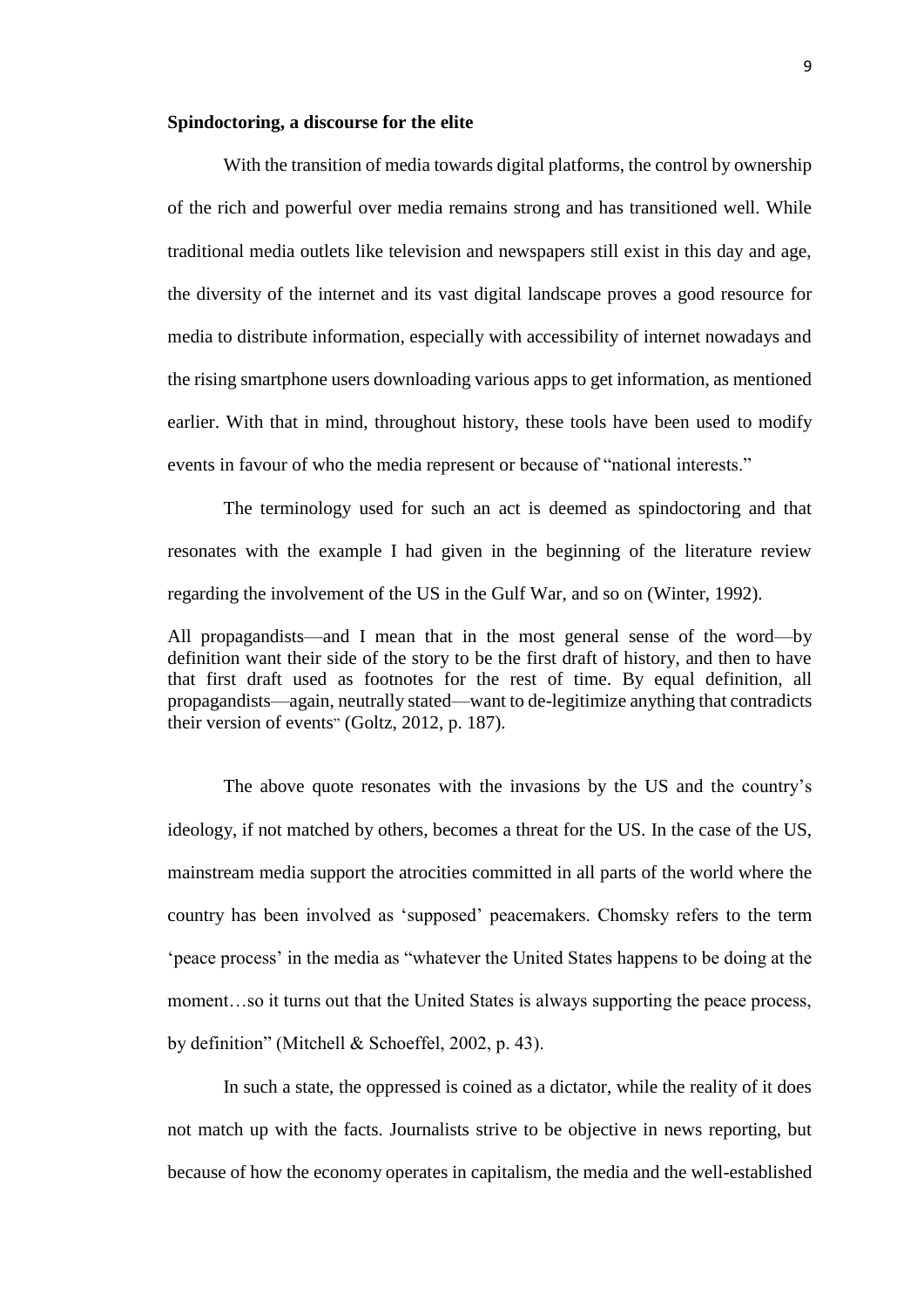**Spindoctoring, a discourse for the elite**

With the transition of media towards digital platforms, the control by ownership of the rich and powerful over media remains strong and has transitioned well. While traditional media outlets like television and newspapers still exist in this day and age, the diversity of the internet and its vast digital landscape proves a good resource for media to distribute information, especially with accessibility of internet nowadays and the rising smartphone users downloading various apps to get information, as mentioned earlier. With that in mind, throughout history, these tools have been used to modify events in favour of who the media represent or because of "national interests."

The terminology used for such an act is deemed as spindoctoring and that resonates with the example I had given in the beginning of the literature review regarding the involvement of the US in the Gulf War, and so on (Winter, 1992).

> All propagandists—and I mean that in the most general sense of the word—by definition want their side of the story to be the first draft of history, and then to have that first draft used as footnotes for the rest of time. By equal definition, all propagandists—again, neutrally stated—want to de-legitimize anything that contradicts their version of events" (Goltz, 2012, p. 187).

The above quote resonates with the invasions by the US and the country's ideology, if not matched by others, becomes a threat for the US. In the case of the US, mainstream media support the atrocities committed in all parts of the world where the country has been involved as 'supposed' peacemakers. Chomsky refers to the term 'peace process' in the media as "whatever the United States happens to be doing at the moment…so it turns out that the United States is always supporting the peace process, by definition" (Mitchell & Schoeffel, 2002, p. 43).

In such a state, the oppressed is coined as a dictator, while the reality of it does not match up with the facts. Journalists strive to be objective in news reporting, but because of how the economy operates in capitalism, the media and the well-established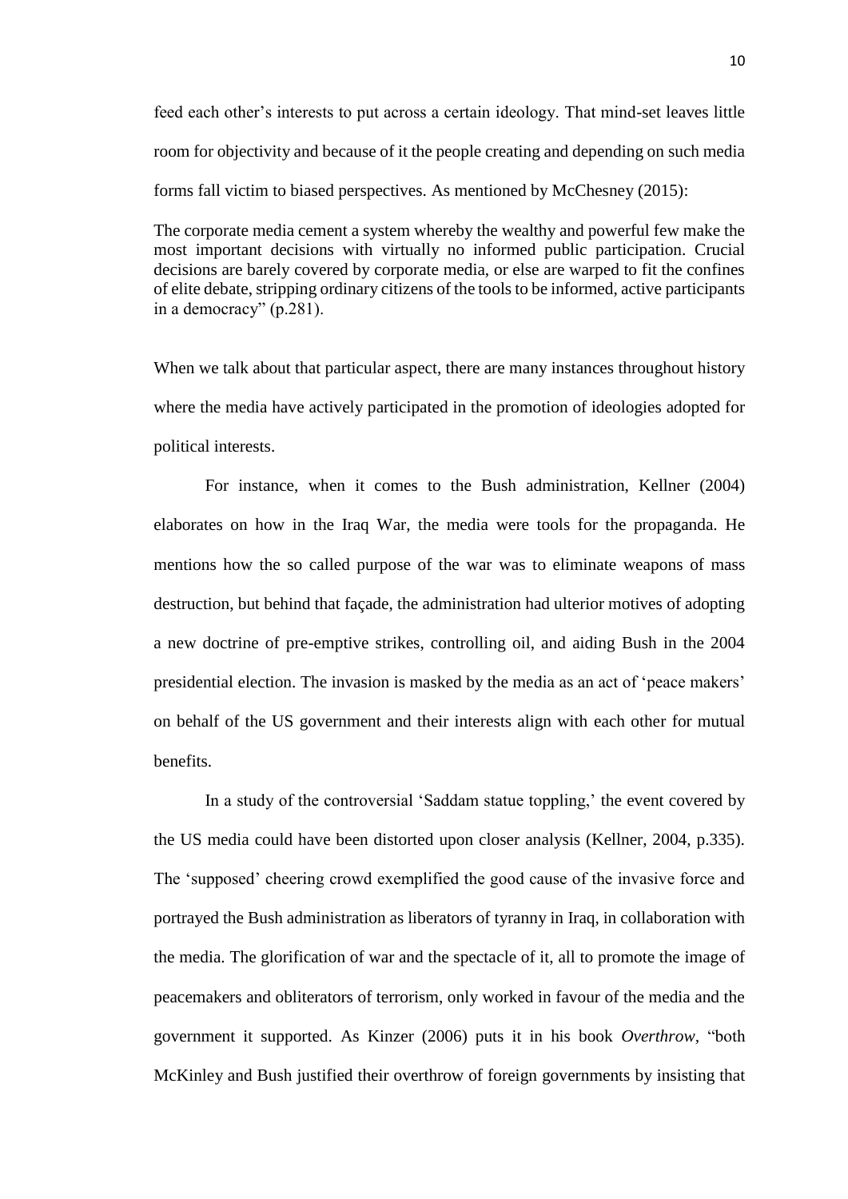feed each other's interests to put across a certain ideology. That mind-set leaves little room for objectivity and because of it the people creating and depending on such media forms fall victim to biased perspectives. As mentioned by McChesney (2015):

> The corporate media cement a system whereby the wealthy and powerful few make the most important decisions with virtually no informed public participation. Crucial decisions are barely covered by corporate media, or else are warped to fit the confines of elite debate, stripping ordinary citizens of the tools to be informed, active participants in a democracy" (p.281).

When we talk about that particular aspect, there are many instances throughout history where the media have actively participated in the promotion of ideologies adopted for political interests.

For instance, when it comes to the Bush administration, Kellner (2004) elaborates on how in the Iraq War, the media were tools for the propaganda. He mentions how the so called purpose of the war was to eliminate weapons of mass destruction, but behind that façade, the administration had ulterior motives of adopting a new doctrine of pre-emptive strikes, controlling oil, and aiding Bush in the 2004 presidential election. The invasion is masked by the media as an act of 'peace makers' on behalf of the US government and their interests align with each other for mutual benefits.

In a study of the controversial 'Saddam statue toppling,' the event covered by the US media could have been distorted upon closer analysis (Kellner, 2004, p.335). The 'supposed' cheering crowd exemplified the good cause of the invasive force and portrayed the Bush administration as liberators of tyranny in Iraq, in collaboration with the media. The glorification of war and the spectacle of it, all to promote the image of peacemakers and obliterators of terrorism, only worked in favour of the media and the government it supported. As Kinzer (2006) puts it in his book *Overthrow*, "both McKinley and Bush justified their overthrow of foreign governments by insisting that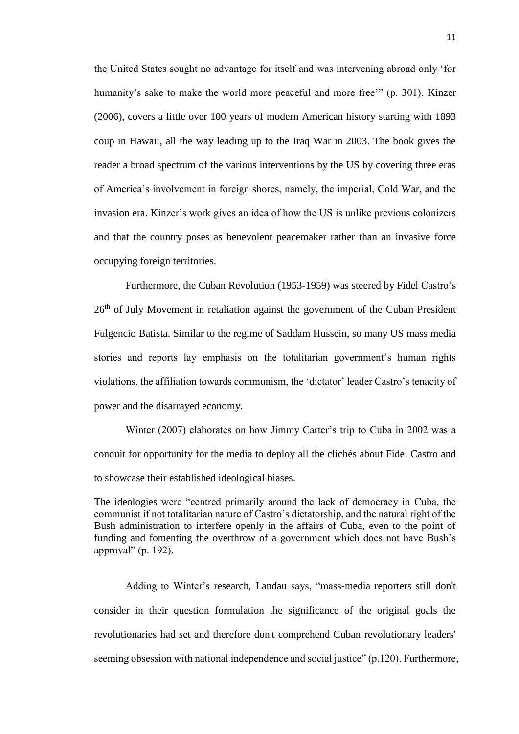the United States sought no advantage for itself and was intervening abroad only 'for humanity's sake to make the world more peaceful and more free'" (p. 301). Kinzer (2006), covers a little over 100 years of modern American history starting with 1893 coup in Hawaii, all the way leading up to the Iraq War in 2003. The book gives the reader a broad spectrum of the various interventions by the US by covering three eras of America's involvement in foreign shores, namely, the imperial, Cold War, and the invasion era. Kinzer's work gives an idea of how the US is unlike previous colonizers and that the country poses as benevolent peacemaker rather than an invasive force occupying foreign territories.

Furthermore, the Cuban Revolution (1953-1959) was steered by Fidel Castro's 26th of July Movement in retaliation against the government of the Cuban President Fulgencio Batista. Similar to the regime of Saddam Hussein, so many US mass media stories and reports lay emphasis on the totalitarian government's human rights violations, the affiliation towards communism, the 'dictator' leader Castro's tenacity of power and the disarrayed economy.

Winter (2007) elaborates on how Jimmy Carter's trip to Cuba in 2002 was a conduit for opportunity for the media to deploy all the clichés about Fidel Castro and to showcase their established ideological biases.

> The ideologies were "centred primarily around the lack of democracy in Cuba, the communist if not totalitarian nature of Castro's dictatorship, and the natural right of the Bush administration to interfere openly in the affairs of Cuba, even to the point of funding and fomenting the overthrow of a government which does not have Bush's approval" (p. 192).

Adding to Winter's research, Landau says, "mass-media reporters still don't consider in their question formulation the significance of the original goals the revolutionaries had set and therefore don't comprehend Cuban revolutionary leaders' seeming obsession with national independence and social justice" (p.120). Furthermore,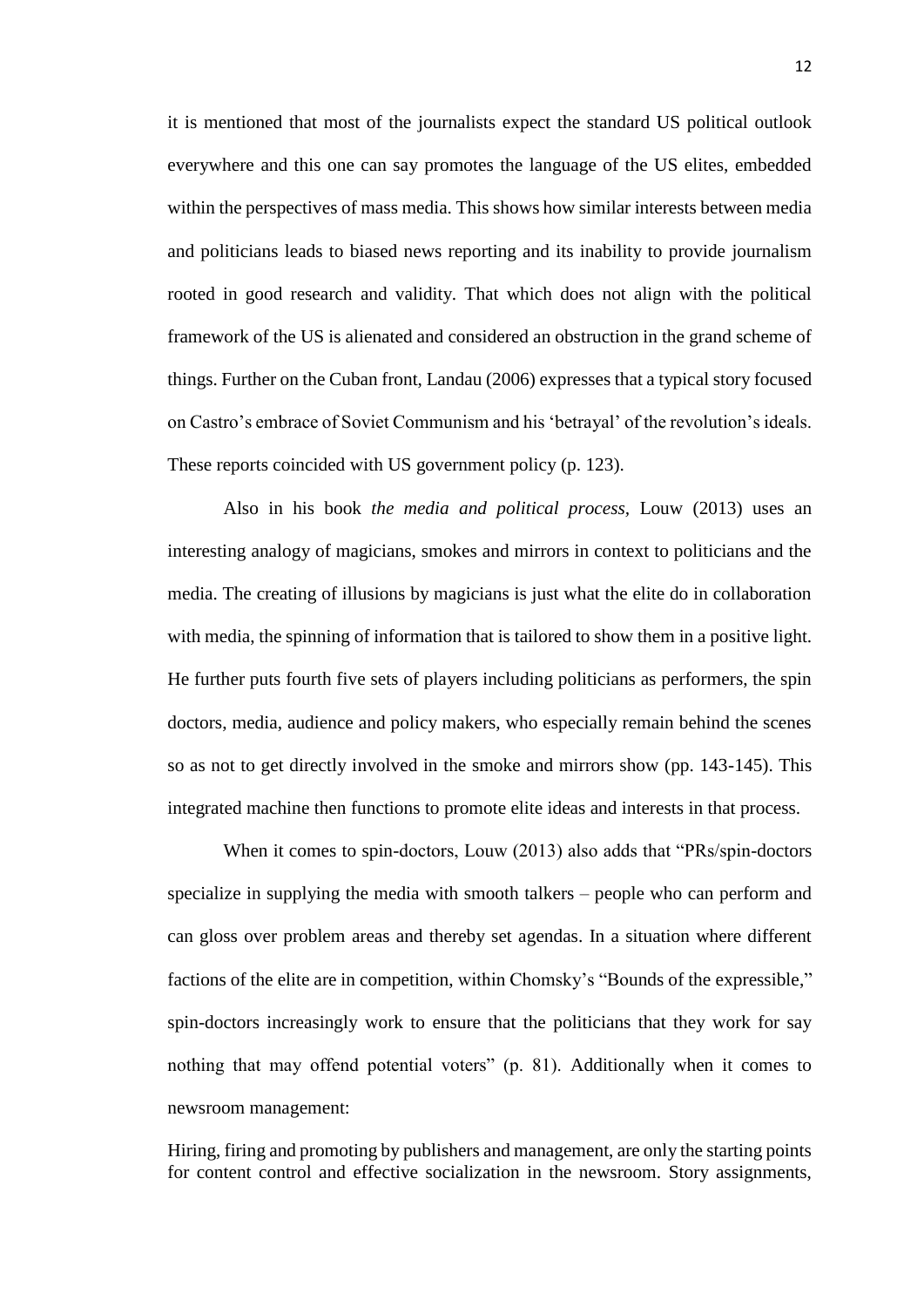it is mentioned that most of the journalists expect the standard US political outlook everywhere and this one can say promotes the language of the US elites, embedded within the perspectives of mass media. This shows how similar interests between media and politicians leads to biased news reporting and its inability to provide journalism rooted in good research and validity. That which does not align with the political framework of the US is alienated and considered an obstruction in the grand scheme of things. Further on the Cuban front, Landau (2006) expresses that a typical story focused on Castro's embrace of Soviet Communism and his 'betrayal' of the revolution's ideals. These reports coincided with US government policy (p. 123).

Also in his book *the media and political process*, Louw (2013) uses an interesting analogy of magicians, smokes and mirrors in context to politicians and the media. The creating of illusions by magicians is just what the elite do in collaboration with media, the spinning of information that is tailored to show them in a positive light. He further puts fourth five sets of players including politicians as performers, the spin doctors, media, audience and policy makers, who especially remain behind the scenes so as not to get directly involved in the smoke and mirrors show (pp. 143-145). This integrated machine then functions to promote elite ideas and interests in that process.

When it comes to spin-doctors, Louw (2013) also adds that "PRs/spin-doctors specialize in supplying the media with smooth talkers – people who can perform and can gloss over problem areas and thereby set agendas. In a situation where different factions of the elite are in competition, within Chomsky's "Bounds of the expressible," spin-doctors increasingly work to ensure that the politicians that they work for say nothing that may offend potential voters" (p. 81). Additionally when it comes to newsroom management:

> Hiring, firing and promoting by publishers and management, are only the starting points for content control and effective socialization in the newsroom. Story assignments,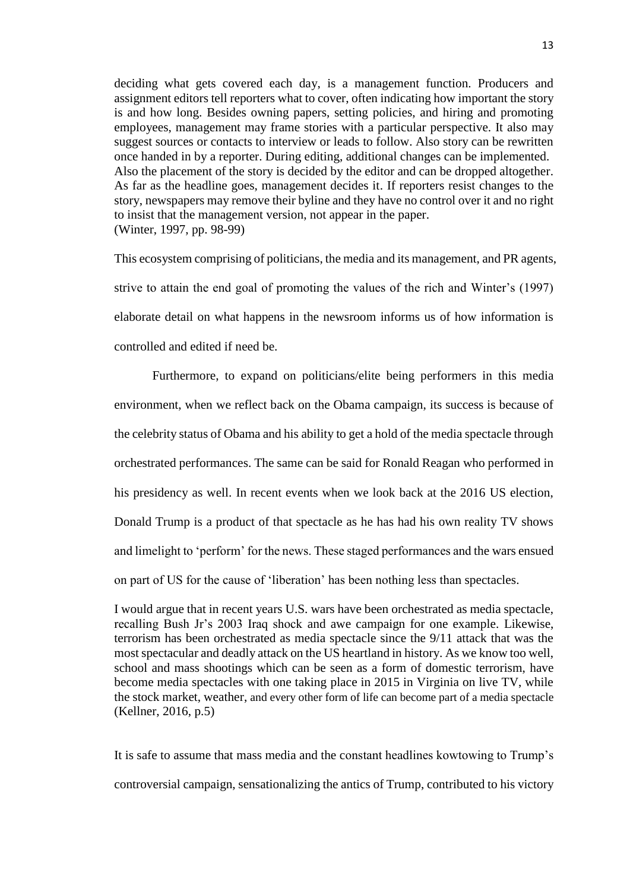deciding what gets covered each day, is a management function. Producers and assignment editors tell reporters what to cover, often indicating how important the story is and how long. Besides owning papers, setting policies, and hiring and promoting employees, management may frame stories with a particular perspective. It also may suggest sources or contacts to interview or leads to follow. Also story can be rewritten once handed in by a reporter. During editing, additional changes can be implemented. Also the placement of the story is decided by the editor and can be dropped altogether. As far as the headline goes, management decides it. If reporters resist changes to the story, newspapers may remove their byline and they have no control over it and no right to insist that the management version, not appear in the paper.
(Winter, 1997, pp. 98-99)

This ecosystem comprising of politicians, the media and its management, and PR agents, strive to attain the end goal of promoting the values of the rich and Winter's (1997) elaborate detail on what happens in the newsroom informs us of how information is controlled and edited if need be.

Furthermore, to expand on politicians/elite being performers in this media environment, when we reflect back on the Obama campaign, its success is because of the celebrity status of Obama and his ability to get a hold of the media spectacle through orchestrated performances. The same can be said for Ronald Reagan who performed in his presidency as well. In recent events when we look back at the 2016 US election, Donald Trump is a product of that spectacle as he has had his own reality TV shows and limelight to 'perform' for the news. These staged performances and the wars ensued on part of US for the cause of 'liberation' has been nothing less than spectacles.

I would argue that in recent years U.S. wars have been orchestrated as media spectacle, recalling Bush Jr's 2003 Iraq shock and awe campaign for one example. Likewise, terrorism has been orchestrated as media spectacle since the 9/11 attack that was the most spectacular and deadly attack on the US heartland in history. As we know too well, school and mass shootings which can be seen as a form of domestic terrorism, have become media spectacles with one taking place in 2015 in Virginia on live TV, while the stock market, weather, and every other form of life can become part of a media spectacle (Kellner, 2016, p.5)

It is safe to assume that mass media and the constant headlines kowtowing to Trump's controversial campaign, sensationalizing the antics of Trump, contributed to his victory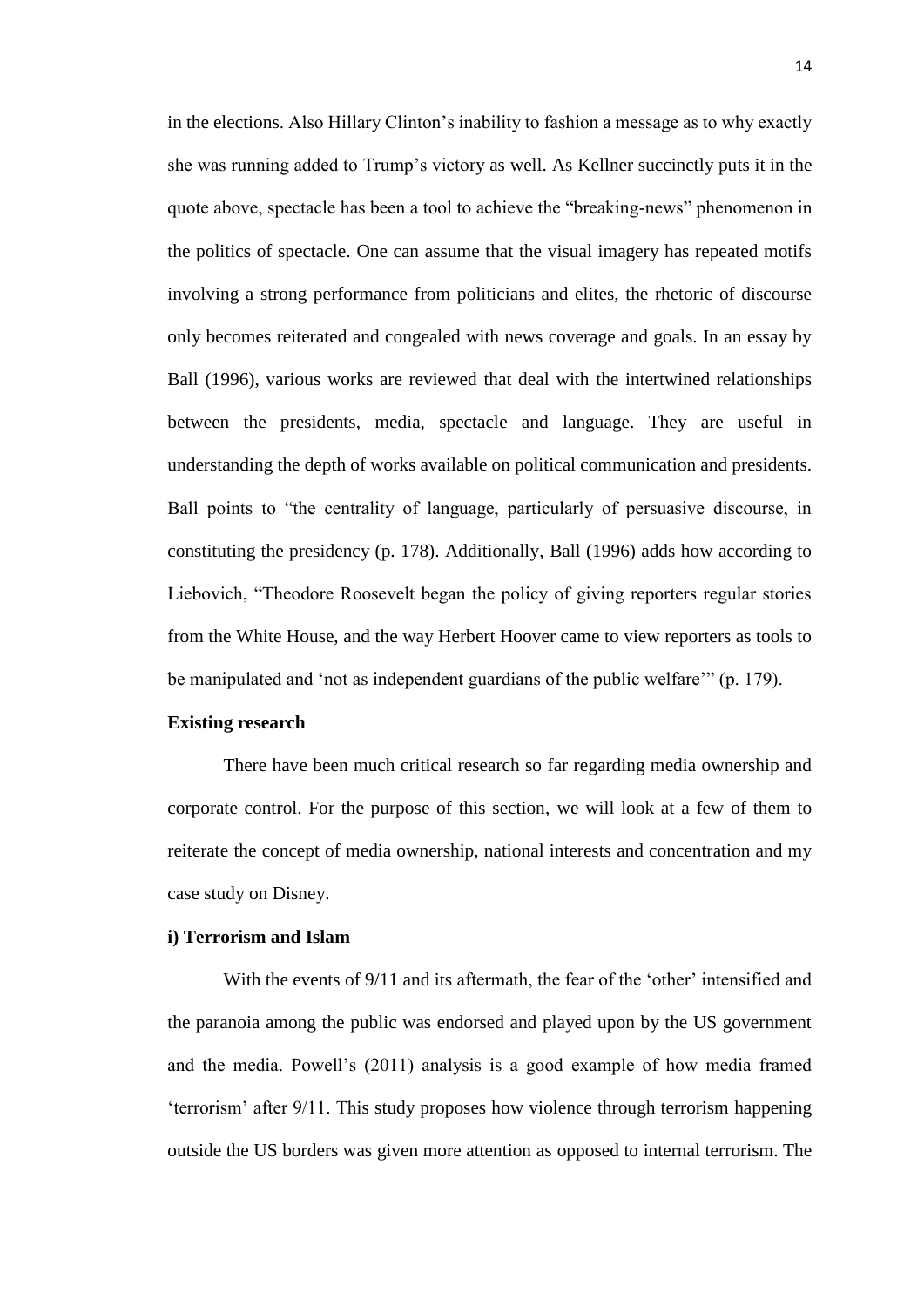in the elections. Also Hillary Clinton's inability to fashion a message as to why exactly she was running added to Trump's victory as well. As Kellner succinctly puts it in the quote above, spectacle has been a tool to achieve the "breaking-news" phenomenon in the politics of spectacle. One can assume that the visual imagery has repeated motifs involving a strong performance from politicians and elites, the rhetoric of discourse only becomes reiterated and congealed with news coverage and goals. In an essay by Ball (1996), various works are reviewed that deal with the intertwined relationships between the presidents, media, spectacle and language. They are useful in understanding the depth of works available on political communication and presidents. Ball points to "the centrality of language, particularly of persuasive discourse, in constituting the presidency (p. 178). Additionally, Ball (1996) adds how according to Liebovich, "Theodore Roosevelt began the policy of giving reporters regular stories from the White House, and the way Herbert Hoover came to view reporters as tools to be manipulated and 'not as independent guardians of the public welfare'" (p. 179).

**Existing research**

There have been much critical research so far regarding media ownership and corporate control. For the purpose of this section, we will look at a few of them to reiterate the concept of media ownership, national interests and concentration and my case study on Disney.

**i) Terrorism and Islam**

With the events of 9/11 and its aftermath, the fear of the 'other' intensified and the paranoia among the public was endorsed and played upon by the US government and the media. Powell's (2011) analysis is a good example of how media framed 'terrorism' after 9/11. This study proposes how violence through terrorism happening outside the US borders was given more attention as opposed to internal terrorism. The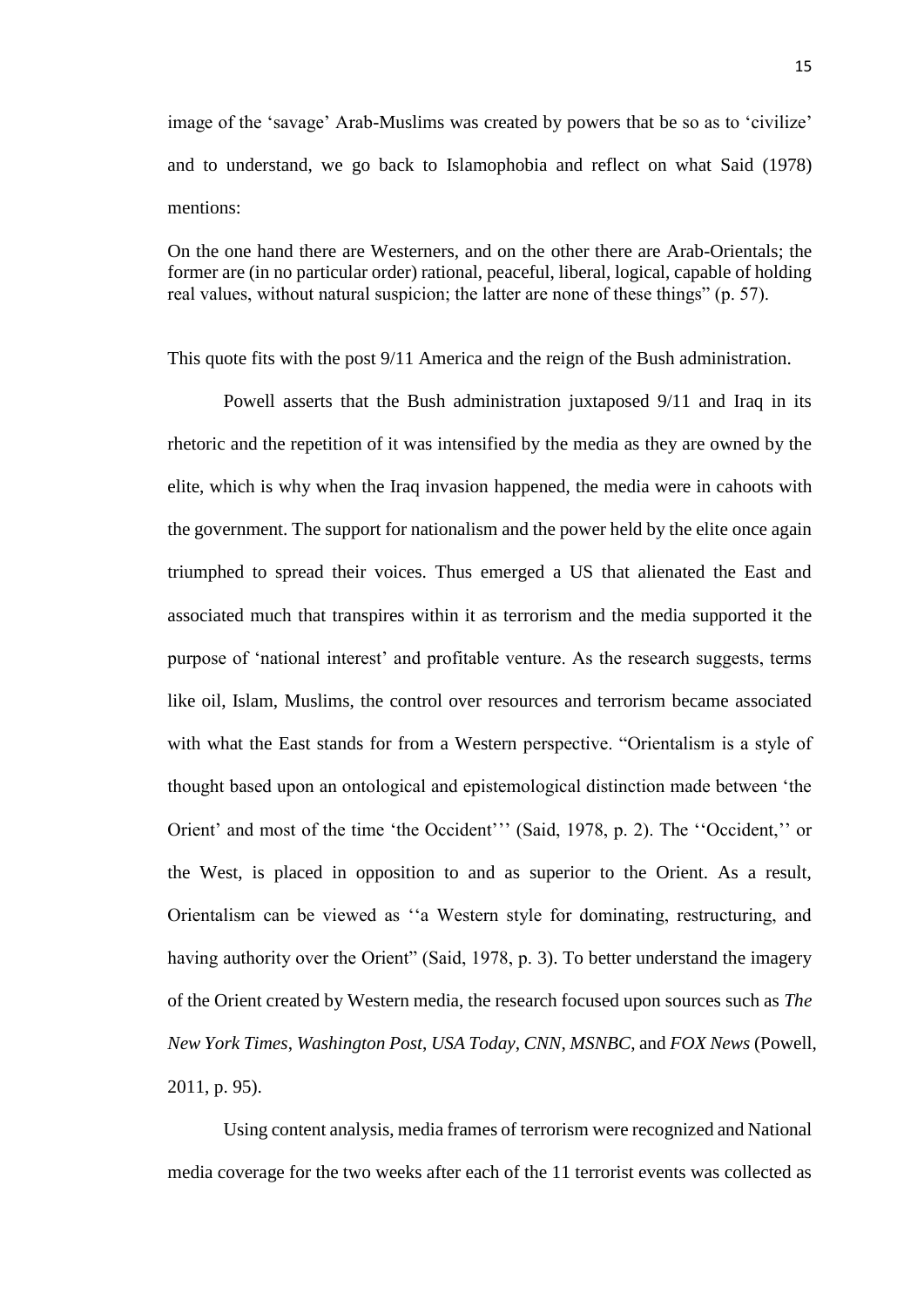image of the 'savage' Arab-Muslims was created by powers that be so as to 'civilize' and to understand, we go back to Islamophobia and reflect on what Said (1978) mentions:

> On the one hand there are Westerners, and on the other there are Arab-Orientals; the former are (in no particular order) rational, peaceful, liberal, logical, capable of holding real values, without natural suspicion; the latter are none of these things" (p. 57).

This quote fits with the post 9/11 America and the reign of the Bush administration.

Powell asserts that the Bush administration juxtaposed 9/11 and Iraq in its rhetoric and the repetition of it was intensified by the media as they are owned by the elite, which is why when the Iraq invasion happened, the media were in cahoots with the government. The support for nationalism and the power held by the elite once again triumphed to spread their voices. Thus emerged a US that alienated the East and associated much that transpires within it as terrorism and the media supported it the purpose of 'national interest' and profitable venture. As the research suggests, terms like oil, Islam, Muslims, the control over resources and terrorism became associated with what the East stands for from a Western perspective. "Orientalism is a style of thought based upon an ontological and epistemological distinction made between 'the Orient' and most of the time 'the Occident''' (Said, 1978, p. 2). The ''Occident,'' or the West, is placed in opposition to and as superior to the Orient. As a result, Orientalism can be viewed as ''a Western style for dominating, restructuring, and having authority over the Orient" (Said, 1978, p. 3). To better understand the imagery of the Orient created by Western media, the research focused upon sources such as *The New York Times*, *Washington Post*, *USA Today*, *CNN*, *MSNBC*, and *FOX News* (Powell, 2011, p. 95).

Using content analysis, media frames of terrorism were recognized and National media coverage for the two weeks after each of the 11 terrorist events was collected as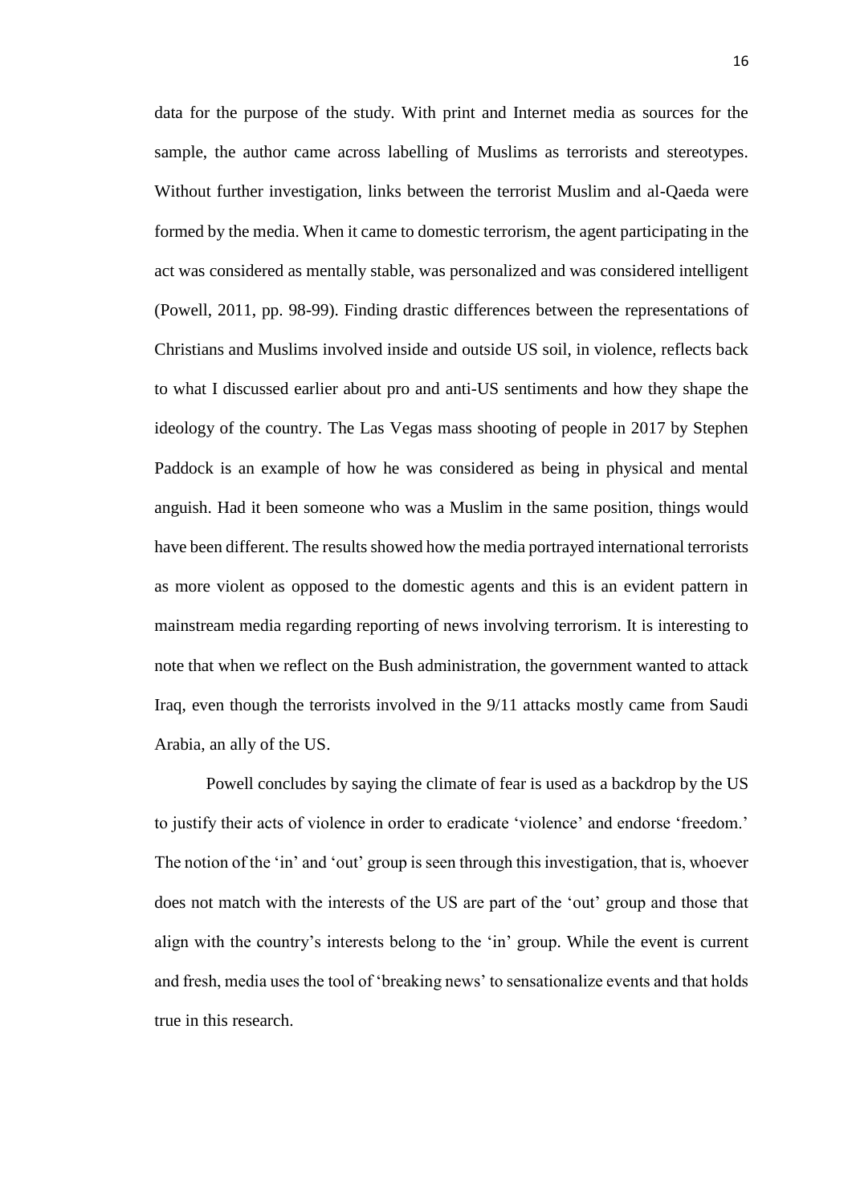data for the purpose of the study. With print and Internet media as sources for the sample, the author came across labelling of Muslims as terrorists and stereotypes. Without further investigation, links between the terrorist Muslim and al-Qaeda were formed by the media. When it came to domestic terrorism, the agent participating in the act was considered as mentally stable, was personalized and was considered intelligent (Powell, 2011, pp. 98-99). Finding drastic differences between the representations of Christians and Muslims involved inside and outside US soil, in violence, reflects back to what I discussed earlier about pro and anti-US sentiments and how they shape the ideology of the country. The Las Vegas mass shooting of people in 2017 by Stephen Paddock is an example of how he was considered as being in physical and mental anguish. Had it been someone who was a Muslim in the same position, things would have been different. The results showed how the media portrayed international terrorists as more violent as opposed to the domestic agents and this is an evident pattern in mainstream media regarding reporting of news involving terrorism. It is interesting to note that when we reflect on the Bush administration, the government wanted to attack Iraq, even though the terrorists involved in the 9/11 attacks mostly came from Saudi Arabia, an ally of the US.

Powell concludes by saying the climate of fear is used as a backdrop by the US to justify their acts of violence in order to eradicate 'violence' and endorse 'freedom.' The notion of the 'in' and 'out' group is seen through this investigation, that is, whoever does not match with the interests of the US are part of the 'out' group and those that align with the country's interests belong to the 'in' group. While the event is current and fresh, media uses the tool of 'breaking news' to sensationalize events and that holds true in this research.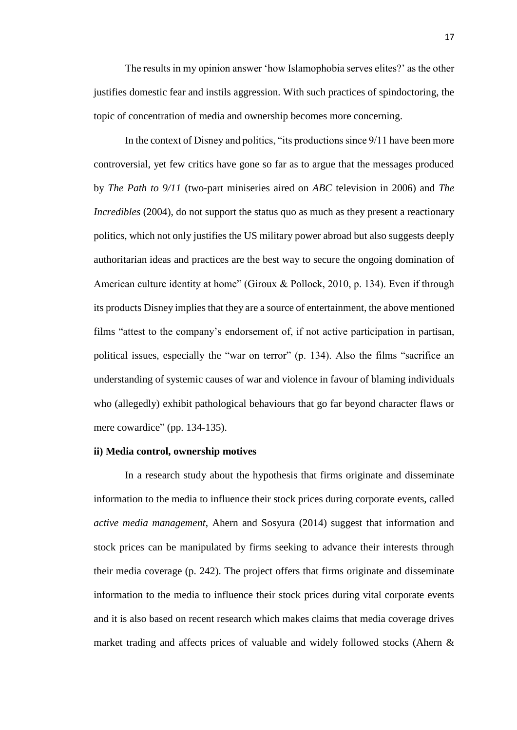The results in my opinion answer 'how Islamophobia serves elites?' as the other justifies domestic fear and instils aggression. With such practices of spindoctoring, the topic of concentration of media and ownership becomes more concerning.

In the context of Disney and politics, "its productions since 9/11 have been more controversial, yet few critics have gone so far as to argue that the messages produced by *The Path to 9/11* (two-part miniseries aired on *ABC* television in 2006) and *The Incredibles* (2004), do not support the status quo as much as they present a reactionary politics, which not only justifies the US military power abroad but also suggests deeply authoritarian ideas and practices are the best way to secure the ongoing domination of American culture identity at home" (Giroux & Pollock, 2010, p. 134). Even if through its products Disney implies that they are a source of entertainment, the above mentioned films "attest to the company's endorsement of, if not active participation in partisan, political issues, especially the "war on terror" (p. 134). Also the films "sacrifice an understanding of systemic causes of war and violence in favour of blaming individuals who (allegedly) exhibit pathological behaviours that go far beyond character flaws or mere cowardice" (pp. 134-135).

**ii) Media control, ownership motives**

In a research study about the hypothesis that firms originate and disseminate information to the media to influence their stock prices during corporate events, called *active media management*, Ahern and Sosyura (2014) suggest that information and stock prices can be manipulated by firms seeking to advance their interests through their media coverage (p. 242). The project offers that firms originate and disseminate information to the media to influence their stock prices during vital corporate events and it is also based on recent research which makes claims that media coverage drives market trading and affects prices of valuable and widely followed stocks (Ahern &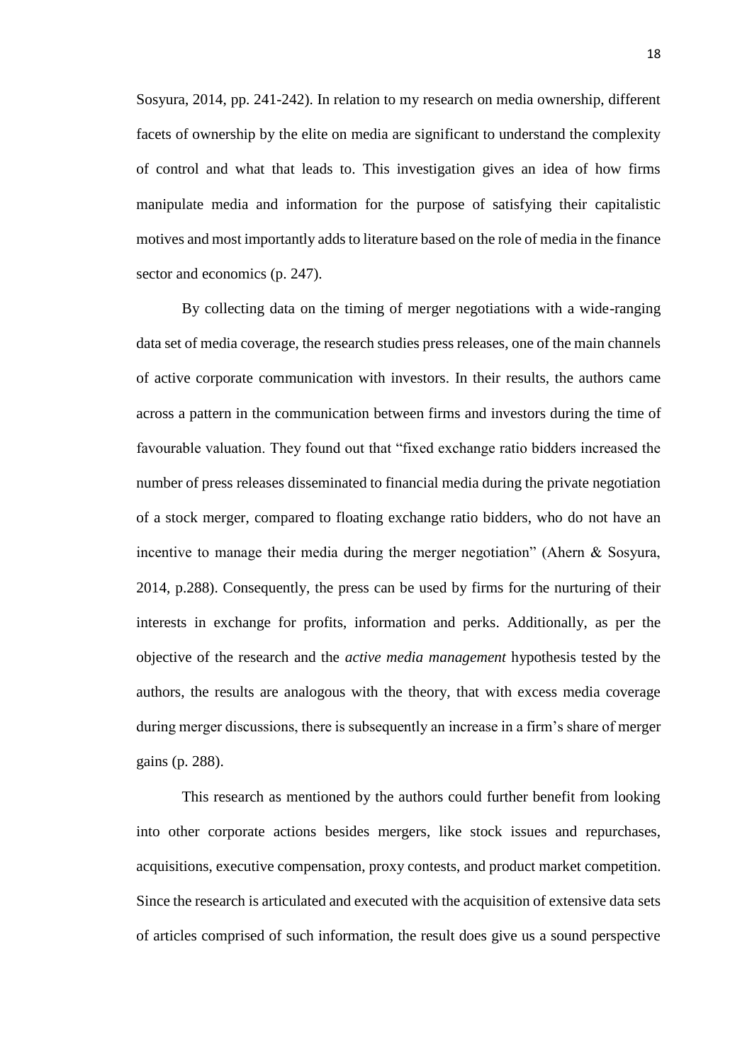Sosyura, 2014, pp. 241-242). In relation to my research on media ownership, different facets of ownership by the elite on media are significant to understand the complexity of control and what that leads to. This investigation gives an idea of how firms manipulate media and information for the purpose of satisfying their capitalistic motives and most importantly adds to literature based on the role of media in the finance sector and economics (p. 247).

By collecting data on the timing of merger negotiations with a wide-ranging data set of media coverage, the research studies press releases, one of the main channels of active corporate communication with investors. In their results, the authors came across a pattern in the communication between firms and investors during the time of favourable valuation. They found out that "fixed exchange ratio bidders increased the number of press releases disseminated to financial media during the private negotiation of a stock merger, compared to floating exchange ratio bidders, who do not have an incentive to manage their media during the merger negotiation" (Ahern & Sosyura, 2014, p.288). Consequently, the press can be used by firms for the nurturing of their interests in exchange for profits, information and perks. Additionally, as per the objective of the research and the *active media management* hypothesis tested by the authors, the results are analogous with the theory, that with excess media coverage during merger discussions, there is subsequently an increase in a firm's share of merger gains (p. 288).

This research as mentioned by the authors could further benefit from looking into other corporate actions besides mergers, like stock issues and repurchases, acquisitions, executive compensation, proxy contests, and product market competition. Since the research is articulated and executed with the acquisition of extensive data sets of articles comprised of such information, the result does give us a sound perspective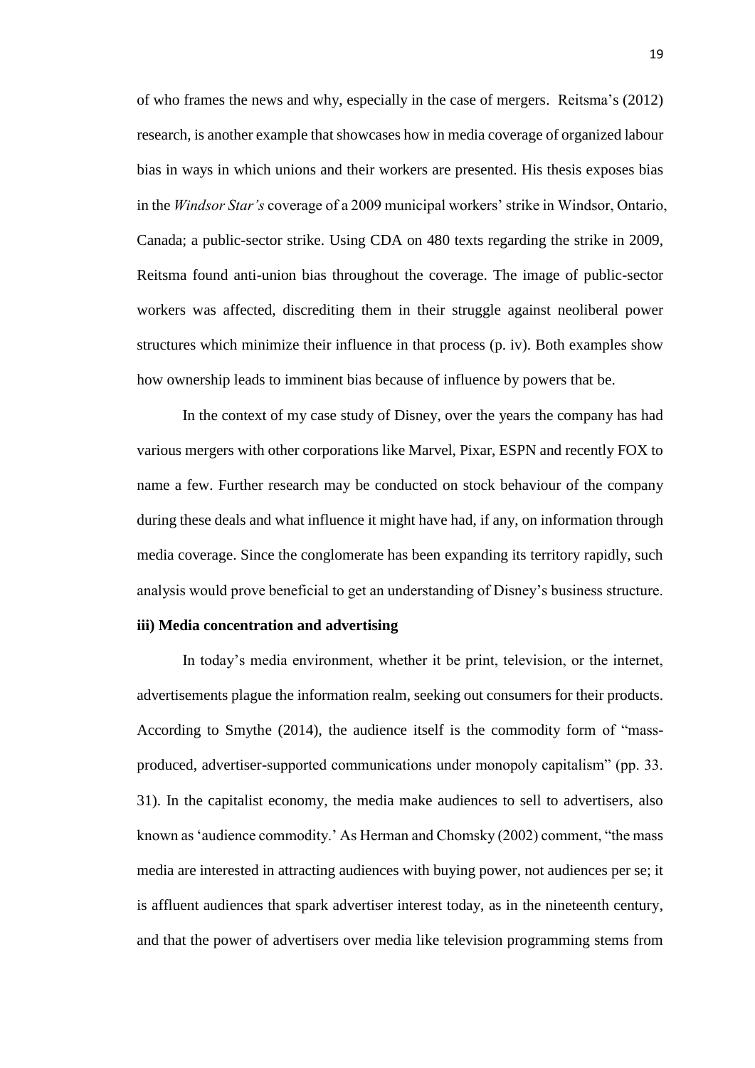of who frames the news and why, especially in the case of mergers. Reitsma's (2012) research, is another example that showcases how in media coverage of organized labour bias in ways in which unions and their workers are presented. His thesis exposes bias in the *Windsor Star's* coverage of a 2009 municipal workers' strike in Windsor, Ontario, Canada; a public-sector strike. Using CDA on 480 texts regarding the strike in 2009, Reitsma found anti-union bias throughout the coverage. The image of public-sector workers was affected, discrediting them in their struggle against neoliberal power structures which minimize their influence in that process (p. iv). Both examples show how ownership leads to imminent bias because of influence by powers that be.

In the context of my case study of Disney, over the years the company has had various mergers with other corporations like Marvel, Pixar, ESPN and recently FOX to name a few. Further research may be conducted on stock behaviour of the company during these deals and what influence it might have had, if any, on information through media coverage. Since the conglomerate has been expanding its territory rapidly, such analysis would prove beneficial to get an understanding of Disney's business structure.

**iii) Media concentration and advertising**

In today's media environment, whether it be print, television, or the internet, advertisements plague the information realm, seeking out consumers for their products. According to Smythe (2014), the audience itself is the commodity form of "mass-produced, advertiser-supported communications under monopoly capitalism" (pp. 33. 31). In the capitalist economy, the media make audiences to sell to advertisers, also known as 'audience commodity.' As Herman and Chomsky (2002) comment, "the mass media are interested in attracting audiences with buying power, not audiences per se; it is affluent audiences that spark advertiser interest today, as in the nineteenth century, and that the power of advertisers over media like television programming stems from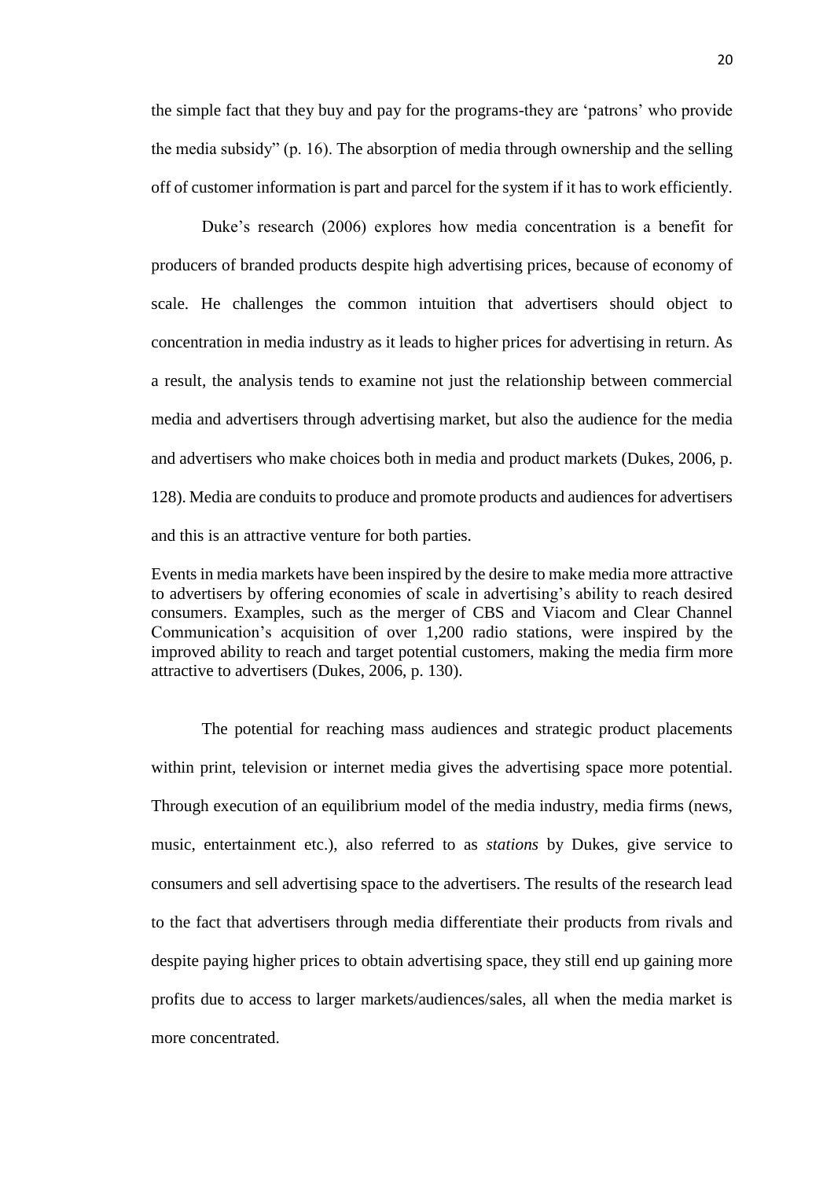the simple fact that they buy and pay for the programs-they are 'patrons' who provide the media subsidy" (p. 16). The absorption of media through ownership and the selling off of customer information is part and parcel for the system if it has to work efficiently.

Duke's research (2006) explores how media concentration is a benefit for producers of branded products despite high advertising prices, because of economy of scale. He challenges the common intuition that advertisers should object to concentration in media industry as it leads to higher prices for advertising in return. As a result, the analysis tends to examine not just the relationship between commercial media and advertisers through advertising market, but also the audience for the media and advertisers who make choices both in media and product markets (Dukes, 2006, p. 128). Media are conduits to produce and promote products and audiences for advertisers and this is an attractive venture for both parties.

> Events in media markets have been inspired by the desire to make media more attractive to advertisers by offering economies of scale in advertising's ability to reach desired consumers. Examples, such as the merger of CBS and Viacom and Clear Channel Communication's acquisition of over 1,200 radio stations, were inspired by the improved ability to reach and target potential customers, making the media firm more attractive to advertisers (Dukes, 2006, p. 130).

The potential for reaching mass audiences and strategic product placements within print, television or internet media gives the advertising space more potential. Through execution of an equilibrium model of the media industry, media firms (news, music, entertainment etc.), also referred to as *stations* by Dukes, give service to consumers and sell advertising space to the advertisers. The results of the research lead to the fact that advertisers through media differentiate their products from rivals and despite paying higher prices to obtain advertising space, they still end up gaining more profits due to access to larger markets/audiences/sales, all when the media market is more concentrated.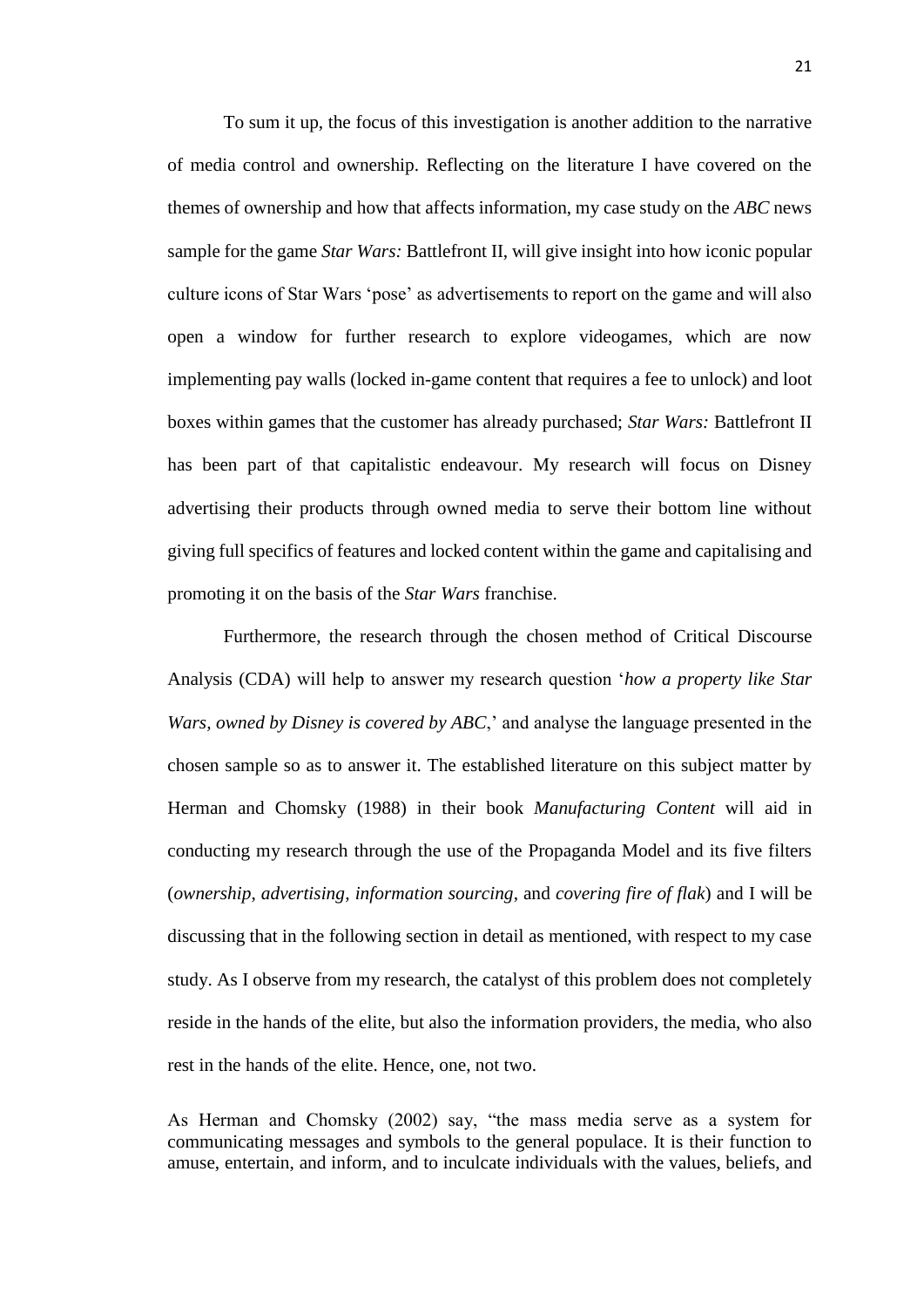To sum it up, the focus of this investigation is another addition to the narrative of media control and ownership. Reflecting on the literature I have covered on the themes of ownership and how that affects information, my case study on the *ABC* news sample for the game *Star Wars:* Battlefront II, will give insight into how iconic popular culture icons of Star Wars 'pose' as advertisements to report on the game and will also open a window for further research to explore videogames, which are now implementing pay walls (locked in-game content that requires a fee to unlock) and loot boxes within games that the customer has already purchased; *Star Wars:* Battlefront II has been part of that capitalistic endeavour. My research will focus on Disney advertising their products through owned media to serve their bottom line without giving full specifics of features and locked content within the game and capitalising and promoting it on the basis of the *Star Wars* franchise.

Furthermore, the research through the chosen method of Critical Discourse Analysis (CDA) will help to answer my research question '*how a property like Star Wars, owned by Disney is covered by ABC*,' and analyse the language presented in the chosen sample so as to answer it. The established literature on this subject matter by Herman and Chomsky (1988) in their book *Manufacturing Content* will aid in conducting my research through the use of the Propaganda Model and its five filters (*ownership*, *advertising*, *information sourcing*, and *covering fire of flak*) and I will be discussing that in the following section in detail as mentioned, with respect to my case study. As I observe from my research, the catalyst of this problem does not completely reside in the hands of the elite, but also the information providers, the media, who also rest in the hands of the elite. Hence, one, not two.

As Herman and Chomsky (2002) say, "the mass media serve as a system for communicating messages and symbols to the general populace. It is their function to amuse, entertain, and inform, and to inculcate individuals with the values, beliefs, and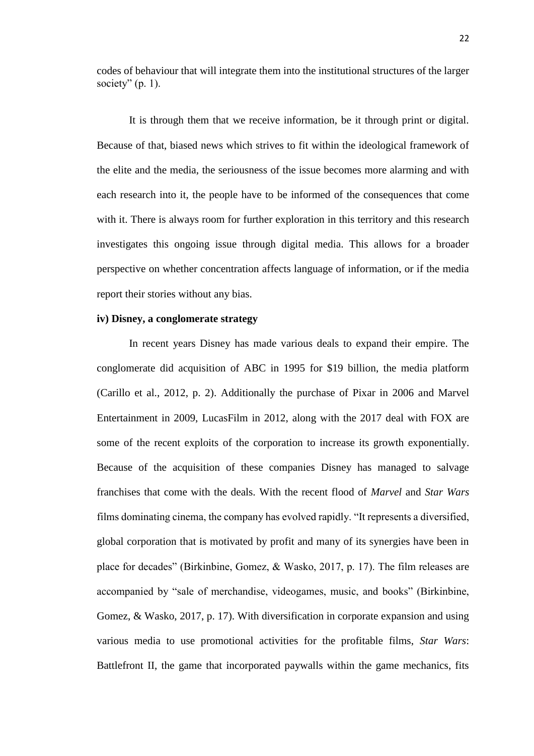codes of behaviour that will integrate them into the institutional structures of the larger society" (p. 1).

It is through them that we receive information, be it through print or digital. Because of that, biased news which strives to fit within the ideological framework of the elite and the media, the seriousness of the issue becomes more alarming and with each research into it, the people have to be informed of the consequences that come with it. There is always room for further exploration in this territory and this research investigates this ongoing issue through digital media. This allows for a broader perspective on whether concentration affects language of information, or if the media report their stories without any bias.

**iv) Disney, a conglomerate strategy**

In recent years Disney has made various deals to expand their empire. The conglomerate did acquisition of ABC in 1995 for $19 billion, the media platform (Carillo et al., 2012, p. 2). Additionally the purchase of Pixar in 2006 and Marvel Entertainment in 2009, LucasFilm in 2012, along with the 2017 deal with FOX are some of the recent exploits of the corporation to increase its growth exponentially. Because of the acquisition of these companies Disney has managed to salvage franchises that come with the deals. With the recent flood of *Marvel* and *Star Wars* films dominating cinema, the company has evolved rapidly. "It represents a diversified, global corporation that is motivated by profit and many of its synergies have been in place for decades" (Birkinbine, Gomez, & Wasko, 2017, p. 17). The film releases are accompanied by "sale of merchandise, videogames, music, and books" (Birkinbine, Gomez, & Wasko, 2017, p. 17). With diversification in corporate expansion and using various media to use promotional activities for the profitable films, *Star Wars*: Battlefront II, the game that incorporated paywalls within the game mechanics, fits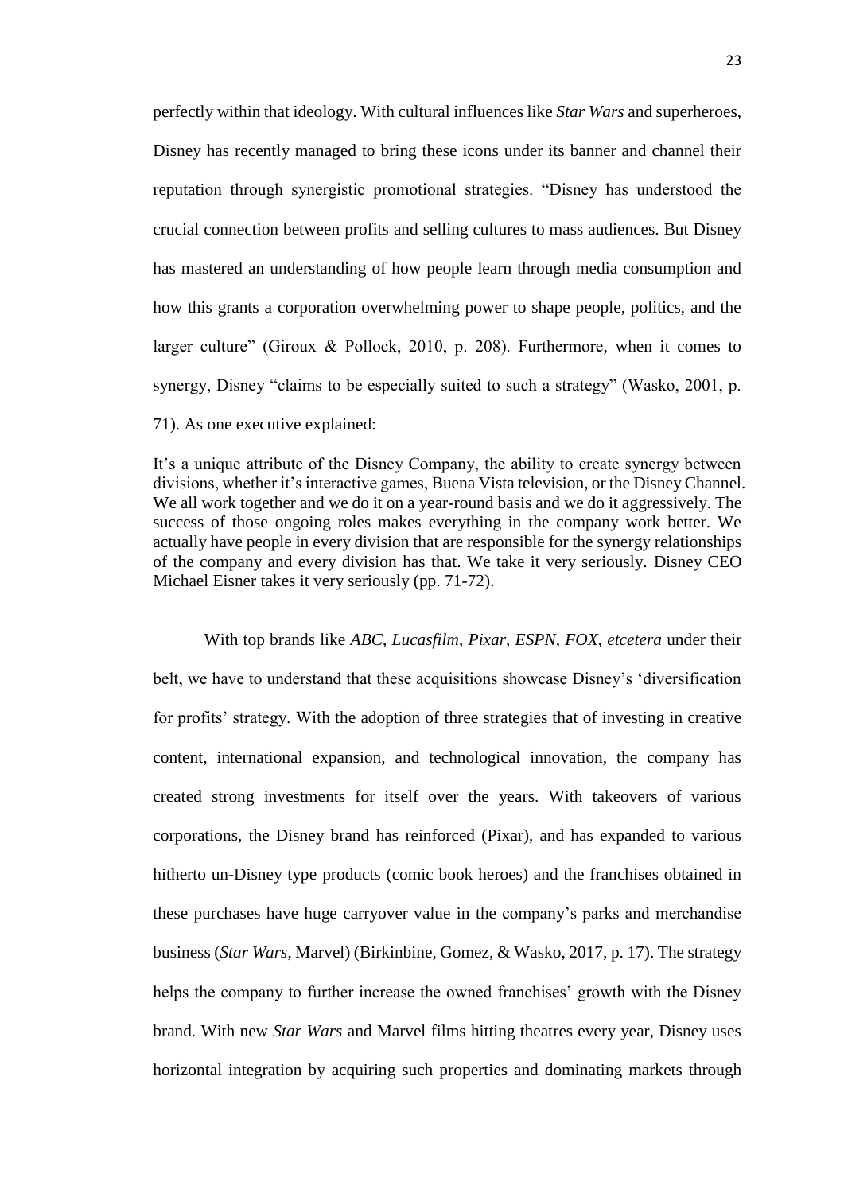perfectly within that ideology. With cultural influences like *Star Wars* and superheroes, Disney has recently managed to bring these icons under its banner and channel their reputation through synergistic promotional strategies. "Disney has understood the crucial connection between profits and selling cultures to mass audiences. But Disney has mastered an understanding of how people learn through media consumption and how this grants a corporation overwhelming power to shape people, politics, and the larger culture" (Giroux & Pollock, 2010, p. 208). Furthermore, when it comes to synergy, Disney "claims to be especially suited to such a strategy" (Wasko, 2001, p. 71). As one executive explained:

> It's a unique attribute of the Disney Company, the ability to create synergy between divisions, whether it's interactive games, Buena Vista television, or the Disney Channel. We all work together and we do it on a year-round basis and we do it aggressively. The success of those ongoing roles makes everything in the company work better. We actually have people in every division that are responsible for the synergy relationships of the company and every division has that. We take it very seriously. Disney CEO Michael Eisner takes it very seriously (pp. 71-72).

With top brands like *ABC*, *Lucasfilm*, *Pixar*, *ESPN*, *FOX*, *etcetera* under their belt, we have to understand that these acquisitions showcase Disney's 'diversification for profits' strategy. With the adoption of three strategies that of investing in creative content, international expansion, and technological innovation, the company has created strong investments for itself over the years. With takeovers of various corporations, the Disney brand has reinforced (Pixar), and has expanded to various hitherto un-Disney type products (comic book heroes) and the franchises obtained in these purchases have huge carryover value in the company's parks and merchandise business (*Star Wars*, Marvel) (Birkinbine, Gomez, & Wasko, 2017, p. 17). The strategy helps the company to further increase the owned franchises' growth with the Disney brand. With new *Star Wars* and Marvel films hitting theatres every year, Disney uses horizontal integration by acquiring such properties and dominating markets through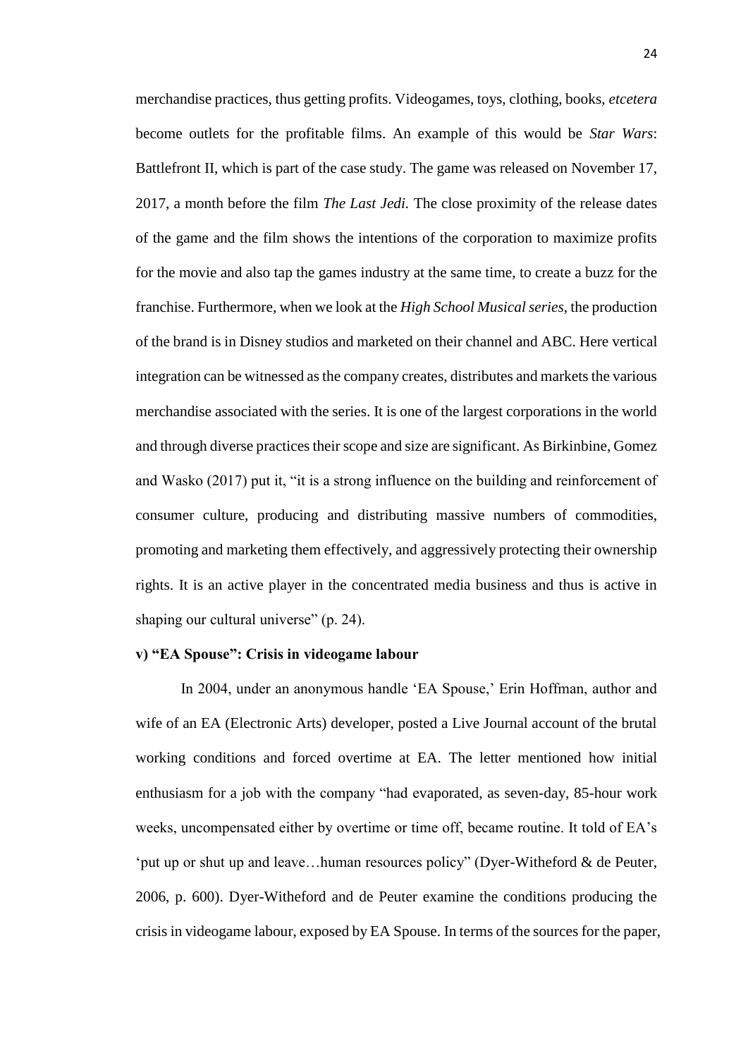merchandise practices, thus getting profits. Videogames, toys, clothing, books, *etcetera* become outlets for the profitable films. An example of this would be *Star Wars*: Battlefront II, which is part of the case study. The game was released on November 17, 2017, a month before the film *The Last Jedi.* The close proximity of the release dates of the game and the film shows the intentions of the corporation to maximize profits for the movie and also tap the games industry at the same time, to create a buzz for the franchise. Furthermore, when we look at the *High School Musical series*, the production of the brand is in Disney studios and marketed on their channel and ABC. Here vertical integration can be witnessed as the company creates, distributes and markets the various merchandise associated with the series. It is one of the largest corporations in the world and through diverse practices their scope and size are significant. As Birkinbine, Gomez and Wasko (2017) put it, "it is a strong influence on the building and reinforcement of consumer culture, producing and distributing massive numbers of commodities, promoting and marketing them effectively, and aggressively protecting their ownership rights. It is an active player in the concentrated media business and thus is active in shaping our cultural universe" (p. 24).

**v) "EA Spouse": Crisis in videogame labour**

In 2004, under an anonymous handle 'EA Spouse,' Erin Hoffman, author and wife of an EA (Electronic Arts) developer, posted a Live Journal account of the brutal working conditions and forced overtime at EA. The letter mentioned how initial enthusiasm for a job with the company "had evaporated, as seven-day, 85-hour work weeks, uncompensated either by overtime or time off, became routine. It told of EA's 'put up or shut up and leave…human resources policy" (Dyer-Witheford & de Peuter, 2006, p. 600). Dyer-Witheford and de Peuter examine the conditions producing the crisis in videogame labour, exposed by EA Spouse. In terms of the sources for the paper,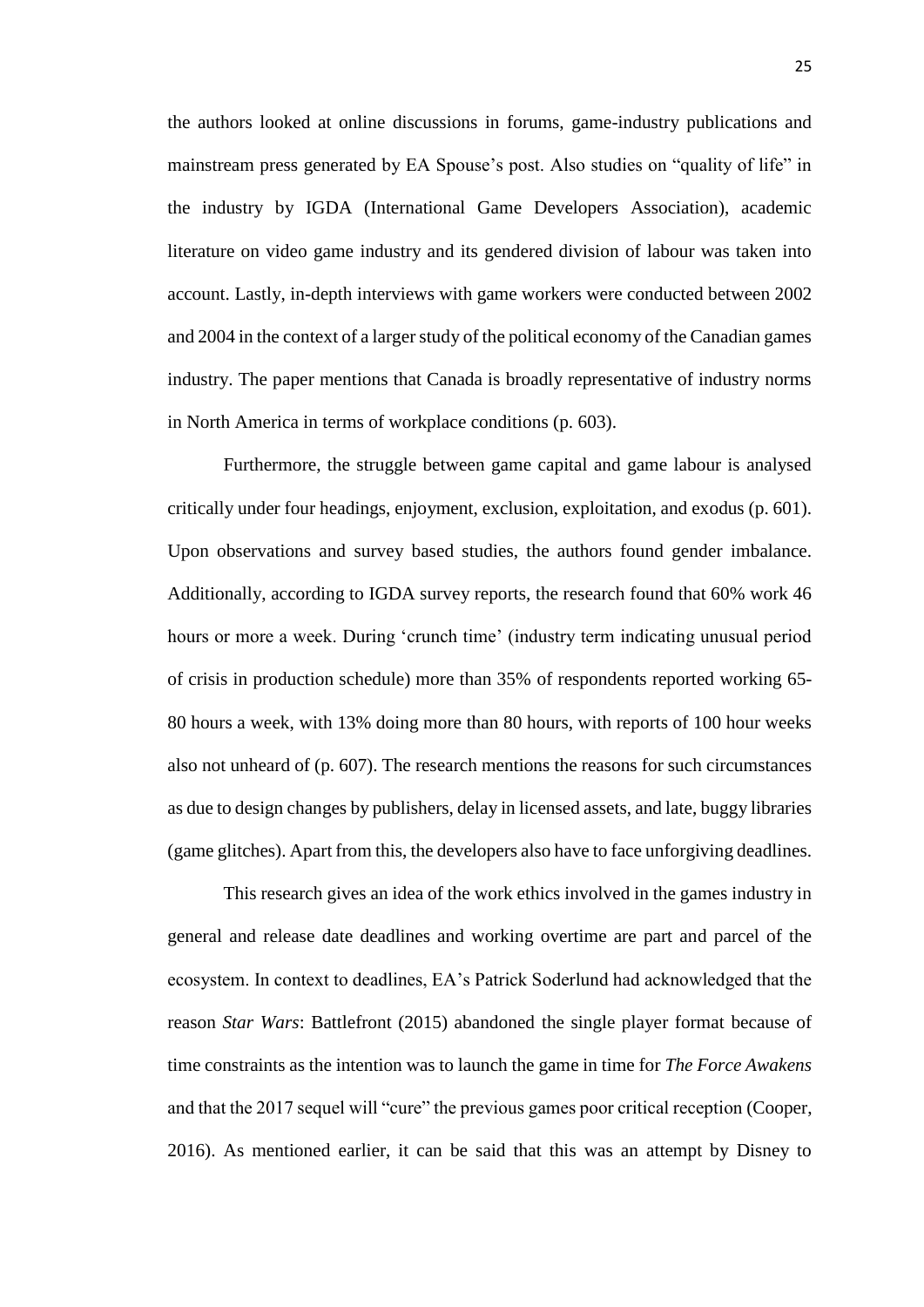the authors looked at online discussions in forums, game-industry publications and mainstream press generated by EA Spouse's post. Also studies on "quality of life" in the industry by IGDA (International Game Developers Association), academic literature on video game industry and its gendered division of labour was taken into account. Lastly, in-depth interviews with game workers were conducted between 2002 and 2004 in the context of a larger study of the political economy of the Canadian games industry. The paper mentions that Canada is broadly representative of industry norms in North America in terms of workplace conditions (p. 603).

Furthermore, the struggle between game capital and game labour is analysed critically under four headings, enjoyment, exclusion, exploitation, and exodus (p. 601). Upon observations and survey based studies, the authors found gender imbalance. Additionally, according to IGDA survey reports, the research found that 60% work 46 hours or more a week. During 'crunch time' (industry term indicating unusual period of crisis in production schedule) more than 35% of respondents reported working 65-80 hours a week, with 13% doing more than 80 hours, with reports of 100 hour weeks also not unheard of (p. 607). The research mentions the reasons for such circumstances as due to design changes by publishers, delay in licensed assets, and late, buggy libraries (game glitches). Apart from this, the developers also have to face unforgiving deadlines.

This research gives an idea of the work ethics involved in the games industry in general and release date deadlines and working overtime are part and parcel of the ecosystem. In context to deadlines, EA's Patrick Soderlund had acknowledged that the reason *Star Wars*: Battlefront (2015) abandoned the single player format because of time constraints as the intention was to launch the game in time for *The Force Awakens* and that the 2017 sequel will "cure" the previous games poor critical reception (Cooper, 2016). As mentioned earlier, it can be said that this was an attempt by Disney to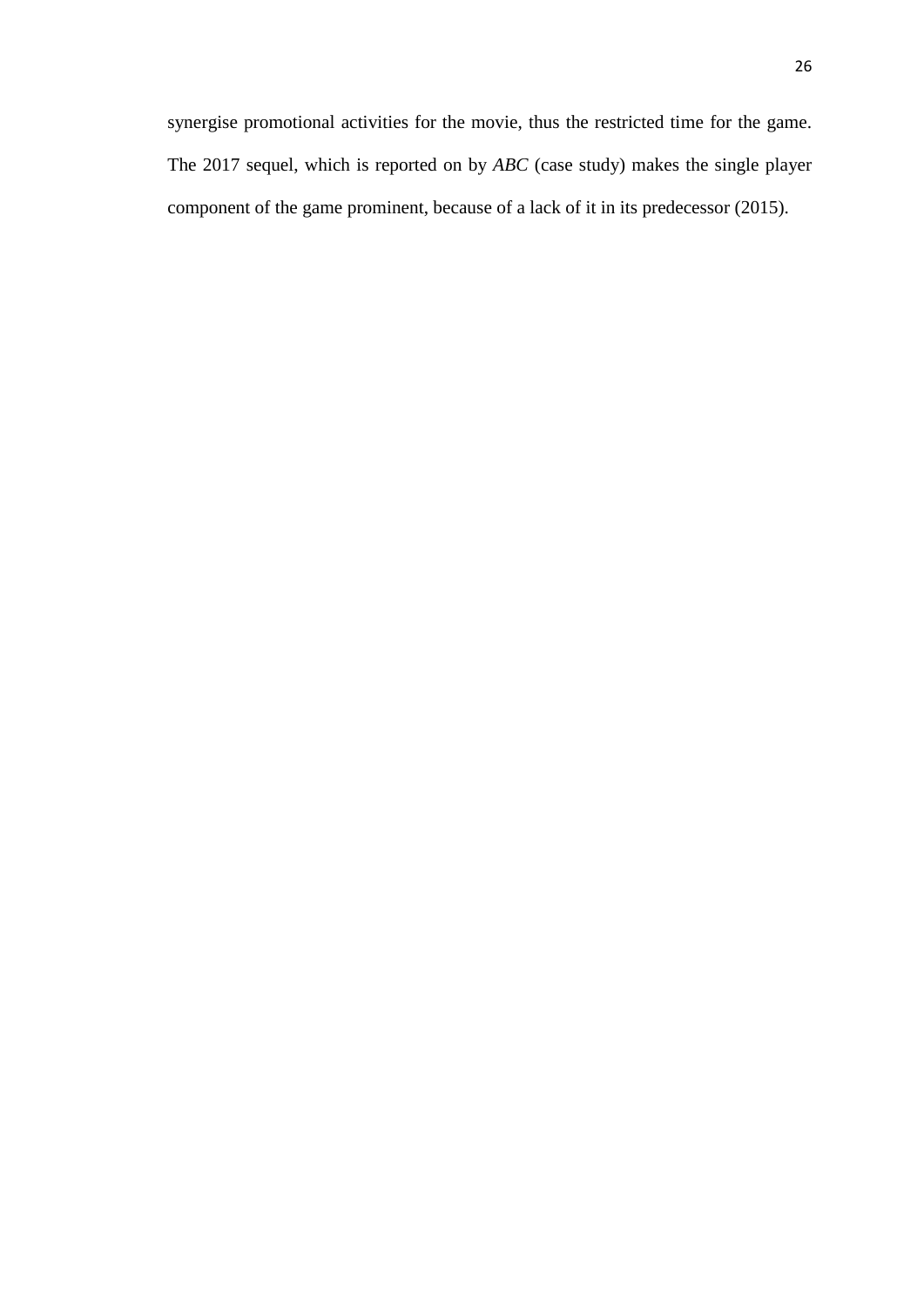synergise promotional activities for the movie, thus the restricted time for the game. The 2017 sequel, which is reported on by *ABC* (case study) makes the single player component of the game prominent, because of a lack of it in its predecessor (2015).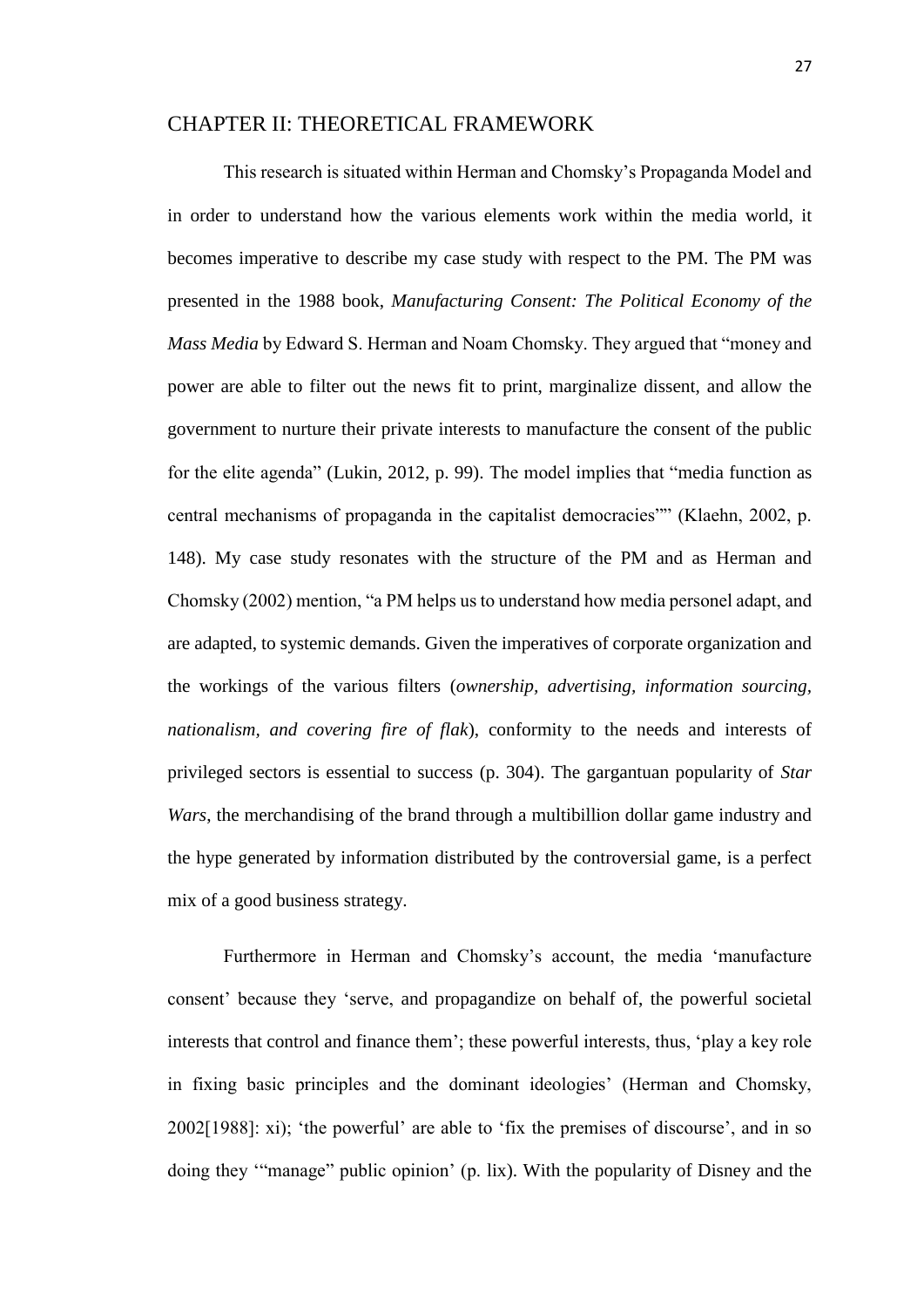## CHAPTER II: THEORETICAL FRAMEWORK

This research is situated within Herman and Chomsky's Propaganda Model and in order to understand how the various elements work within the media world, it becomes imperative to describe my case study with respect to the PM. The PM was presented in the 1988 book, *Manufacturing Consent: The Political Economy of the Mass Media* by Edward S. Herman and Noam Chomsky. They argued that "money and power are able to filter out the news fit to print, marginalize dissent, and allow the government to nurture their private interests to manufacture the consent of the public for the elite agenda" (Lukin, 2012, p. 99). The model implies that "media function as central mechanisms of propaganda in the capitalist democracies"" (Klaehn, 2002, p. 148). My case study resonates with the structure of the PM and as Herman and Chomsky (2002) mention, "a PM helps us to understand how media personel adapt, and are adapted, to systemic demands. Given the imperatives of corporate organization and the workings of the various filters (*ownership, advertising, information sourcing, nationalism, and covering fire of flak*), conformity to the needs and interests of privileged sectors is essential to success (p. 304). The gargantuan popularity of *Star Wars*, the merchandising of the brand through a multibillion dollar game industry and the hype generated by information distributed by the controversial game, is a perfect mix of a good business strategy.

Furthermore in Herman and Chomsky's account, the media 'manufacture consent' because they 'serve, and propagandize on behalf of, the powerful societal interests that control and finance them'; these powerful interests, thus, 'play a key role in fixing basic principles and the dominant ideologies' (Herman and Chomsky, 2002[1988]: xi); 'the powerful' are able to 'fix the premises of discourse', and in so doing they '"manage" public opinion' (p. lix). With the popularity of Disney and the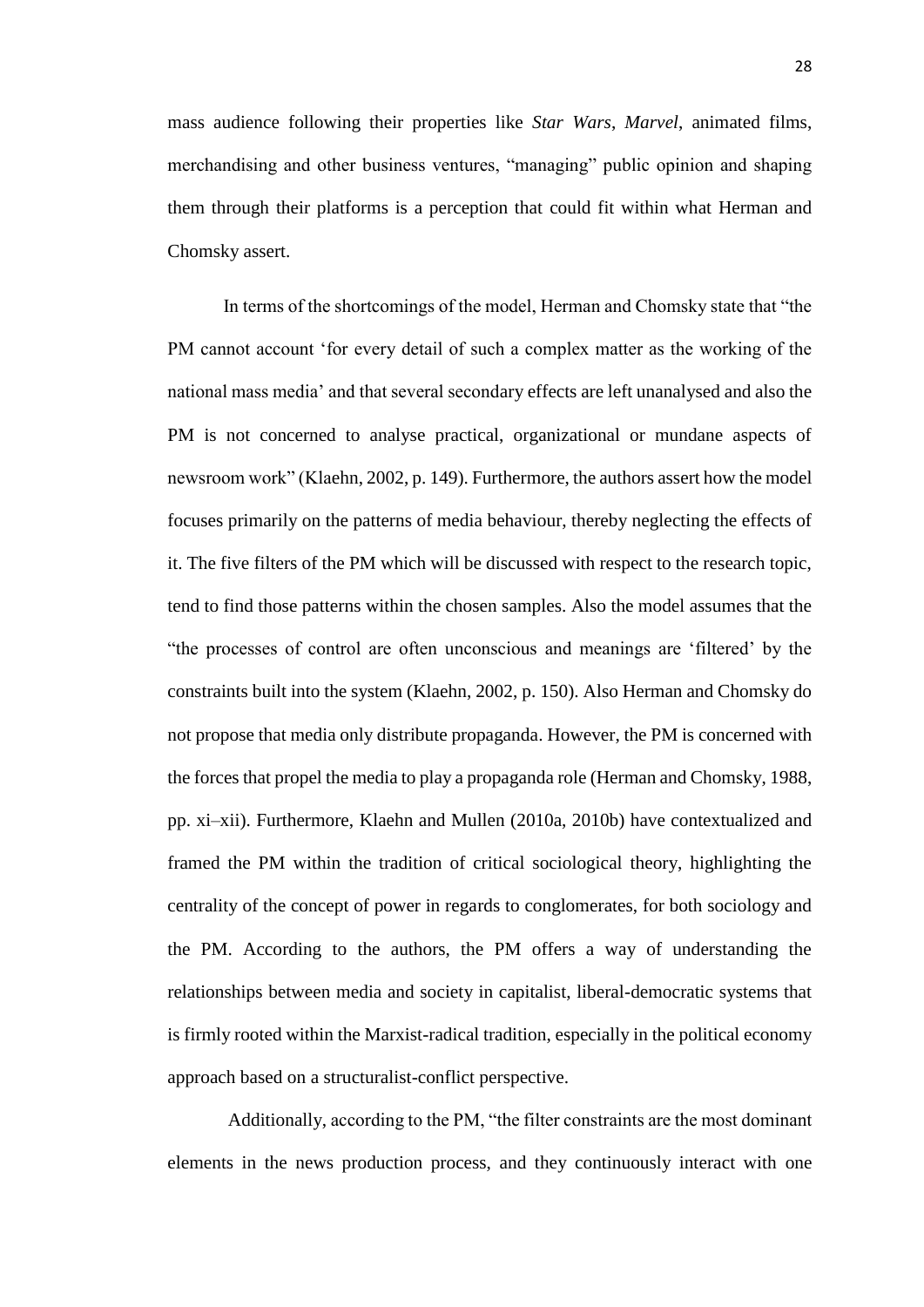mass audience following their properties like *Star Wars*, *Marvel*, animated films, merchandising and other business ventures, "managing" public opinion and shaping them through their platforms is a perception that could fit within what Herman and Chomsky assert.

In terms of the shortcomings of the model, Herman and Chomsky state that "the PM cannot account 'for every detail of such a complex matter as the working of the national mass media' and that several secondary effects are left unanalysed and also the PM is not concerned to analyse practical, organizational or mundane aspects of newsroom work" (Klaehn, 2002, p. 149). Furthermore, the authors assert how the model focuses primarily on the patterns of media behaviour, thereby neglecting the effects of it. The five filters of the PM which will be discussed with respect to the research topic, tend to find those patterns within the chosen samples. Also the model assumes that the "the processes of control are often unconscious and meanings are 'filtered' by the constraints built into the system (Klaehn, 2002, p. 150). Also Herman and Chomsky do not propose that media only distribute propaganda. However, the PM is concerned with the forces that propel the media to play a propaganda role (Herman and Chomsky, 1988, pp. xi–xii). Furthermore, Klaehn and Mullen (2010a, 2010b) have contextualized and framed the PM within the tradition of critical sociological theory, highlighting the centrality of the concept of power in regards to conglomerates, for both sociology and the PM. According to the authors, the PM offers a way of understanding the relationships between media and society in capitalist, liberal-democratic systems that is firmly rooted within the Marxist-radical tradition, especially in the political economy approach based on a structuralist-conflict perspective.

Additionally, according to the PM, "the filter constraints are the most dominant elements in the news production process, and they continuously interact with one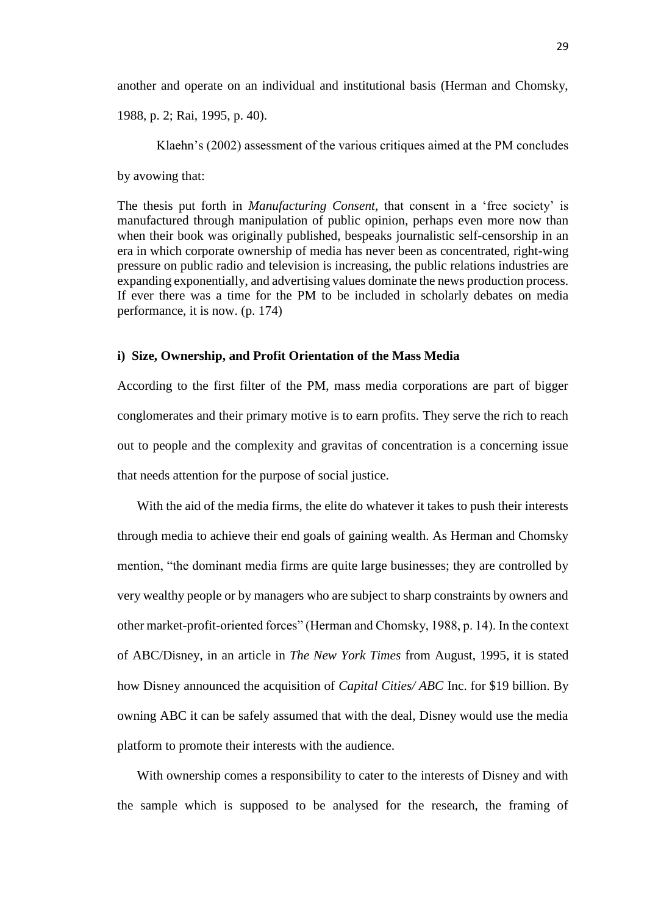another and operate on an individual and institutional basis (Herman and Chomsky, 1988, p. 2; Rai, 1995, p. 40).

Klaehn's (2002) assessment of the various critiques aimed at the PM concludes by avowing that:

> The thesis put forth in *Manufacturing Consent*, that consent in a 'free society' is manufactured through manipulation of public opinion, perhaps even more now than when their book was originally published, bespeaks journalistic self-censorship in an era in which corporate ownership of media has never been as concentrated, right-wing pressure on public radio and television is increasing, the public relations industries are expanding exponentially, and advertising values dominate the news production process. If ever there was a time for the PM to be included in scholarly debates on media performance, it is now. (p. 174)

#### i) Size, Ownership, and Profit Orientation of the Mass Media

According to the first filter of the PM, mass media corporations are part of bigger conglomerates and their primary motive is to earn profits. They serve the rich to reach out to people and the complexity and gravitas of concentration is a concerning issue that needs attention for the purpose of social justice.

With the aid of the media firms, the elite do whatever it takes to push their interests through media to achieve their end goals of gaining wealth. As Herman and Chomsky mention, "the dominant media firms are quite large businesses; they are controlled by very wealthy people or by managers who are subject to sharp constraints by owners and other market-profit-oriented forces" (Herman and Chomsky, 1988, p. 14). In the context of ABC/Disney, in an article in *The New York Times* from August, 1995, it is stated how Disney announced the acquisition of *Capital Cities/ ABC* Inc. for $19 billion. By owning ABC it can be safely assumed that with the deal, Disney would use the media platform to promote their interests with the audience.

With ownership comes a responsibility to cater to the interests of Disney and with the sample which is supposed to be analysed for the research, the framing of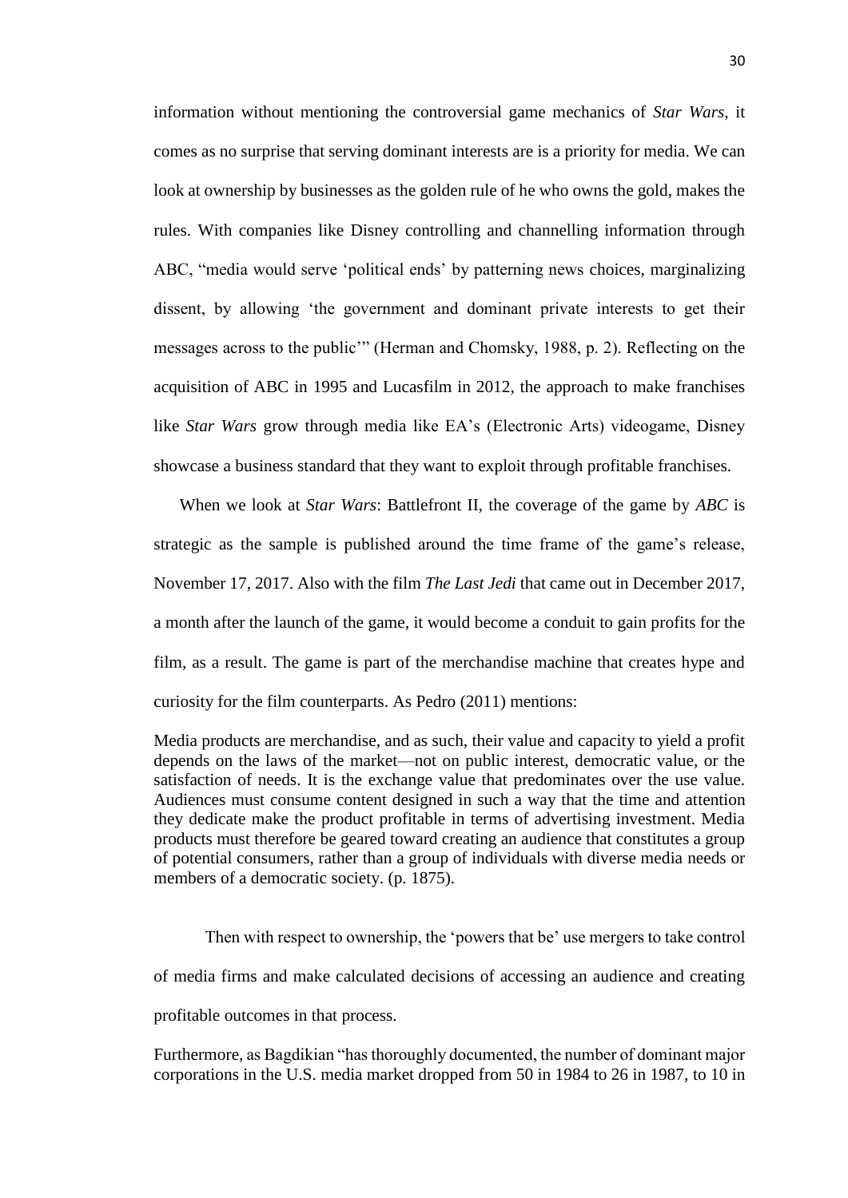information without mentioning the controversial game mechanics of *Star Wars*, it comes as no surprise that serving dominant interests are is a priority for media. We can look at ownership by businesses as the golden rule of he who owns the gold, makes the rules. With companies like Disney controlling and channelling information through ABC, "media would serve 'political ends' by patterning news choices, marginalizing dissent, by allowing 'the government and dominant private interests to get their messages across to the public'" (Herman and Chomsky, 1988, p. 2). Reflecting on the acquisition of ABC in 1995 and Lucasfilm in 2012, the approach to make franchises like *Star Wars* grow through media like EA's (Electronic Arts) videogame, Disney showcase a business standard that they want to exploit through profitable franchises.

When we look at *Star Wars*: Battlefront II, the coverage of the game by *ABC* is strategic as the sample is published around the time frame of the game's release, November 17, 2017. Also with the film *The Last Jedi* that came out in December 2017, a month after the launch of the game, it would become a conduit to gain profits for the film, as a result. The game is part of the merchandise machine that creates hype and curiosity for the film counterparts. As Pedro (2011) mentions:

> Media products are merchandise, and as such, their value and capacity to yield a profit depends on the laws of the market—not on public interest, democratic value, or the satisfaction of needs. It is the exchange value that predominates over the use value. Audiences must consume content designed in such a way that the time and attention they dedicate make the product profitable in terms of advertising investment. Media products must therefore be geared toward creating an audience that constitutes a group of potential consumers, rather than a group of individuals with diverse media needs or members of a democratic society. (p. 1875).

Then with respect to ownership, the 'powers that be' use mergers to take control of media firms and make calculated decisions of accessing an audience and creating profitable outcomes in that process.

Furthermore, as Bagdikian "has thoroughly documented, the number of dominant major corporations in the U.S. media market dropped from 50 in 1984 to 26 in 1987, to 10 in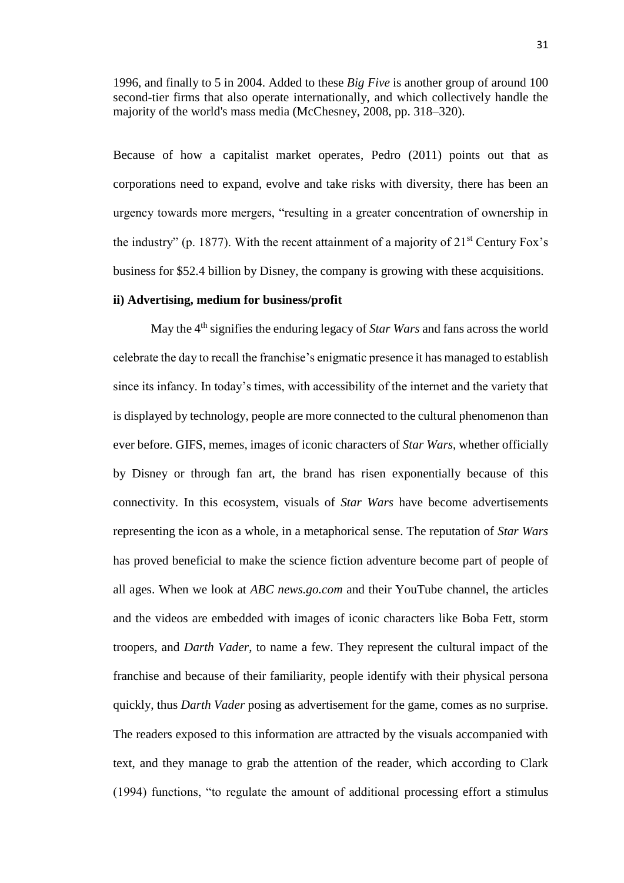1996, and finally to 5 in 2004. Added to these *Big Five* is another group of around 100 second-tier firms that also operate internationally, and which collectively handle the majority of the world's mass media (McChesney, 2008, pp. 318–320).

Because of how a capitalist market operates, Pedro (2011) points out that as corporations need to expand, evolve and take risks with diversity, there has been an urgency towards more mergers, "resulting in a greater concentration of ownership in the industry" (p. 1877). With the recent attainment of a majority of 21st Century Fox's business for $52.4 billion by Disney, the company is growing with these acquisitions.

**ii) Advertising, medium for business/profit**

May the 4th signifies the enduring legacy of *Star Wars* and fans across the world celebrate the day to recall the franchise's enigmatic presence it has managed to establish since its infancy. In today's times, with accessibility of the internet and the variety that is displayed by technology, people are more connected to the cultural phenomenon than ever before. GIFS, memes, images of iconic characters of *Star Wars*, whether officially by Disney or through fan art, the brand has risen exponentially because of this connectivity. In this ecosystem, visuals of *Star Wars* have become advertisements representing the icon as a whole, in a metaphorical sense. The reputation of *Star Wars* has proved beneficial to make the science fiction adventure become part of people of all ages. When we look at *ABC news.go.com* and their YouTube channel, the articles and the videos are embedded with images of iconic characters like Boba Fett, storm troopers, and *Darth Vader*, to name a few. They represent the cultural impact of the franchise and because of their familiarity, people identify with their physical persona quickly, thus *Darth Vader* posing as advertisement for the game, comes as no surprise. The readers exposed to this information are attracted by the visuals accompanied with text, and they manage to grab the attention of the reader, which according to Clark (1994) functions, "to regulate the amount of additional processing effort a stimulus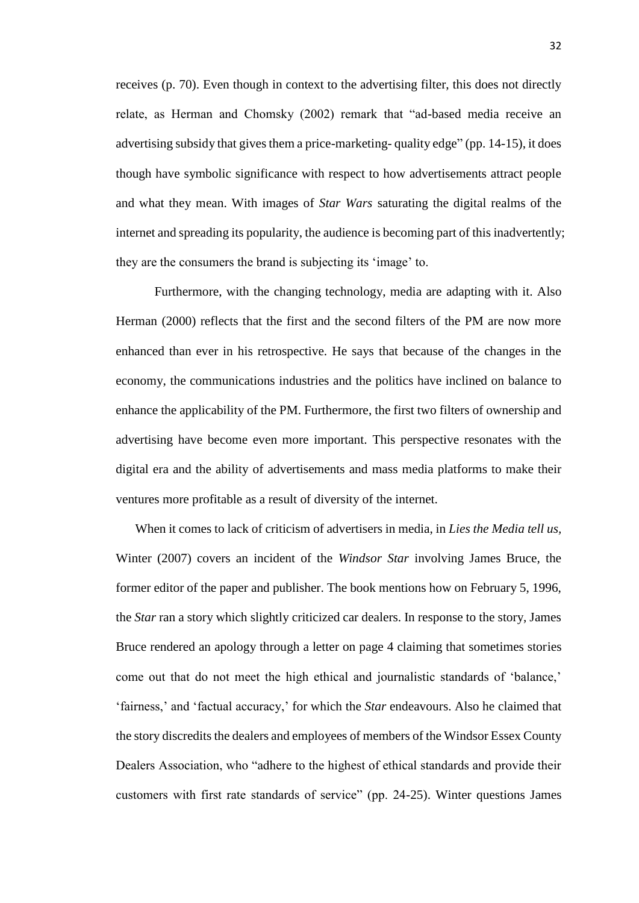receives (p. 70). Even though in context to the advertising filter, this does not directly relate, as Herman and Chomsky (2002) remark that "ad-based media receive an advertising subsidy that gives them a price-marketing- quality edge" (pp. 14-15), it does though have symbolic significance with respect to how advertisements attract people and what they mean. With images of *Star Wars* saturating the digital realms of the internet and spreading its popularity, the audience is becoming part of this inadvertently; they are the consumers the brand is subjecting its 'image' to.

Furthermore, with the changing technology, media are adapting with it. Also Herman (2000) reflects that the first and the second filters of the PM are now more enhanced than ever in his retrospective. He says that because of the changes in the economy, the communications industries and the politics have inclined on balance to enhance the applicability of the PM. Furthermore, the first two filters of ownership and advertising have become even more important. This perspective resonates with the digital era and the ability of advertisements and mass media platforms to make their ventures more profitable as a result of diversity of the internet.

When it comes to lack of criticism of advertisers in media, in *Lies the Media tell us,* Winter (2007) covers an incident of the *Windsor Star* involving James Bruce, the former editor of the paper and publisher. The book mentions how on February 5, 1996, the *Star* ran a story which slightly criticized car dealers. In response to the story, James Bruce rendered an apology through a letter on page 4 claiming that sometimes stories come out that do not meet the high ethical and journalistic standards of 'balance,' 'fairness,' and 'factual accuracy,' for which the *Star* endeavours. Also he claimed that the story discredits the dealers and employees of members of the Windsor Essex County Dealers Association, who "adhere to the highest of ethical standards and provide their customers with first rate standards of service" (pp. 24-25). Winter questions James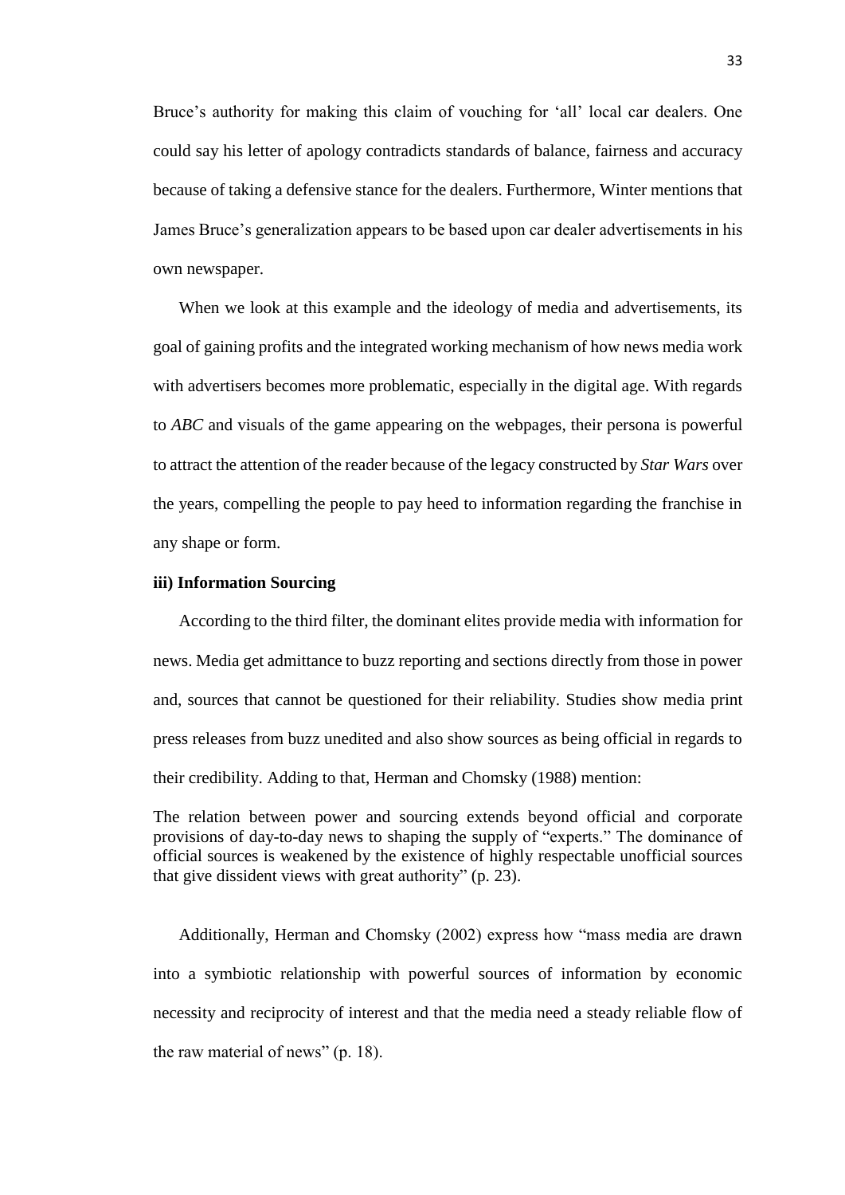Bruce's authority for making this claim of vouching for 'all' local car dealers. One could say his letter of apology contradicts standards of balance, fairness and accuracy because of taking a defensive stance for the dealers. Furthermore, Winter mentions that James Bruce's generalization appears to be based upon car dealer advertisements in his own newspaper.

When we look at this example and the ideology of media and advertisements, its goal of gaining profits and the integrated working mechanism of how news media work with advertisers becomes more problematic, especially in the digital age. With regards to *ABC* and visuals of the game appearing on the webpages, their persona is powerful to attract the attention of the reader because of the legacy constructed by *Star Wars* over the years, compelling the people to pay heed to information regarding the franchise in any shape or form.

#### iii) Information Sourcing

According to the third filter, the dominant elites provide media with information for news. Media get admittance to buzz reporting and sections directly from those in power and, sources that cannot be questioned for their reliability. Studies show media print press releases from buzz unedited and also show sources as being official in regards to their credibility. Adding to that, Herman and Chomsky (1988) mention:

> The relation between power and sourcing extends beyond official and corporate provisions of day-to-day news to shaping the supply of "experts." The dominance of official sources is weakened by the existence of highly respectable unofficial sources that give dissident views with great authority" (p. 23).

Additionally, Herman and Chomsky (2002) express how "mass media are drawn into a symbiotic relationship with powerful sources of information by economic necessity and reciprocity of interest and that the media need a steady reliable flow of the raw material of news" (p. 18).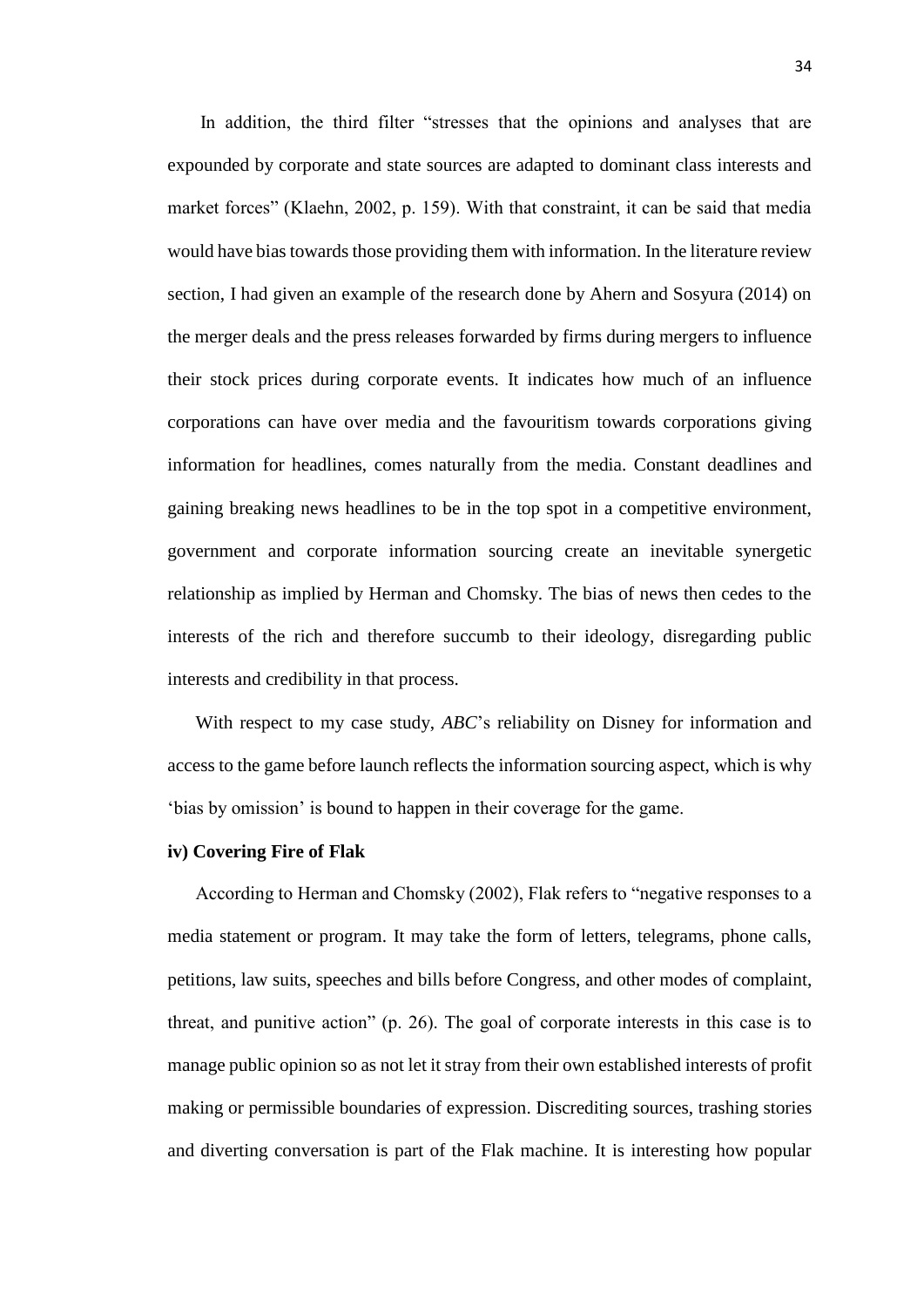In addition, the third filter "stresses that the opinions and analyses that are expounded by corporate and state sources are adapted to dominant class interests and market forces" (Klaehn, 2002, p. 159). With that constraint, it can be said that media would have bias towards those providing them with information. In the literature review section, I had given an example of the research done by Ahern and Sosyura (2014) on the merger deals and the press releases forwarded by firms during mergers to influence their stock prices during corporate events. It indicates how much of an influence corporations can have over media and the favouritism towards corporations giving information for headlines, comes naturally from the media. Constant deadlines and gaining breaking news headlines to be in the top spot in a competitive environment, government and corporate information sourcing create an inevitable synergetic relationship as implied by Herman and Chomsky. The bias of news then cedes to the interests of the rich and therefore succumb to their ideology, disregarding public interests and credibility in that process.

With respect to my case study, *ABC*'s reliability on Disney for information and access to the game before launch reflects the information sourcing aspect, which is why 'bias by omission' is bound to happen in their coverage for the game.

**iv) Covering Fire of Flak**

According to Herman and Chomsky (2002), Flak refers to "negative responses to a media statement or program. It may take the form of letters, telegrams, phone calls, petitions, law suits, speeches and bills before Congress, and other modes of complaint, threat, and punitive action" (p. 26). The goal of corporate interests in this case is to manage public opinion so as not let it stray from their own established interests of profit making or permissible boundaries of expression. Discrediting sources, trashing stories and diverting conversation is part of the Flak machine. It is interesting how popular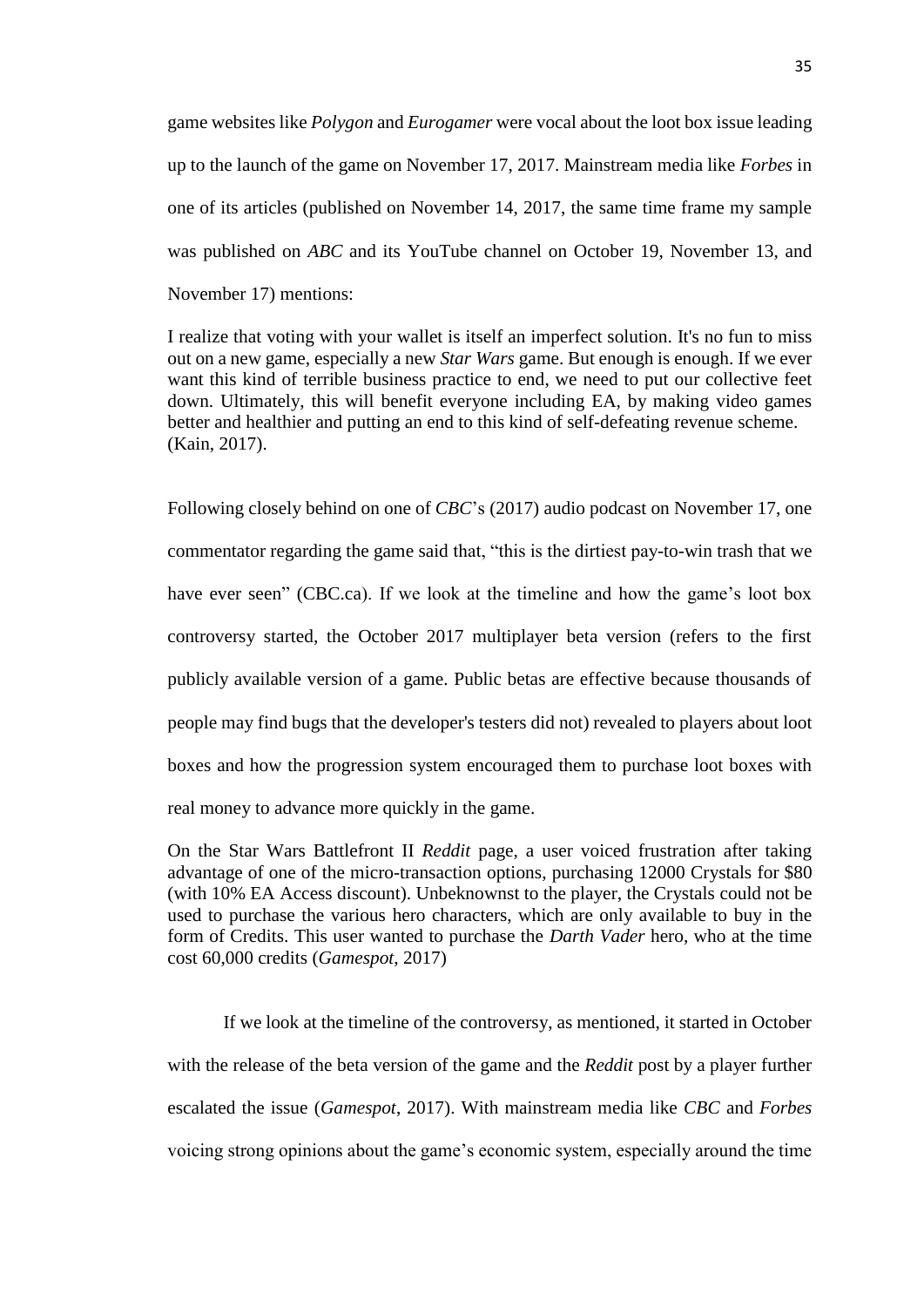game websites like *Polygon* and *Eurogamer* were vocal about the loot box issue leading up to the launch of the game on November 17, 2017. Mainstream media like *Forbes* in one of its articles (published on November 14, 2017, the same time frame my sample was published on *ABC* and its YouTube channel on October 19, November 13, and November 17) mentions:

> I realize that voting with your wallet is itself an imperfect solution. It's no fun to miss out on a new game, especially a new *Star Wars* game. But enough is enough. If we ever want this kind of terrible business practice to end, we need to put our collective feet down. Ultimately, this will benefit everyone including EA, by making video games better and healthier and putting an end to this kind of self-defeating revenue scheme. (Kain, 2017).

Following closely behind on one of *CBC*'s (2017) audio podcast on November 17, one commentator regarding the game said that, "this is the dirtiest pay-to-win trash that we have ever seen" (CBC.ca). If we look at the timeline and how the game's loot box controversy started, the October 2017 multiplayer beta version (refers to the first publicly available version of a game. Public betas are effective because thousands of people may find bugs that the developer's testers did not) revealed to players about loot boxes and how the progression system encouraged them to purchase loot boxes with real money to advance more quickly in the game.

> On the Star Wars Battlefront II *Reddit* page, a user voiced frustration after taking advantage of one of the micro-transaction options, purchasing 12000 Crystals for $80 (with 10% EA Access discount). Unbeknownst to the player, the Crystals could not be used to purchase the various hero characters, which are only available to buy in the form of Credits. This user wanted to purchase the *Darth Vader* hero, who at the time cost 60,000 credits (*Gamespot*, 2017)

If we look at the timeline of the controversy, as mentioned, it started in October with the release of the beta version of the game and the *Reddit* post by a player further escalated the issue (*Gamespot*, 2017). With mainstream media like *CBC* and *Forbes* voicing strong opinions about the game's economic system, especially around the time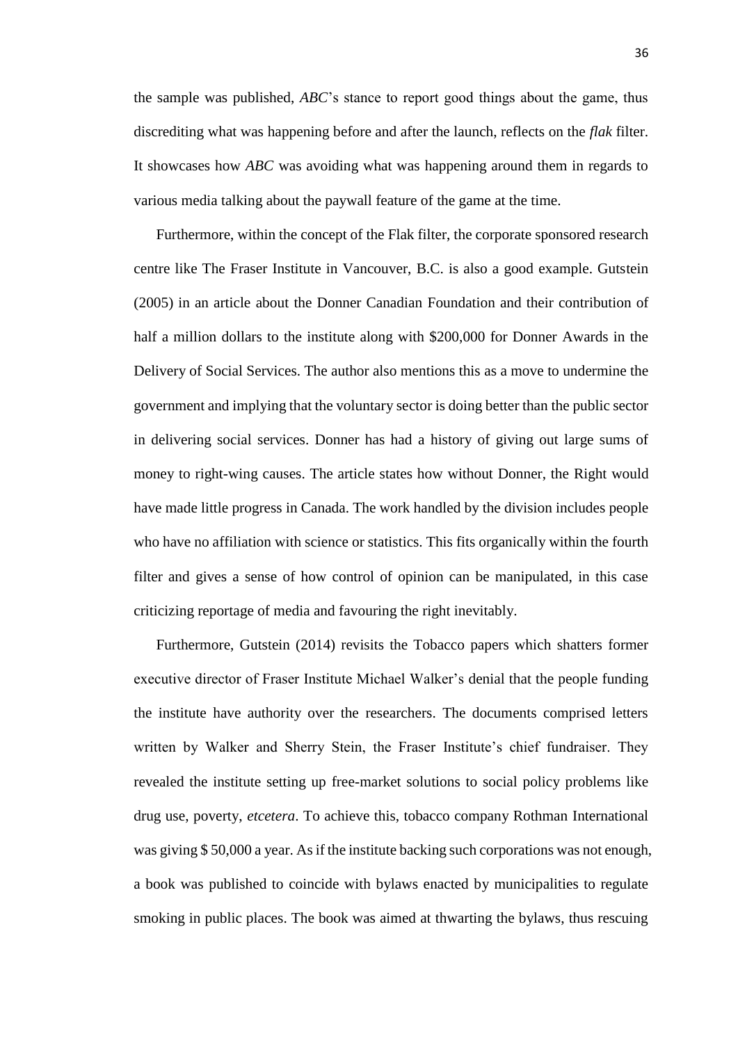the sample was published, *ABC*'s stance to report good things about the game, thus discrediting what was happening before and after the launch, reflects on the *flak* filter. It showcases how *ABC* was avoiding what was happening around them in regards to various media talking about the paywall feature of the game at the time.

Furthermore, within the concept of the Flak filter, the corporate sponsored research centre like The Fraser Institute in Vancouver, B.C. is also a good example. Gutstein (2005) in an article about the Donner Canadian Foundation and their contribution of half a million dollars to the institute along with $200,000 for Donner Awards in the Delivery of Social Services. The author also mentions this as a move to undermine the government and implying that the voluntary sector is doing better than the public sector in delivering social services. Donner has had a history of giving out large sums of money to right-wing causes. The article states how without Donner, the Right would have made little progress in Canada. The work handled by the division includes people who have no affiliation with science or statistics. This fits organically within the fourth filter and gives a sense of how control of opinion can be manipulated, in this case criticizing reportage of media and favouring the right inevitably.

Furthermore, Gutstein (2014) revisits the Tobacco papers which shatters former executive director of Fraser Institute Michael Walker's denial that the people funding the institute have authority over the researchers. The documents comprised letters written by Walker and Sherry Stein, the Fraser Institute's chief fundraiser. They revealed the institute setting up free-market solutions to social policy problems like drug use, poverty, *etcetera*. To achieve this, tobacco company Rothman International was giving $ 50,000 a year. As if the institute backing such corporations was not enough, a book was published to coincide with bylaws enacted by municipalities to regulate smoking in public places. The book was aimed at thwarting the bylaws, thus rescuing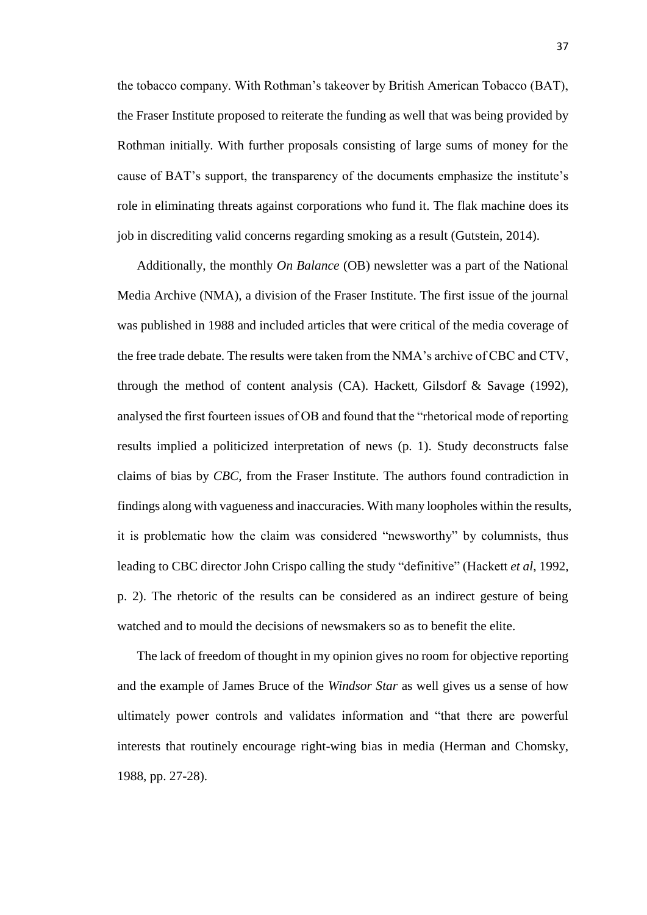the tobacco company. With Rothman's takeover by British American Tobacco (BAT), the Fraser Institute proposed to reiterate the funding as well that was being provided by Rothman initially. With further proposals consisting of large sums of money for the cause of BAT's support, the transparency of the documents emphasize the institute's role in eliminating threats against corporations who fund it. The flak machine does its job in discrediting valid concerns regarding smoking as a result (Gutstein, 2014).

Additionally, the monthly *On Balance* (OB) newsletter was a part of the National Media Archive (NMA), a division of the Fraser Institute. The first issue of the journal was published in 1988 and included articles that were critical of the media coverage of the free trade debate. The results were taken from the NMA's archive of CBC and CTV, through the method of content analysis (CA). Hackett, Gilsdorf & Savage (1992), analysed the first fourteen issues of OB and found that the "rhetorical mode of reporting results implied a politicized interpretation of news (p. 1). Study deconstructs false claims of bias by *CBC*, from the Fraser Institute. The authors found contradiction in findings along with vagueness and inaccuracies. With many loopholes within the results, it is problematic how the claim was considered "newsworthy" by columnists, thus leading to CBC director John Crispo calling the study "definitive" (Hackett *et al*, 1992, p. 2). The rhetoric of the results can be considered as an indirect gesture of being watched and to mould the decisions of newsmakers so as to benefit the elite.

The lack of freedom of thought in my opinion gives no room for objective reporting and the example of James Bruce of the *Windsor Star* as well gives us a sense of how ultimately power controls and validates information and "that there are powerful interests that routinely encourage right-wing bias in media (Herman and Chomsky, 1988, pp. 27-28).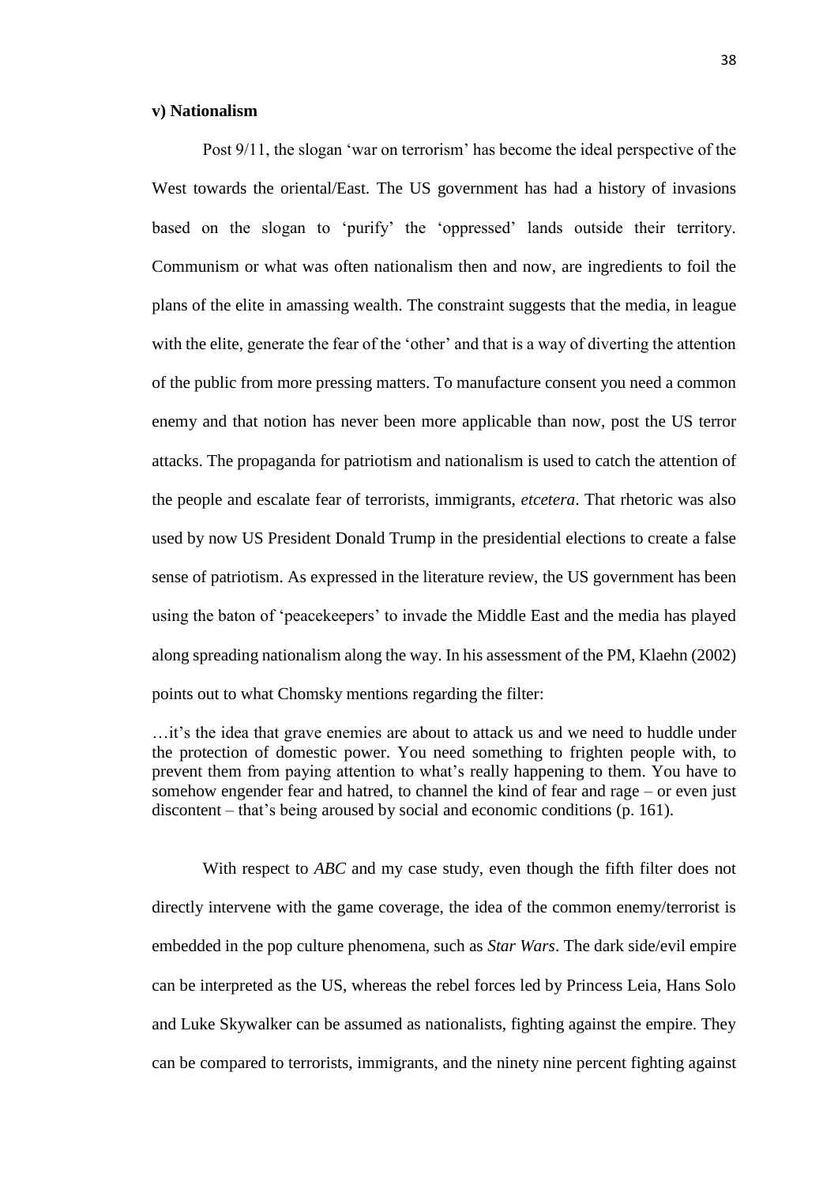**v) Nationalism**

Post 9/11, the slogan 'war on terrorism' has become the ideal perspective of the West towards the oriental/East. The US government has had a history of invasions based on the slogan to 'purify' the 'oppressed' lands outside their territory. Communism or what was often nationalism then and now, are ingredients to foil the plans of the elite in amassing wealth. The constraint suggests that the media, in league with the elite, generate the fear of the 'other' and that is a way of diverting the attention of the public from more pressing matters. To manufacture consent you need a common enemy and that notion has never been more applicable than now, post the US terror attacks. The propaganda for patriotism and nationalism is used to catch the attention of the people and escalate fear of terrorists, immigrants, *etcetera*. That rhetoric was also used by now US President Donald Trump in the presidential elections to create a false sense of patriotism. As expressed in the literature review, the US government has been using the baton of 'peacekeepers' to invade the Middle East and the media has played along spreading nationalism along the way. In his assessment of the PM, Klaehn (2002) points out to what Chomsky mentions regarding the filter:

> …it's the idea that grave enemies are about to attack us and we need to huddle under the protection of domestic power. You need something to frighten people with, to prevent them from paying attention to what's really happening to them. You have to somehow engender fear and hatred, to channel the kind of fear and rage – or even just discontent – that's being aroused by social and economic conditions (p. 161).

With respect to *ABC* and my case study, even though the fifth filter does not directly intervene with the game coverage, the idea of the common enemy/terrorist is embedded in the pop culture phenomena, such as *Star Wars*. The dark side/evil empire can be interpreted as the US, whereas the rebel forces led by Princess Leia, Hans Solo and Luke Skywalker can be assumed as nationalists, fighting against the empire. They can be compared to terrorists, immigrants, and the ninety nine percent fighting against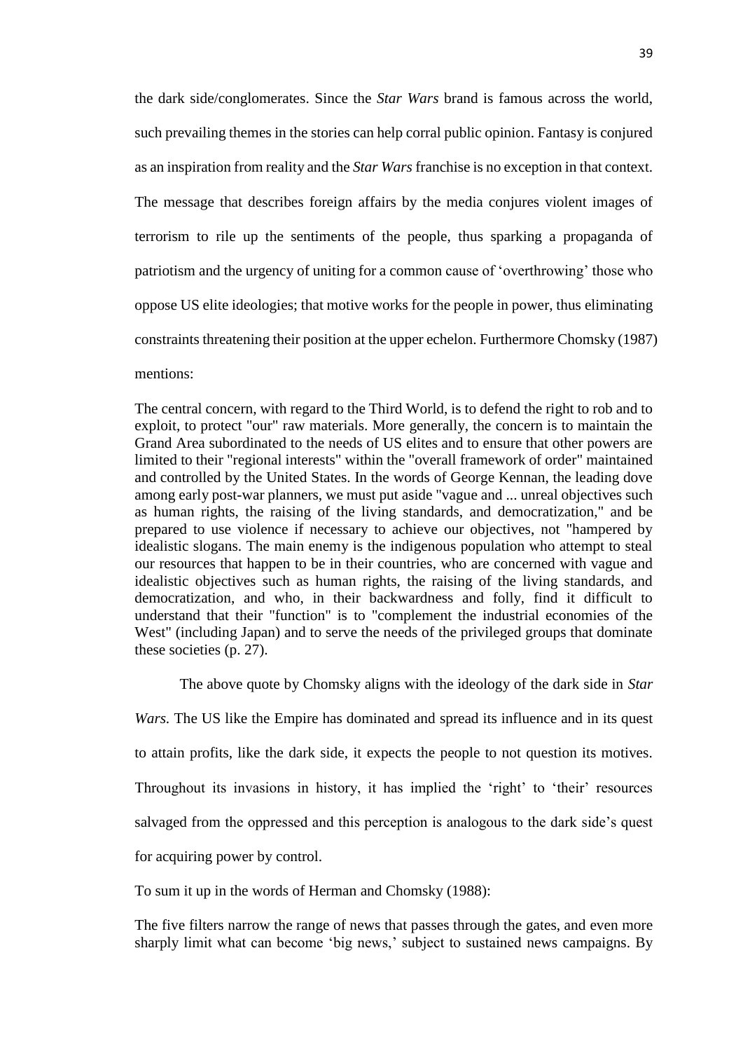the dark side/conglomerates. Since the *Star Wars* brand is famous across the world, such prevailing themes in the stories can help corral public opinion. Fantasy is conjured as an inspiration from reality and the *Star Wars* franchise is no exception in that context. The message that describes foreign affairs by the media conjures violent images of terrorism to rile up the sentiments of the people, thus sparking a propaganda of patriotism and the urgency of uniting for a common cause of 'overthrowing' those who oppose US elite ideologies; that motive works for the people in power, thus eliminating constraints threatening their position at the upper echelon. Furthermore Chomsky (1987) mentions:

> The central concern, with regard to the Third World, is to defend the right to rob and to exploit, to protect "our" raw materials. More generally, the concern is to maintain the Grand Area subordinated to the needs of US elites and to ensure that other powers are limited to their "regional interests" within the "overall framework of order" maintained and controlled by the United States. In the words of George Kennan, the leading dove among early post-war planners, we must put aside "vague and ... unreal objectives such as human rights, the raising of the living standards, and democratization," and be prepared to use violence if necessary to achieve our objectives, not "hampered by idealistic slogans. The main enemy is the indigenous population who attempt to steal our resources that happen to be in their countries, who are concerned with vague and idealistic objectives such as human rights, the raising of the living standards, and democratization, and who, in their backwardness and folly, find it difficult to understand that their "function" is to "complement the industrial economies of the West" (including Japan) and to serve the needs of the privileged groups that dominate these societies (p. 27).

The above quote by Chomsky aligns with the ideology of the dark side in *Star Wars.* The US like the Empire has dominated and spread its influence and in its quest to attain profits, like the dark side, it expects the people to not question its motives. Throughout its invasions in history, it has implied the 'right' to 'their' resources salvaged from the oppressed and this perception is analogous to the dark side's quest for acquiring power by control.

To sum it up in the words of Herman and Chomsky (1988):

> The five filters narrow the range of news that passes through the gates, and even more sharply limit what can become 'big news,' subject to sustained news campaigns. By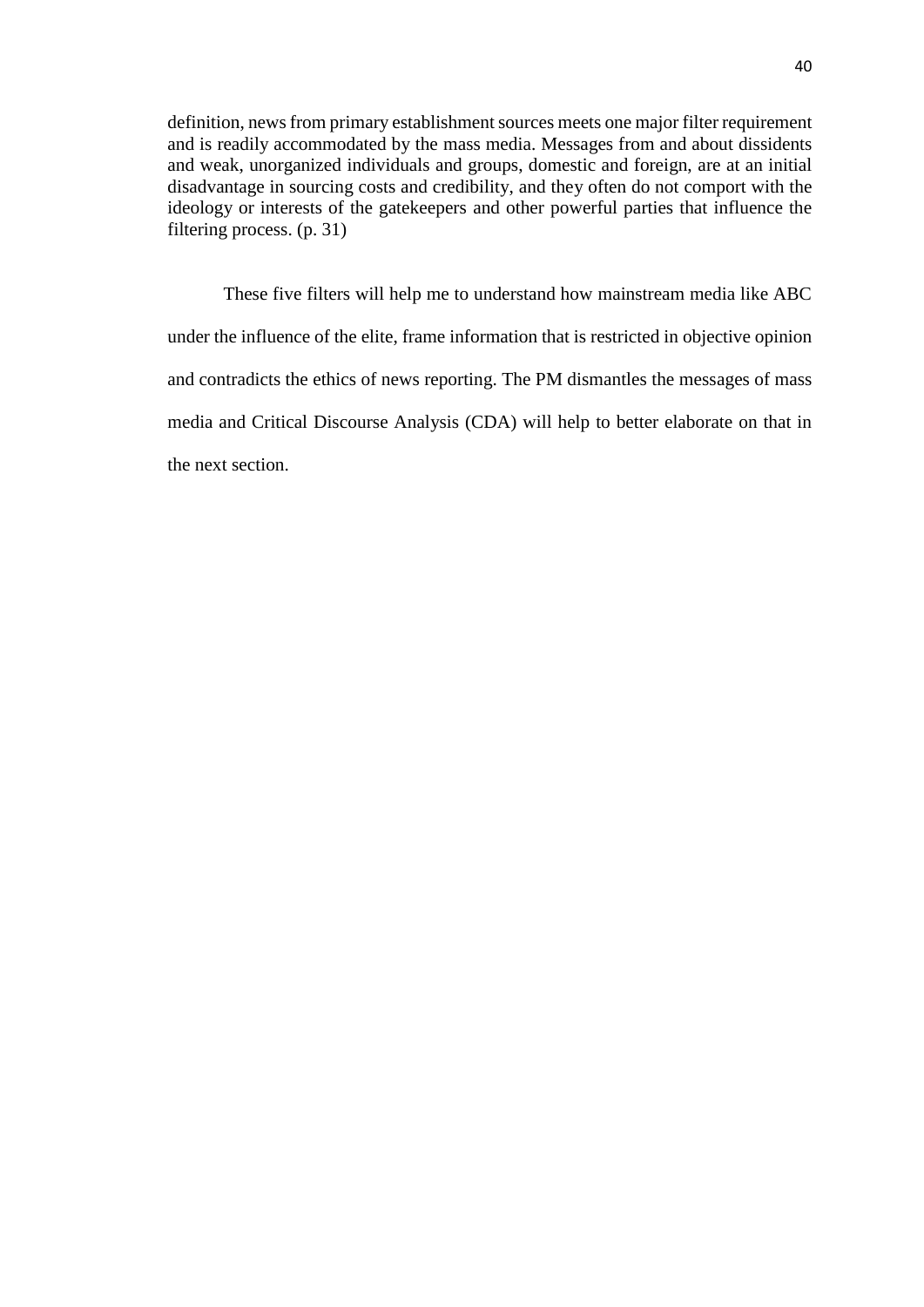> definition, news from primary establishment sources meets one major filter requirement and is readily accommodated by the mass media. Messages from and about dissidents and weak, unorganized individuals and groups, domestic and foreign, are at an initial disadvantage in sourcing costs and credibility, and they often do not comport with the ideology or interests of the gatekeepers and other powerful parties that influence the filtering process. (p. 31)

These five filters will help me to understand how mainstream media like ABC under the influence of the elite, frame information that is restricted in objective opinion and contradicts the ethics of news reporting. The PM dismantles the messages of mass media and Critical Discourse Analysis (CDA) will help to better elaborate on that in the next section.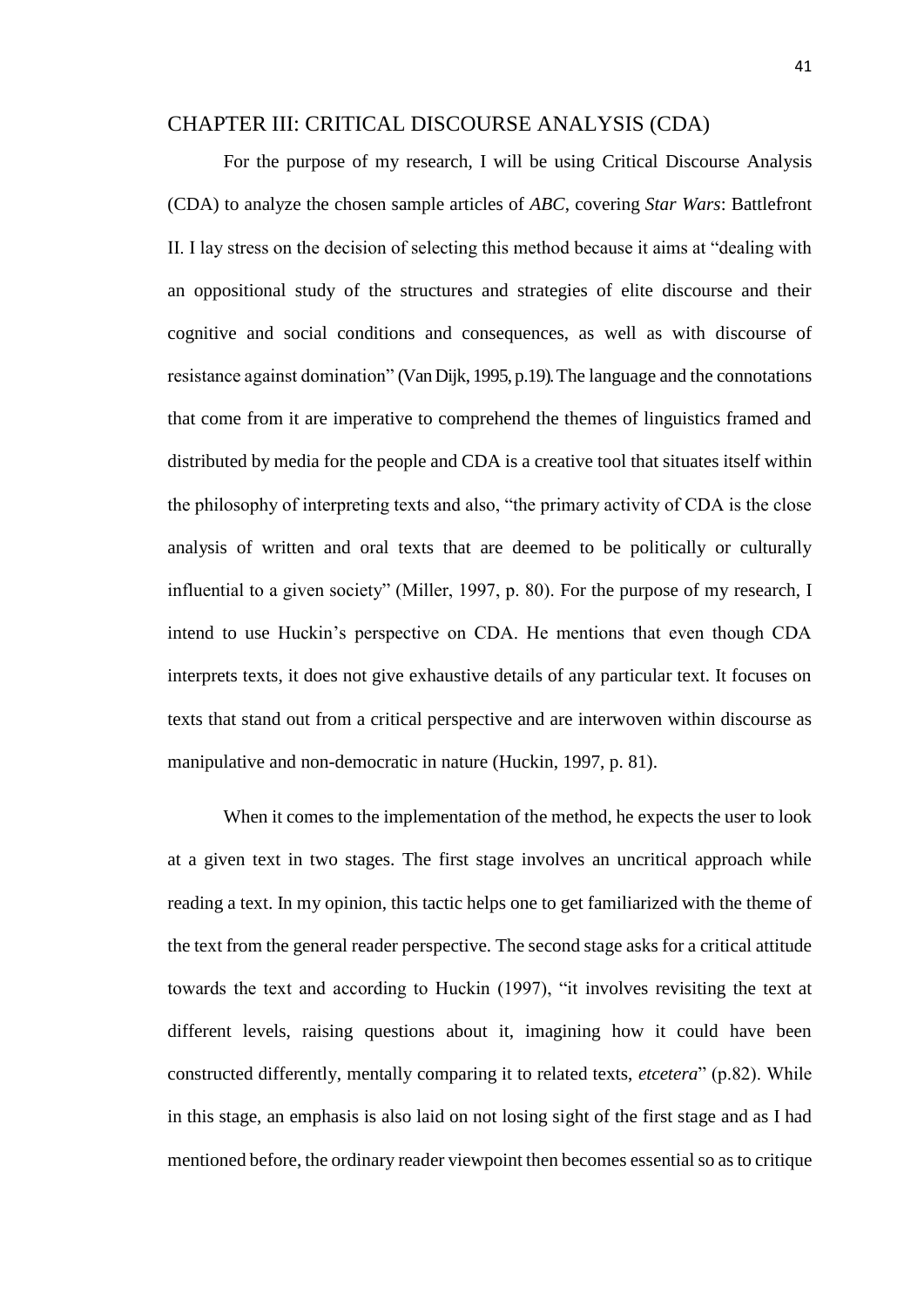## CHAPTER III: CRITICAL DISCOURSE ANALYSIS (CDA)

For the purpose of my research, I will be using Critical Discourse Analysis (CDA) to analyze the chosen sample articles of *ABC*, covering *Star Wars*: Battlefront II. I lay stress on the decision of selecting this method because it aims at "dealing with an oppositional study of the structures and strategies of elite discourse and their cognitive and social conditions and consequences, as well as with discourse of resistance against domination" (Van Dijk, 1995, p.19). The language and the connotations that come from it are imperative to comprehend the themes of linguistics framed and distributed by media for the people and CDA is a creative tool that situates itself within the philosophy of interpreting texts and also, "the primary activity of CDA is the close analysis of written and oral texts that are deemed to be politically or culturally influential to a given society" (Miller, 1997, p. 80). For the purpose of my research, I intend to use Huckin's perspective on CDA. He mentions that even though CDA interprets texts, it does not give exhaustive details of any particular text. It focuses on texts that stand out from a critical perspective and are interwoven within discourse as manipulative and non-democratic in nature (Huckin, 1997, p. 81).

When it comes to the implementation of the method, he expects the user to look at a given text in two stages. The first stage involves an uncritical approach while reading a text. In my opinion, this tactic helps one to get familiarized with the theme of the text from the general reader perspective. The second stage asks for a critical attitude towards the text and according to Huckin (1997), "it involves revisiting the text at different levels, raising questions about it, imagining how it could have been constructed differently, mentally comparing it to related texts, *etcetera*" (p.82). While in this stage, an emphasis is also laid on not losing sight of the first stage and as I had mentioned before, the ordinary reader viewpoint then becomes essential so as to critique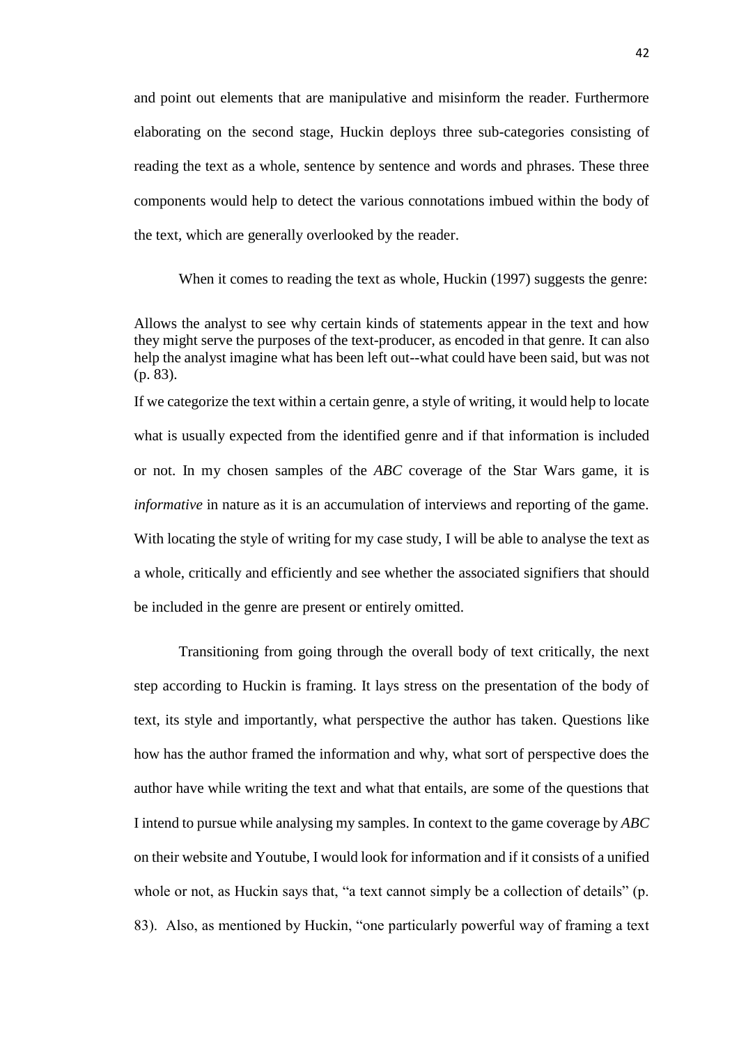and point out elements that are manipulative and misinform the reader. Furthermore elaborating on the second stage, Huckin deploys three sub-categories consisting of reading the text as a whole, sentence by sentence and words and phrases. These three components would help to detect the various connotations imbued within the body of the text, which are generally overlooked by the reader.

When it comes to reading the text as whole, Huckin (1997) suggests the genre:

> Allows the analyst to see why certain kinds of statements appear in the text and how they might serve the purposes of the text-producer, as encoded in that genre. It can also help the analyst imagine what has been left out--what could have been said, but was not (p. 83).

If we categorize the text within a certain genre, a style of writing, it would help to locate what is usually expected from the identified genre and if that information is included or not. In my chosen samples of the *ABC* coverage of the Star Wars game, it is *informative* in nature as it is an accumulation of interviews and reporting of the game. With locating the style of writing for my case study, I will be able to analyse the text as a whole, critically and efficiently and see whether the associated signifiers that should be included in the genre are present or entirely omitted.

Transitioning from going through the overall body of text critically, the next step according to Huckin is framing. It lays stress on the presentation of the body of text, its style and importantly, what perspective the author has taken. Questions like how has the author framed the information and why, what sort of perspective does the author have while writing the text and what that entails, are some of the questions that I intend to pursue while analysing my samples. In context to the game coverage by *ABC* on their website and Youtube, I would look for information and if it consists of a unified whole or not, as Huckin says that, "a text cannot simply be a collection of details" (p. 83). Also, as mentioned by Huckin, "one particularly powerful way of framing a text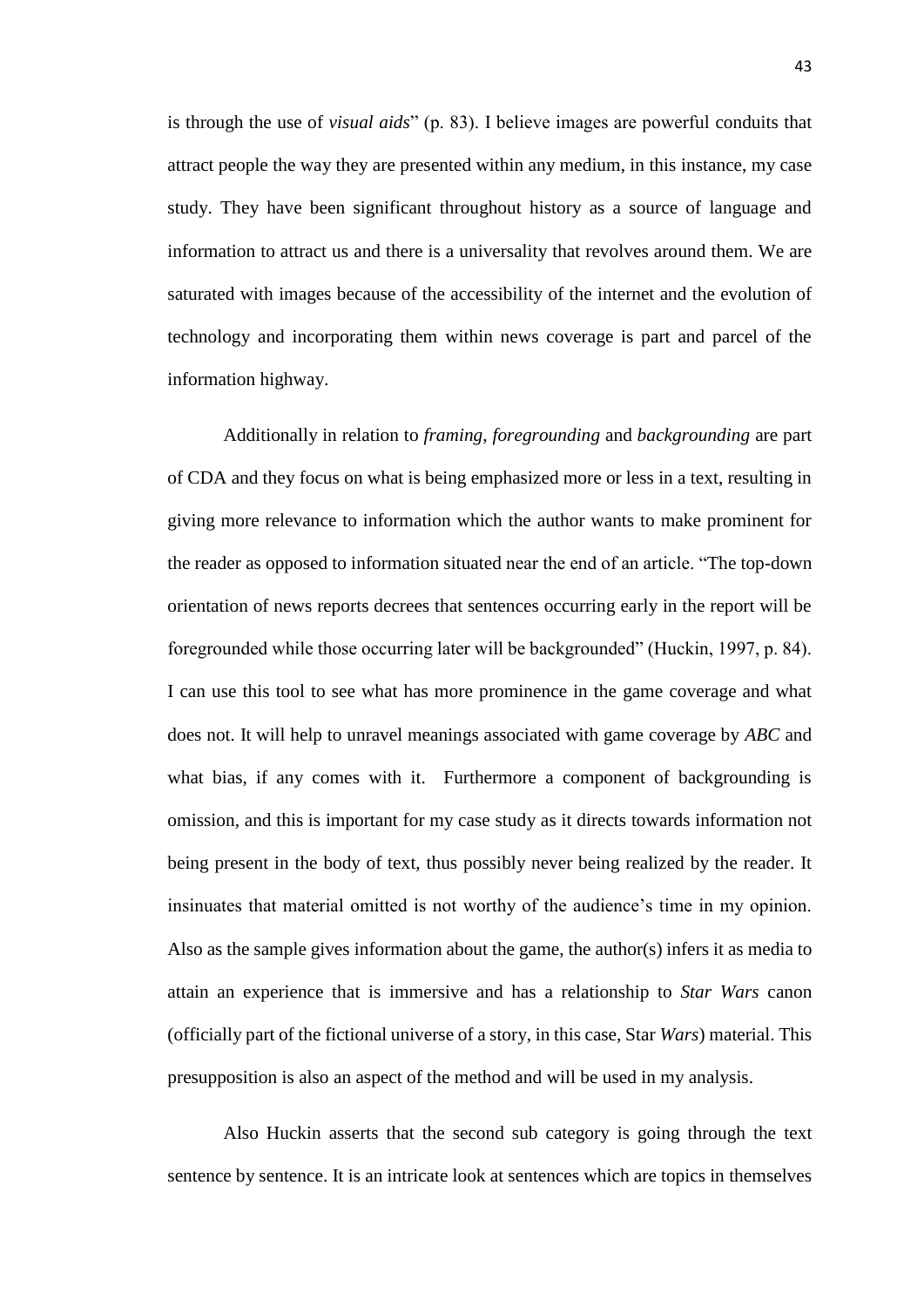is through the use of *visual aids*" (p. 83). I believe images are powerful conduits that attract people the way they are presented within any medium, in this instance, my case study. They have been significant throughout history as a source of language and information to attract us and there is a universality that revolves around them. We are saturated with images because of the accessibility of the internet and the evolution of technology and incorporating them within news coverage is part and parcel of the information highway.

Additionally in relation to *framing*, *foregrounding* and *backgrounding* are part of CDA and they focus on what is being emphasized more or less in a text, resulting in giving more relevance to information which the author wants to make prominent for the reader as opposed to information situated near the end of an article. "The top-down orientation of news reports decrees that sentences occurring early in the report will be foregrounded while those occurring later will be backgrounded" (Huckin, 1997, p. 84). I can use this tool to see what has more prominence in the game coverage and what does not. It will help to unravel meanings associated with game coverage by *ABC* and what bias, if any comes with it. Furthermore a component of backgrounding is omission, and this is important for my case study as it directs towards information not being present in the body of text, thus possibly never being realized by the reader. It insinuates that material omitted is not worthy of the audience's time in my opinion. Also as the sample gives information about the game, the author(s) infers it as media to attain an experience that is immersive and has a relationship to *Star Wars* canon (officially part of the fictional universe of a story, in this case, Star *Wars*) material. This presupposition is also an aspect of the method and will be used in my analysis.

Also Huckin asserts that the second sub category is going through the text sentence by sentence. It is an intricate look at sentences which are topics in themselves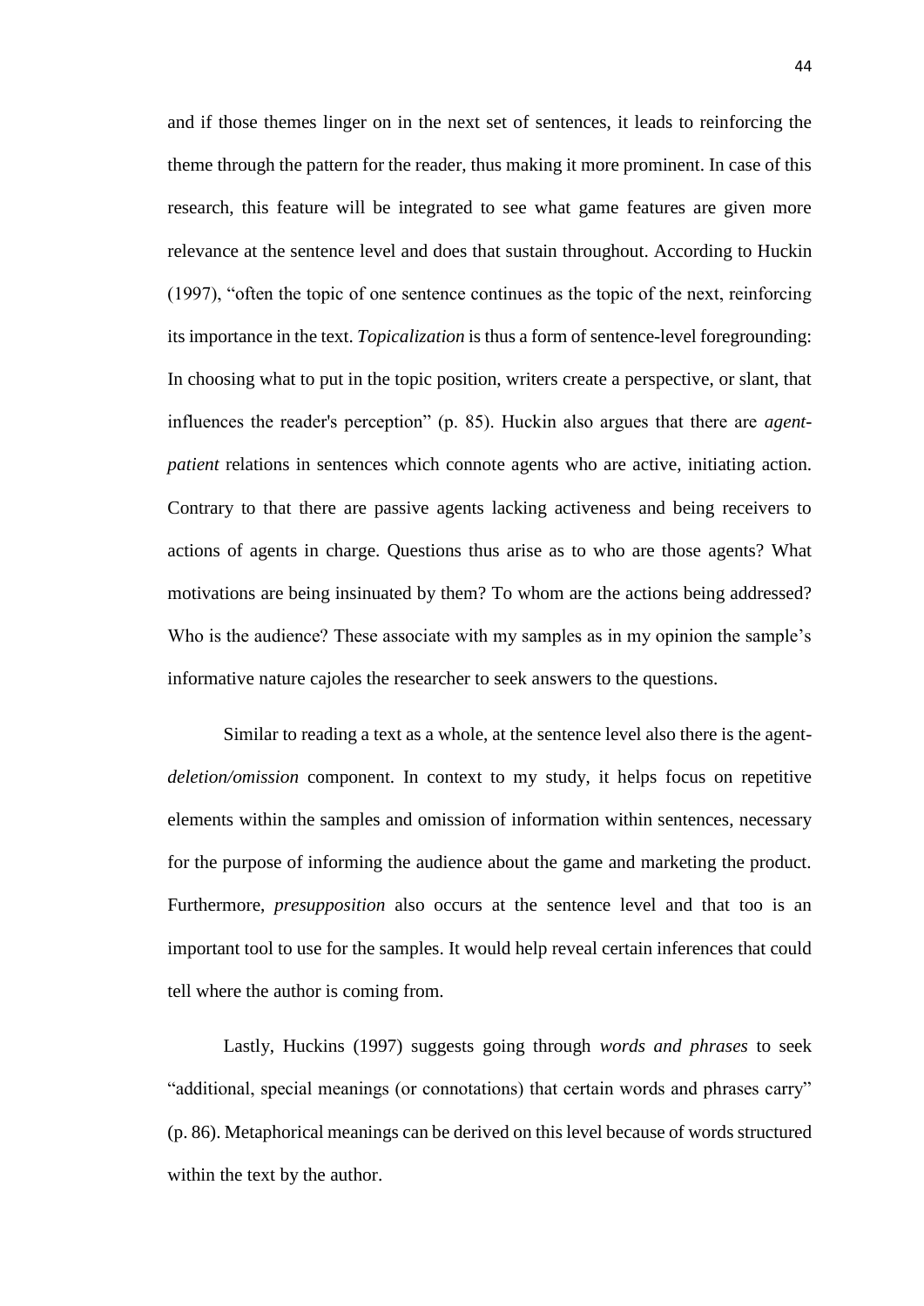and if those themes linger on in the next set of sentences, it leads to reinforcing the theme through the pattern for the reader, thus making it more prominent. In case of this research, this feature will be integrated to see what game features are given more relevance at the sentence level and does that sustain throughout. According to Huckin (1997), "often the topic of one sentence continues as the topic of the next, reinforcing its importance in the text. *Topicalization* is thus a form of sentence-level foregrounding: In choosing what to put in the topic position, writers create a perspective, or slant, that influences the reader's perception" (p. 85). Huckin also argues that there are *agent-patient* relations in sentences which connote agents who are active, initiating action. Contrary to that there are passive agents lacking activeness and being receivers to actions of agents in charge. Questions thus arise as to who are those agents? What motivations are being insinuated by them? To whom are the actions being addressed? Who is the audience? These associate with my samples as in my opinion the sample's informative nature cajoles the researcher to seek answers to the questions.

Similar to reading a text as a whole, at the sentence level also there is the agent-*deletion/omission* component. In context to my study, it helps focus on repetitive elements within the samples and omission of information within sentences, necessary for the purpose of informing the audience about the game and marketing the product. Furthermore, *presupposition* also occurs at the sentence level and that too is an important tool to use for the samples. It would help reveal certain inferences that could tell where the author is coming from.

Lastly, Huckins (1997) suggests going through *words and phrases* to seek "additional, special meanings (or connotations) that certain words and phrases carry" (p. 86). Metaphorical meanings can be derived on this level because of words structured within the text by the author.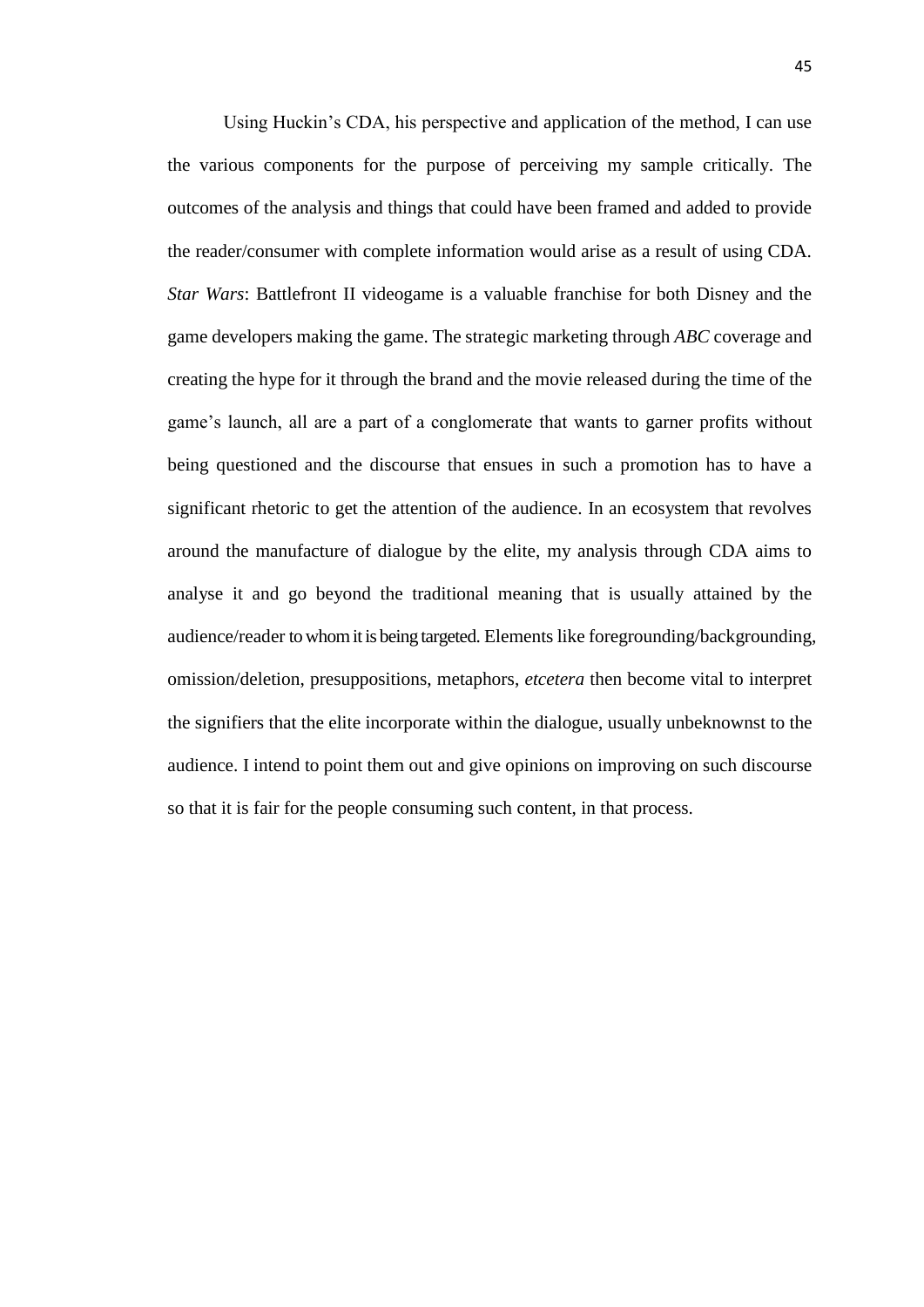Using Huckin's CDA, his perspective and application of the method, I can use the various components for the purpose of perceiving my sample critically. The outcomes of the analysis and things that could have been framed and added to provide the reader/consumer with complete information would arise as a result of using CDA. *Star Wars*: Battlefront II videogame is a valuable franchise for both Disney and the game developers making the game. The strategic marketing through *ABC* coverage and creating the hype for it through the brand and the movie released during the time of the game's launch, all are a part of a conglomerate that wants to garner profits without being questioned and the discourse that ensues in such a promotion has to have a significant rhetoric to get the attention of the audience. In an ecosystem that revolves around the manufacture of dialogue by the elite, my analysis through CDA aims to analyse it and go beyond the traditional meaning that is usually attained by the audience/reader to whom it is being targeted. Elements like foregrounding/backgrounding, omission/deletion, presuppositions, metaphors, *etcetera* then become vital to interpret the signifiers that the elite incorporate within the dialogue, usually unbeknownst to the audience. I intend to point them out and give opinions on improving on such discourse so that it is fair for the people consuming such content, in that process.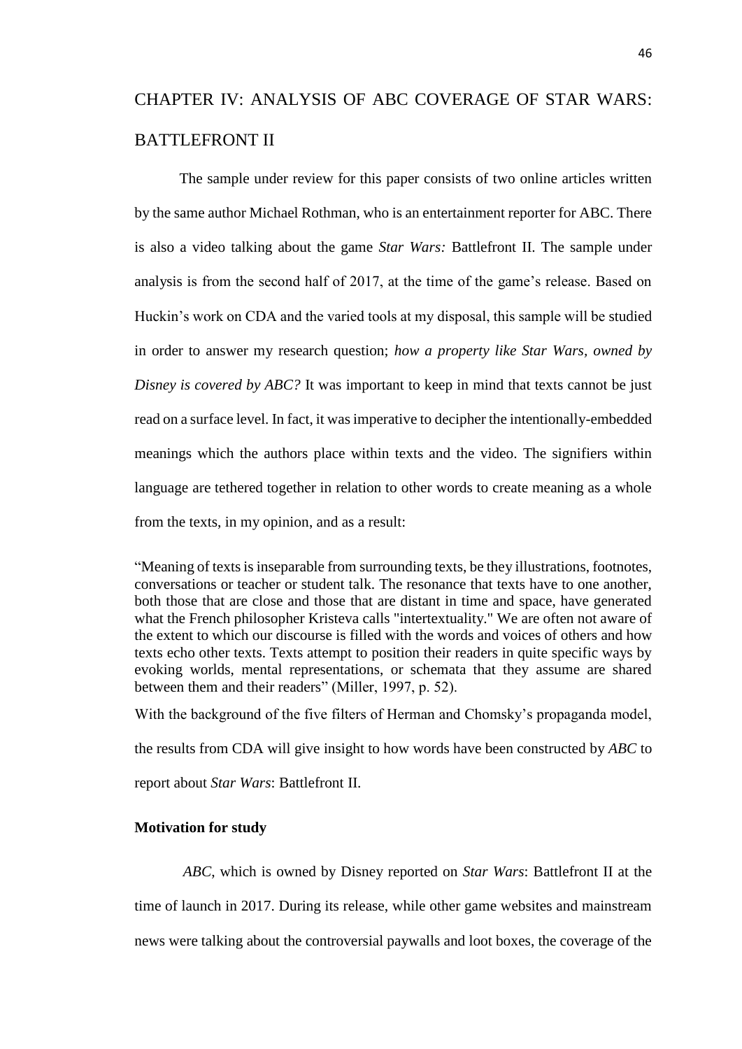# CHAPTER IV: ANALYSIS OF ABC COVERAGE OF STAR WARS: BATTLEFRONT II

The sample under review for this paper consists of two online articles written by the same author Michael Rothman, who is an entertainment reporter for ABC. There is also a video talking about the game *Star Wars:* Battlefront II. The sample under analysis is from the second half of 2017, at the time of the game's release. Based on Huckin's work on CDA and the varied tools at my disposal, this sample will be studied in order to answer my research question; *how a property like Star Wars, owned by Disney is covered by ABC?* It was important to keep in mind that texts cannot be just read on a surface level. In fact, it was imperative to decipher the intentionally-embedded meanings which the authors place within texts and the video. The signifiers within language are tethered together in relation to other words to create meaning as a whole from the texts, in my opinion, and as a result:

"Meaning of texts is inseparable from surrounding texts, be they illustrations, footnotes, conversations or teacher or student talk. The resonance that texts have to one another, both those that are close and those that are distant in time and space, have generated what the French philosopher Kristeva calls "intertextuality." We are often not aware of the extent to which our discourse is filled with the words and voices of others and how texts echo other texts. Texts attempt to position their readers in quite specific ways by evoking worlds, mental representations, or schemata that they assume are shared between them and their readers" (Miller, 1997, p. 52).

With the background of the five filters of Herman and Chomsky's propaganda model, the results from CDA will give insight to how words have been constructed by *ABC* to report about *Star Wars*: Battlefront II.

**Motivation for study**

*ABC*, which is owned by Disney reported on *Star Wars*: Battlefront II at the time of launch in 2017. During its release, while other game websites and mainstream news were talking about the controversial paywalls and loot boxes, the coverage of the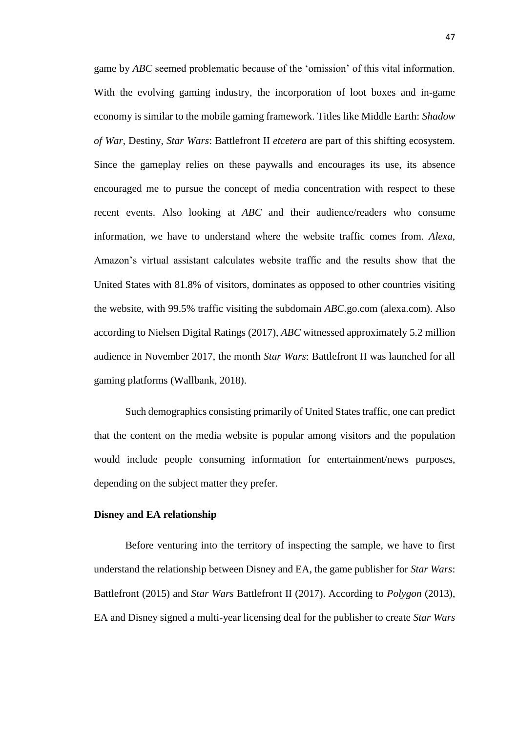game by *ABC* seemed problematic because of the 'omission' of this vital information. With the evolving gaming industry, the incorporation of loot boxes and in-game economy is similar to the mobile gaming framework. Titles like Middle Earth: *Shadow of War*, Destiny, *Star Wars*: Battlefront II *etcetera* are part of this shifting ecosystem. Since the gameplay relies on these paywalls and encourages its use, its absence encouraged me to pursue the concept of media concentration with respect to these recent events. Also looking at *ABC* and their audience/readers who consume information, we have to understand where the website traffic comes from. *Alexa*, Amazon's virtual assistant calculates website traffic and the results show that the United States with 81.8% of visitors, dominates as opposed to other countries visiting the website, with 99.5% traffic visiting the subdomain *ABC*.go.com (alexa.com). Also according to Nielsen Digital Ratings (2017), *ABC* witnessed approximately 5.2 million audience in November 2017, the month *Star Wars*: Battlefront II was launched for all gaming platforms (Wallbank, 2018).

Such demographics consisting primarily of United States traffic, one can predict that the content on the media website is popular among visitors and the population would include people consuming information for entertainment/news purposes, depending on the subject matter they prefer.

**Disney and EA relationship**

Before venturing into the territory of inspecting the sample, we have to first understand the relationship between Disney and EA, the game publisher for *Star Wars*: Battlefront (2015) and *Star Wars* Battlefront II (2017). According to *Polygon* (2013), EA and Disney signed a multi-year licensing deal for the publisher to create *Star Wars*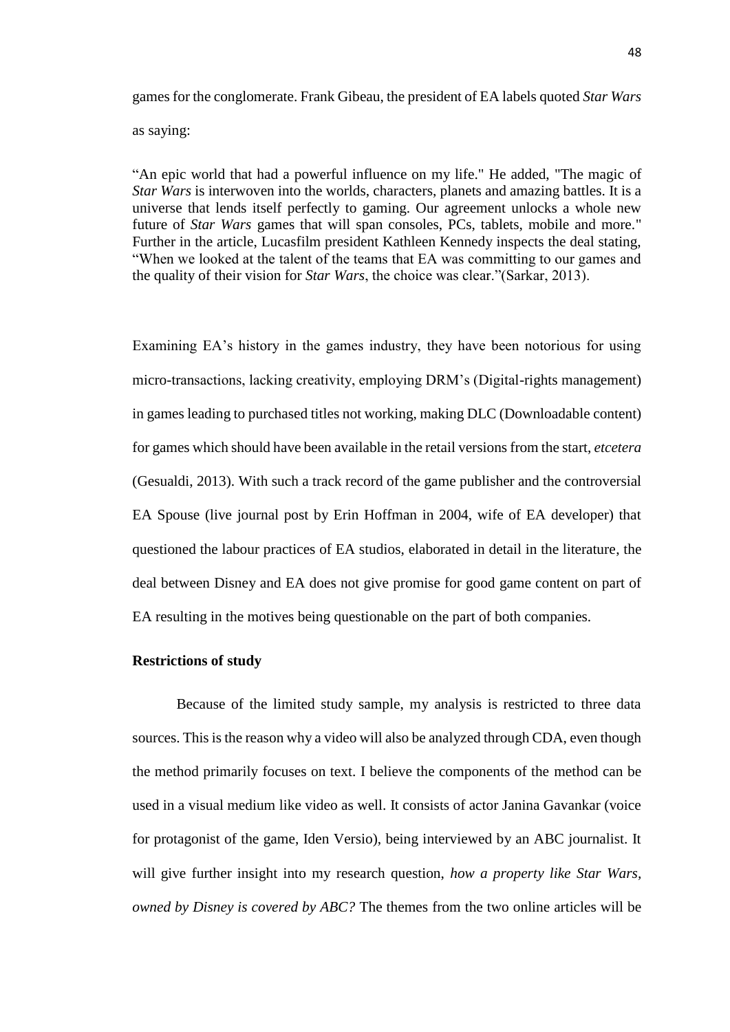games for the conglomerate. Frank Gibeau, the president of EA labels quoted *Star Wars* as saying:

> "An epic world that had a powerful influence on my life." He added, "The magic of *Star Wars* is interwoven into the worlds, characters, planets and amazing battles. It is a universe that lends itself perfectly to gaming. Our agreement unlocks a whole new future of *Star Wars* games that will span consoles, PCs, tablets, mobile and more." Further in the article, Lucasfilm president Kathleen Kennedy inspects the deal stating, "When we looked at the talent of the teams that EA was committing to our games and the quality of their vision for *Star Wars*, the choice was clear."(Sarkar, 2013).

Examining EA's history in the games industry, they have been notorious for using micro-transactions, lacking creativity, employing DRM's (Digital-rights management) in games leading to purchased titles not working, making DLC (Downloadable content) for games which should have been available in the retail versions from the start, *etcetera* (Gesualdi, 2013). With such a track record of the game publisher and the controversial EA Spouse (live journal post by Erin Hoffman in 2004, wife of EA developer) that questioned the labour practices of EA studios, elaborated in detail in the literature, the deal between Disney and EA does not give promise for good game content on part of EA resulting in the motives being questionable on the part of both companies.

**Restrictions of study**

Because of the limited study sample, my analysis is restricted to three data sources. This is the reason why a video will also be analyzed through CDA, even though the method primarily focuses on text. I believe the components of the method can be used in a visual medium like video as well. It consists of actor Janina Gavankar (voice for protagonist of the game, Iden Versio), being interviewed by an ABC journalist. It will give further insight into my research question, *how a property like Star Wars, owned by Disney is covered by ABC?* The themes from the two online articles will be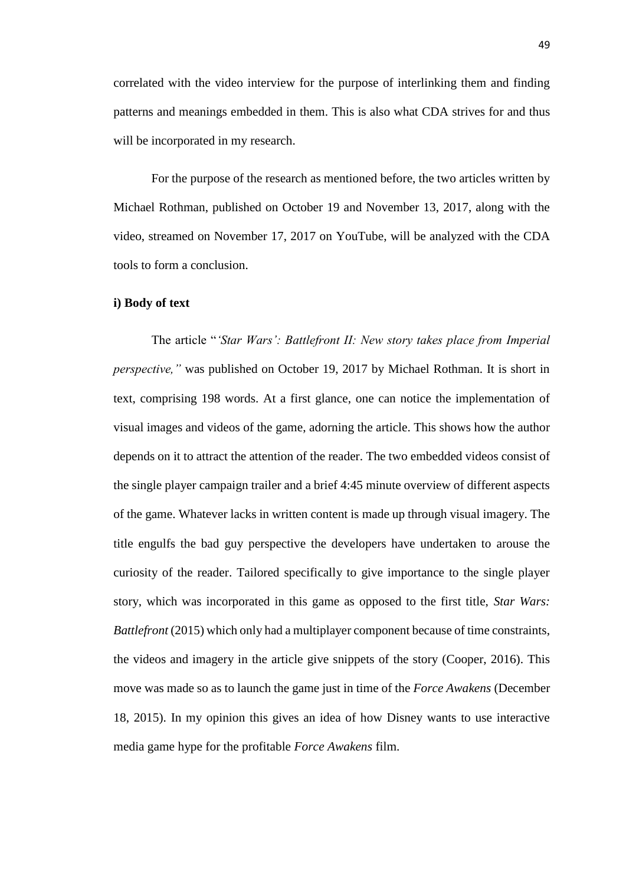correlated with the video interview for the purpose of interlinking them and finding patterns and meanings embedded in them. This is also what CDA strives for and thus will be incorporated in my research.

For the purpose of the research as mentioned before, the two articles written by Michael Rothman, published on October 19 and November 13, 2017, along with the video, streamed on November 17, 2017 on YouTube, will be analyzed with the CDA tools to form a conclusion.

**i) Body of text**

The article "*'Star Wars': Battlefront II: New story takes place from Imperial perspective,"* was published on October 19, 2017 by Michael Rothman. It is short in text, comprising 198 words. At a first glance, one can notice the implementation of visual images and videos of the game, adorning the article. This shows how the author depends on it to attract the attention of the reader. The two embedded videos consist of the single player campaign trailer and a brief 4:45 minute overview of different aspects of the game. Whatever lacks in written content is made up through visual imagery. The title engulfs the bad guy perspective the developers have undertaken to arouse the curiosity of the reader. Tailored specifically to give importance to the single player story, which was incorporated in this game as opposed to the first title, *Star Wars: Battlefront* (2015) which only had a multiplayer component because of time constraints, the videos and imagery in the article give snippets of the story (Cooper, 2016). This move was made so as to launch the game just in time of the *Force Awakens* (December 18, 2015). In my opinion this gives an idea of how Disney wants to use interactive media game hype for the profitable *Force Awakens* film.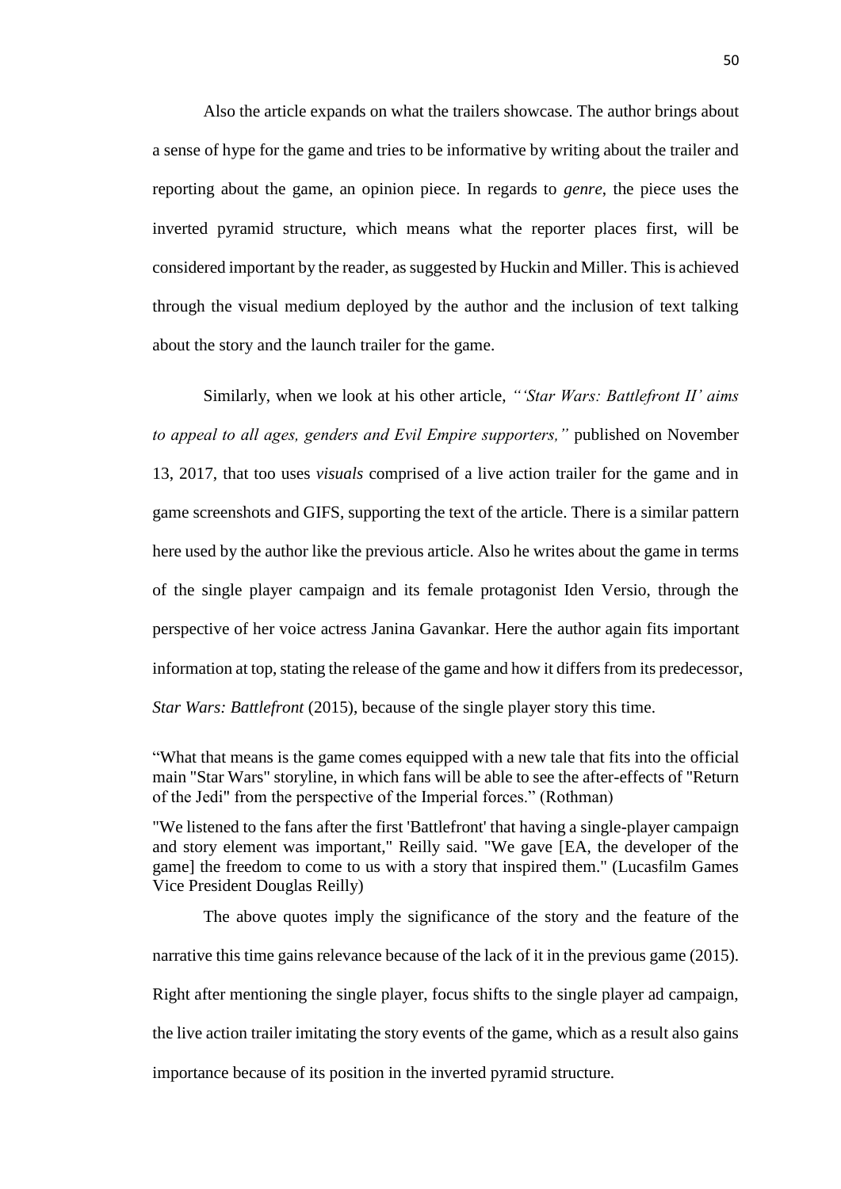Also the article expands on what the trailers showcase. The author brings about a sense of hype for the game and tries to be informative by writing about the trailer and reporting about the game, an opinion piece. In regards to *genre*, the piece uses the inverted pyramid structure, which means what the reporter places first, will be considered important by the reader, as suggested by Huckin and Miller. This is achieved through the visual medium deployed by the author and the inclusion of text talking about the story and the launch trailer for the game.

Similarly, when we look at his other article, *"'Star Wars: Battlefront II' aims to appeal to all ages, genders and Evil Empire supporters,"* published on November 13, 2017, that too uses *visuals* comprised of a live action trailer for the game and in game screenshots and GIFS, supporting the text of the article. There is a similar pattern here used by the author like the previous article. Also he writes about the game in terms of the single player campaign and its female protagonist Iden Versio, through the perspective of her voice actress Janina Gavankar. Here the author again fits important information at top, stating the release of the game and how it differs from its predecessor, *Star Wars: Battlefront* (2015), because of the single player story this time.

> "What that means is the game comes equipped with a new tale that fits into the official main "Star Wars" storyline, in which fans will be able to see the after-effects of "Return of the Jedi" from the perspective of the Imperial forces." (Rothman)

> "We listened to the fans after the first 'Battlefront' that having a single-player campaign and story element was important," Reilly said. "We gave [EA, the developer of the game] the freedom to come to us with a story that inspired them." (Lucasfilm Games Vice President Douglas Reilly)

The above quotes imply the significance of the story and the feature of the narrative this time gains relevance because of the lack of it in the previous game (2015). Right after mentioning the single player, focus shifts to the single player ad campaign, the live action trailer imitating the story events of the game, which as a result also gains importance because of its position in the inverted pyramid structure.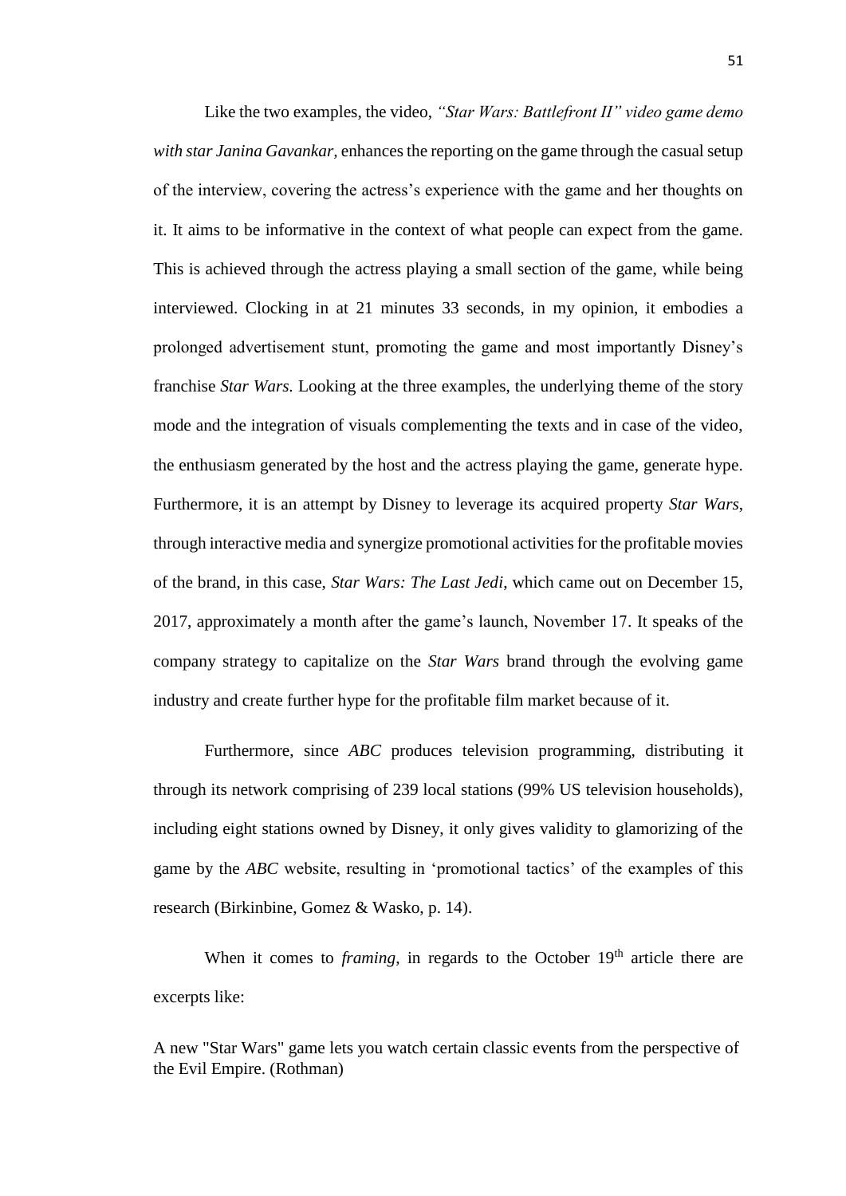Like the two examples, the video, *"Star Wars: Battlefront II" video game demo with star Janina Gavankar*, enhances the reporting on the game through the casual setup of the interview, covering the actress's experience with the game and her thoughts on it. It aims to be informative in the context of what people can expect from the game. This is achieved through the actress playing a small section of the game, while being interviewed. Clocking in at 21 minutes 33 seconds, in my opinion, it embodies a prolonged advertisement stunt, promoting the game and most importantly Disney's franchise *Star Wars.* Looking at the three examples, the underlying theme of the story mode and the integration of visuals complementing the texts and in case of the video, the enthusiasm generated by the host and the actress playing the game, generate hype. Furthermore, it is an attempt by Disney to leverage its acquired property *Star Wars*, through interactive media and synergize promotional activities for the profitable movies of the brand, in this case, *Star Wars: The Last Jedi*, which came out on December 15, 2017, approximately a month after the game's launch, November 17. It speaks of the company strategy to capitalize on the *Star Wars* brand through the evolving game industry and create further hype for the profitable film market because of it.

Furthermore, since *ABC* produces television programming, distributing it through its network comprising of 239 local stations (99% US television households), including eight stations owned by Disney, it only gives validity to glamorizing of the game by the *ABC* website, resulting in 'promotional tactics' of the examples of this research (Birkinbine, Gomez & Wasko, p. 14).

When it comes to *framing*, in regards to the October 19th article there are excerpts like:

> A new "Star Wars" game lets you watch certain classic events from the perspective of the Evil Empire. (Rothman)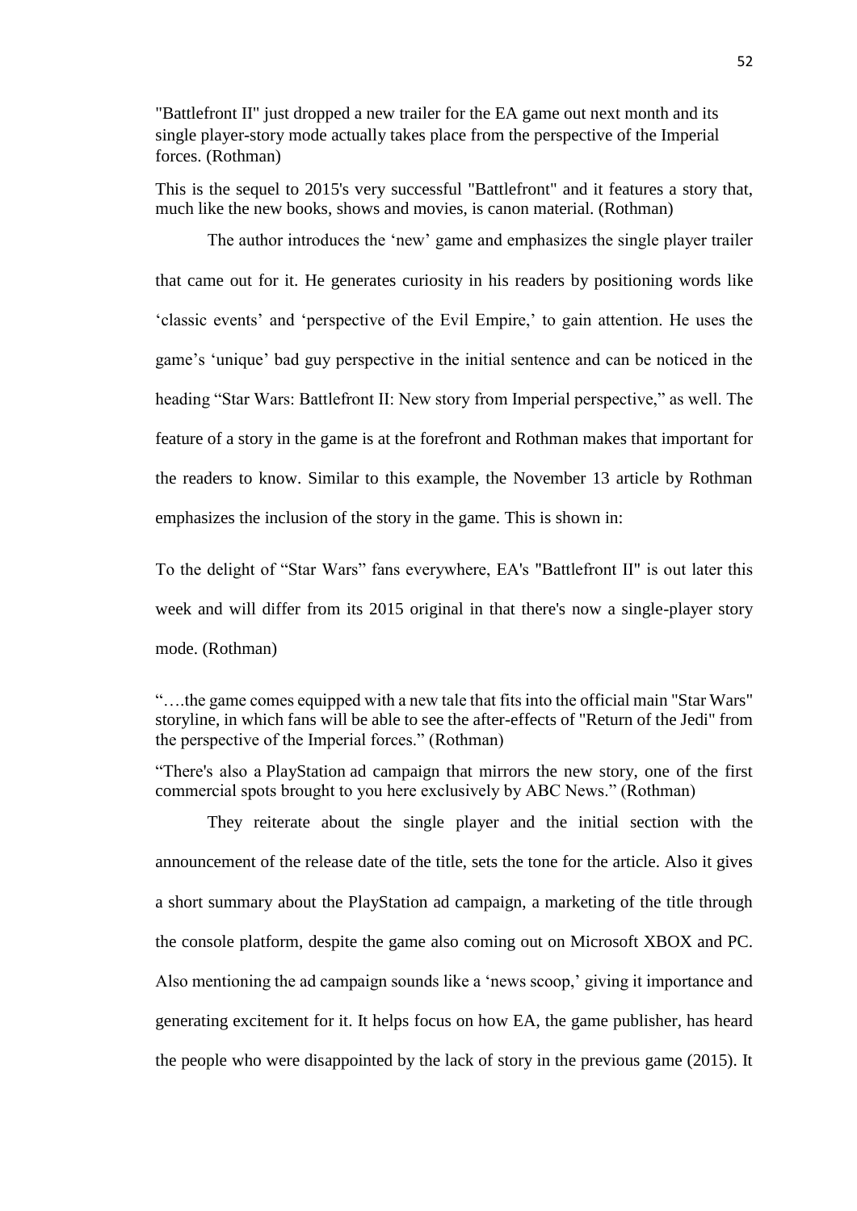"Battlefront II" just dropped a new trailer for the EA game out next month and its single player-story mode actually takes place from the perspective of the Imperial forces. (Rothman)

This is the sequel to 2015's very successful "Battlefront" and it features a story that, much like the new books, shows and movies, is canon material. (Rothman)

The author introduces the 'new' game and emphasizes the single player trailer that came out for it. He generates curiosity in his readers by positioning words like 'classic events' and 'perspective of the Evil Empire,' to gain attention. He uses the game's 'unique' bad guy perspective in the initial sentence and can be noticed in the heading "Star Wars: Battlefront II: New story from Imperial perspective," as well. The feature of a story in the game is at the forefront and Rothman makes that important for the readers to know. Similar to this example, the November 13 article by Rothman emphasizes the inclusion of the story in the game. This is shown in:

To the delight of "Star Wars" fans everywhere, EA's "Battlefront II" is out later this week and will differ from its 2015 original in that there's now a single-player story mode. (Rothman)

"….the game comes equipped with a new tale that fits into the official main "Star Wars" storyline, in which fans will be able to see the after-effects of "Return of the Jedi" from the perspective of the Imperial forces." (Rothman)

"There's also a PlayStation ad campaign that mirrors the new story, one of the first commercial spots brought to you here exclusively by ABC News." (Rothman)

They reiterate about the single player and the initial section with the announcement of the release date of the title, sets the tone for the article. Also it gives a short summary about the PlayStation ad campaign, a marketing of the title through the console platform, despite the game also coming out on Microsoft XBOX and PC. Also mentioning the ad campaign sounds like a 'news scoop,' giving it importance and generating excitement for it. It helps focus on how EA, the game publisher, has heard the people who were disappointed by the lack of story in the previous game (2015). It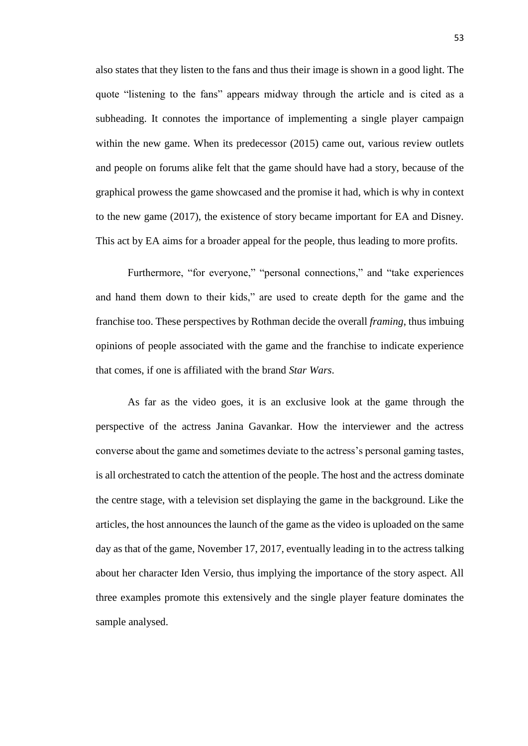also states that they listen to the fans and thus their image is shown in a good light. The quote "listening to the fans" appears midway through the article and is cited as a subheading. It connotes the importance of implementing a single player campaign within the new game. When its predecessor (2015) came out, various review outlets and people on forums alike felt that the game should have had a story, because of the graphical prowess the game showcased and the promise it had, which is why in context to the new game (2017), the existence of story became important for EA and Disney. This act by EA aims for a broader appeal for the people, thus leading to more profits.

Furthermore, "for everyone," "personal connections," and "take experiences and hand them down to their kids," are used to create depth for the game and the franchise too. These perspectives by Rothman decide the overall *framing*, thus imbuing opinions of people associated with the game and the franchise to indicate experience that comes, if one is affiliated with the brand *Star Wars*.

As far as the video goes, it is an exclusive look at the game through the perspective of the actress Janina Gavankar. How the interviewer and the actress converse about the game and sometimes deviate to the actress's personal gaming tastes, is all orchestrated to catch the attention of the people. The host and the actress dominate the centre stage, with a television set displaying the game in the background. Like the articles, the host announces the launch of the game as the video is uploaded on the same day as that of the game, November 17, 2017, eventually leading in to the actress talking about her character Iden Versio, thus implying the importance of the story aspect. All three examples promote this extensively and the single player feature dominates the sample analysed.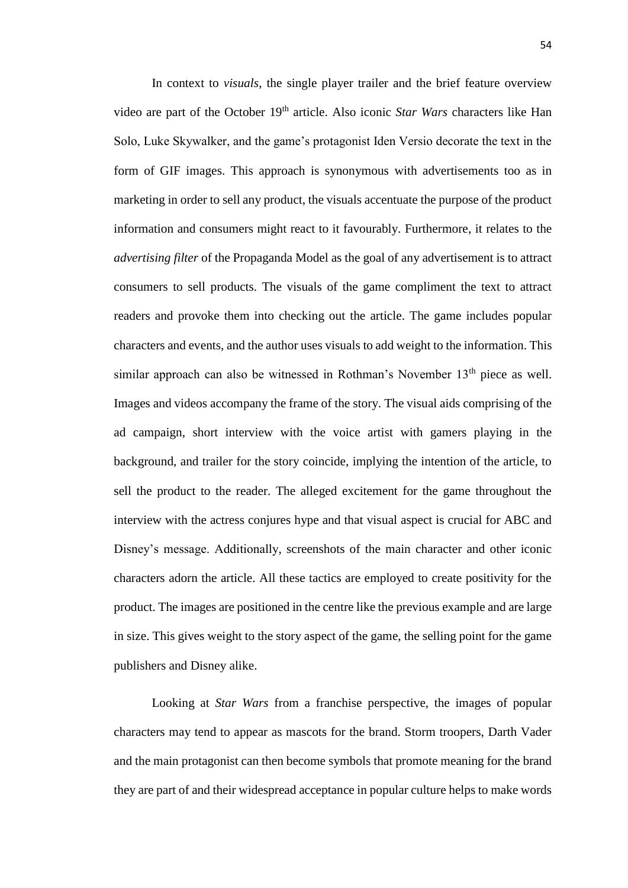In context to *visuals*, the single player trailer and the brief feature overview video are part of the October 19th article. Also iconic *Star Wars* characters like Han Solo, Luke Skywalker, and the game's protagonist Iden Versio decorate the text in the form of GIF images. This approach is synonymous with advertisements too as in marketing in order to sell any product, the visuals accentuate the purpose of the product information and consumers might react to it favourably. Furthermore, it relates to the *advertising filter* of the Propaganda Model as the goal of any advertisement is to attract consumers to sell products. The visuals of the game compliment the text to attract readers and provoke them into checking out the article. The game includes popular characters and events, and the author uses visuals to add weight to the information. This similar approach can also be witnessed in Rothman's November 13th piece as well. Images and videos accompany the frame of the story. The visual aids comprising of the ad campaign, short interview with the voice artist with gamers playing in the background, and trailer for the story coincide, implying the intention of the article, to sell the product to the reader. The alleged excitement for the game throughout the interview with the actress conjures hype and that visual aspect is crucial for ABC and Disney's message. Additionally, screenshots of the main character and other iconic characters adorn the article. All these tactics are employed to create positivity for the product. The images are positioned in the centre like the previous example and are large in size. This gives weight to the story aspect of the game, the selling point for the game publishers and Disney alike.

Looking at *Star Wars* from a franchise perspective, the images of popular characters may tend to appear as mascots for the brand. Storm troopers, Darth Vader and the main protagonist can then become symbols that promote meaning for the brand they are part of and their widespread acceptance in popular culture helps to make words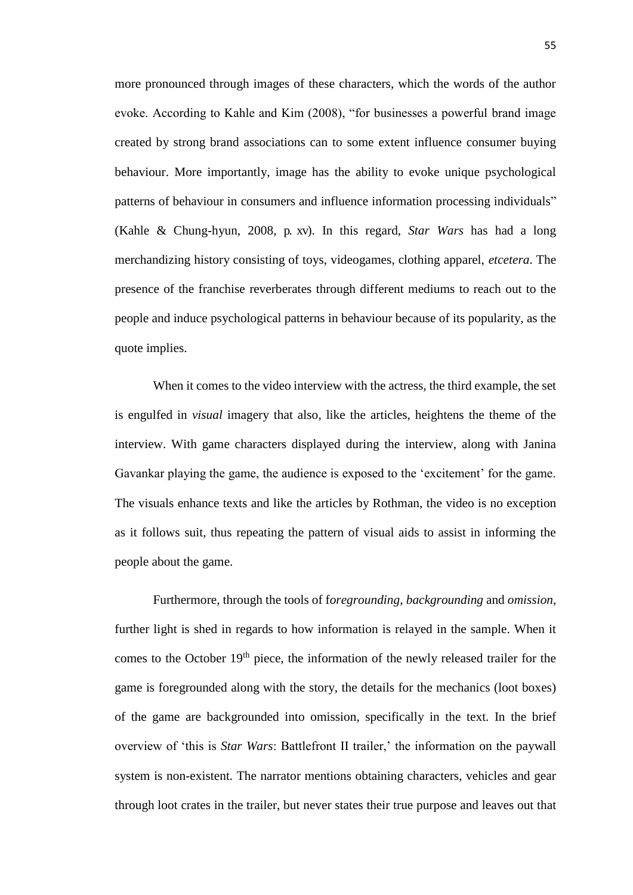more pronounced through images of these characters, which the words of the author evoke. According to Kahle and Kim (2008), "for businesses a powerful brand image created by strong brand associations can to some extent influence consumer buying behaviour. More importantly, image has the ability to evoke unique psychological patterns of behaviour in consumers and influence information processing individuals" (Kahle & Chung-hyun, 2008, p. xv). In this regard, *Star Wars* has had a long merchandizing history consisting of toys, videogames, clothing apparel, *etcetera*. The presence of the franchise reverberates through different mediums to reach out to the people and induce psychological patterns in behaviour because of its popularity, as the quote implies.

When it comes to the video interview with the actress, the third example, the set is engulfed in *visual* imagery that also, like the articles, heightens the theme of the interview. With game characters displayed during the interview, along with Janina Gavankar playing the game, the audience is exposed to the 'excitement' for the game. The visuals enhance texts and like the articles by Rothman, the video is no exception as it follows suit, thus repeating the pattern of visual aids to assist in informing the people about the game.

Furthermore, through the tools of f*oregrounding*, *backgrounding* and *omission*, further light is shed in regards to how information is relayed in the sample. When it comes to the October 19th piece, the information of the newly released trailer for the game is foregrounded along with the story, the details for the mechanics (loot boxes) of the game are backgrounded into omission, specifically in the text. In the brief overview of 'this is *Star Wars*: Battlefront II trailer,' the information on the paywall system is non-existent. The narrator mentions obtaining characters, vehicles and gear through loot crates in the trailer, but never states their true purpose and leaves out that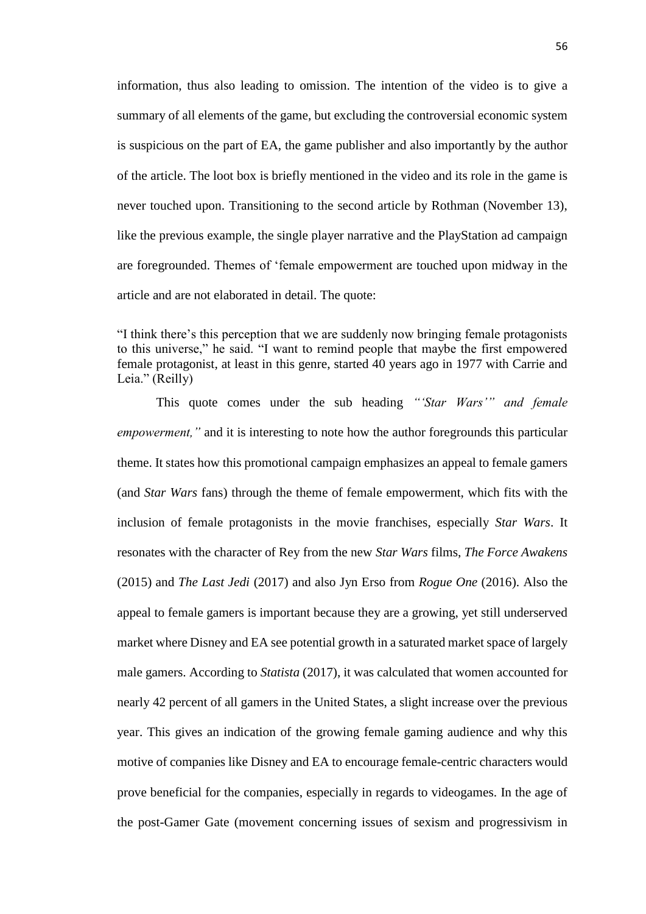information, thus also leading to omission. The intention of the video is to give a summary of all elements of the game, but excluding the controversial economic system is suspicious on the part of EA, the game publisher and also importantly by the author of the article. The loot box is briefly mentioned in the video and its role in the game is never touched upon. Transitioning to the second article by Rothman (November 13), like the previous example, the single player narrative and the PlayStation ad campaign are foregrounded. Themes of 'female empowerment are touched upon midway in the article and are not elaborated in detail. The quote:

> "I think there's this perception that we are suddenly now bringing female protagonists to this universe," he said. "I want to remind people that maybe the first empowered female protagonist, at least in this genre, started 40 years ago in 1977 with Carrie and Leia." (Reilly)

This quote comes under the sub heading *"'Star Wars'" and female empowerment,"* and it is interesting to note how the author foregrounds this particular theme. It states how this promotional campaign emphasizes an appeal to female gamers (and *Star Wars* fans) through the theme of female empowerment, which fits with the inclusion of female protagonists in the movie franchises, especially *Star Wars*. It resonates with the character of Rey from the new *Star Wars* films, *The Force Awakens* (2015) and *The Last Jedi* (2017) and also Jyn Erso from *Rogue One* (2016). Also the appeal to female gamers is important because they are a growing, yet still underserved market where Disney and EA see potential growth in a saturated market space of largely male gamers. According to *Statista* (2017), it was calculated that women accounted for nearly 42 percent of all gamers in the United States, a slight increase over the previous year. This gives an indication of the growing female gaming audience and why this motive of companies like Disney and EA to encourage female-centric characters would prove beneficial for the companies, especially in regards to videogames. In the age of the post-Gamer Gate (movement concerning issues of sexism and progressivism in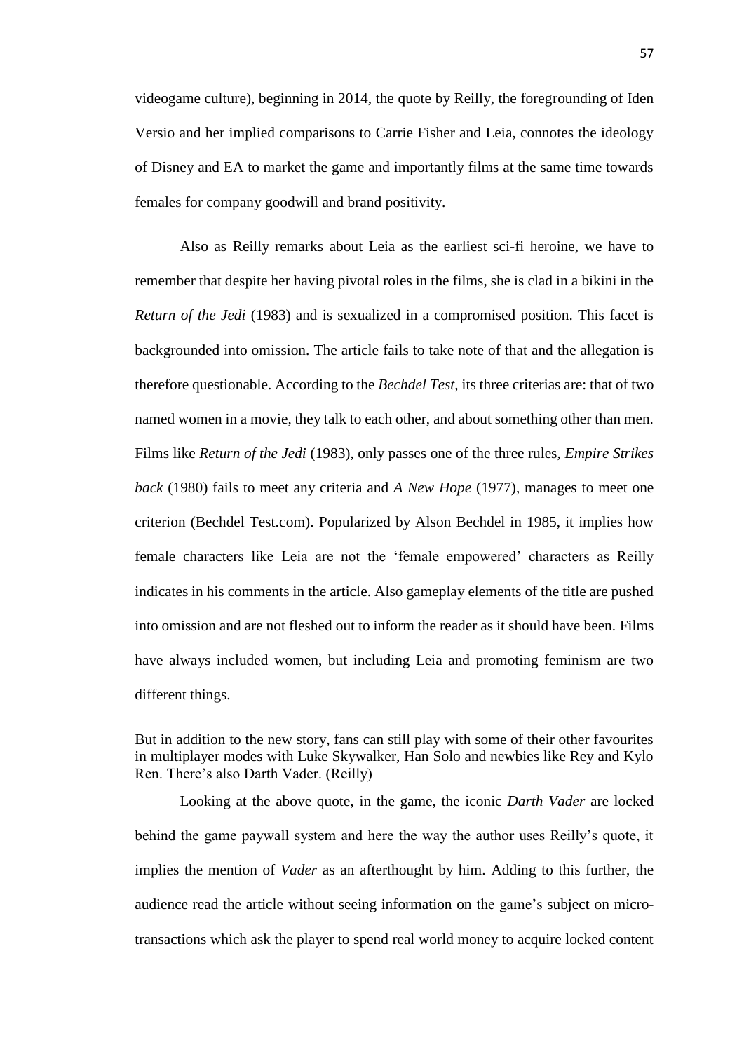videogame culture), beginning in 2014, the quote by Reilly, the foregrounding of Iden Versio and her implied comparisons to Carrie Fisher and Leia, connotes the ideology of Disney and EA to market the game and importantly films at the same time towards females for company goodwill and brand positivity.

Also as Reilly remarks about Leia as the earliest sci-fi heroine, we have to remember that despite her having pivotal roles in the films, she is clad in a bikini in the *Return of the Jedi* (1983) and is sexualized in a compromised position. This facet is backgrounded into omission. The article fails to take note of that and the allegation is therefore questionable. According to the *Bechdel Test*, its three criterias are: that of two named women in a movie, they talk to each other, and about something other than men. Films like *Return of the Jedi* (1983), only passes one of the three rules, *Empire Strikes back* (1980) fails to meet any criteria and *A New Hope* (1977), manages to meet one criterion (Bechdel Test.com). Popularized by Alson Bechdel in 1985, it implies how female characters like Leia are not the 'female empowered' characters as Reilly indicates in his comments in the article. Also gameplay elements of the title are pushed into omission and are not fleshed out to inform the reader as it should have been. Films have always included women, but including Leia and promoting feminism are two different things.

> But in addition to the new story, fans can still play with some of their other favourites in multiplayer modes with Luke Skywalker, Han Solo and newbies like Rey and Kylo Ren. There's also Darth Vader. (Reilly)

Looking at the above quote, in the game, the iconic *Darth Vader* are locked behind the game paywall system and here the way the author uses Reilly's quote, it implies the mention of *Vader* as an afterthought by him. Adding to this further, the audience read the article without seeing information on the game's subject on micro-transactions which ask the player to spend real world money to acquire locked content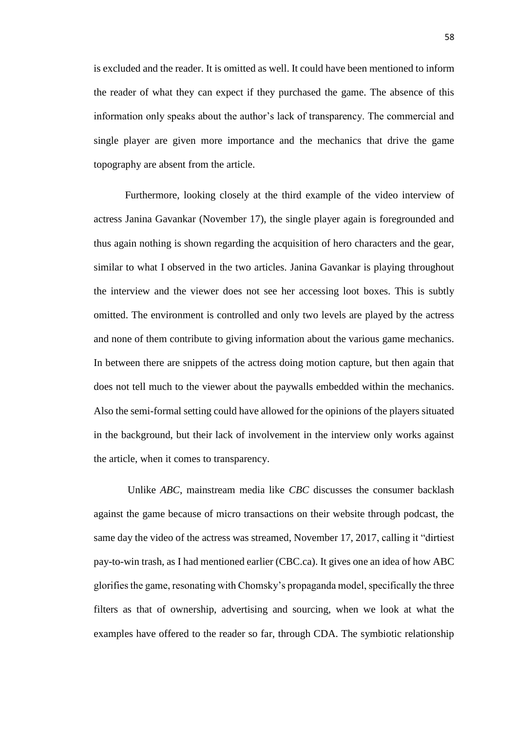is excluded and the reader. It is omitted as well. It could have been mentioned to inform the reader of what they can expect if they purchased the game. The absence of this information only speaks about the author's lack of transparency. The commercial and single player are given more importance and the mechanics that drive the game topography are absent from the article.

Furthermore, looking closely at the third example of the video interview of actress Janina Gavankar (November 17), the single player again is foregrounded and thus again nothing is shown regarding the acquisition of hero characters and the gear, similar to what I observed in the two articles. Janina Gavankar is playing throughout the interview and the viewer does not see her accessing loot boxes. This is subtly omitted. The environment is controlled and only two levels are played by the actress and none of them contribute to giving information about the various game mechanics. In between there are snippets of the actress doing motion capture, but then again that does not tell much to the viewer about the paywalls embedded within the mechanics. Also the semi-formal setting could have allowed for the opinions of the players situated in the background, but their lack of involvement in the interview only works against the article, when it comes to transparency.

Unlike *ABC*, mainstream media like *CBC* discusses the consumer backlash against the game because of micro transactions on their website through podcast, the same day the video of the actress was streamed, November 17, 2017, calling it "dirtiest pay-to-win trash, as I had mentioned earlier (CBC.ca). It gives one an idea of how ABC glorifies the game, resonating with Chomsky's propaganda model, specifically the three filters as that of ownership, advertising and sourcing, when we look at what the examples have offered to the reader so far, through CDA. The symbiotic relationship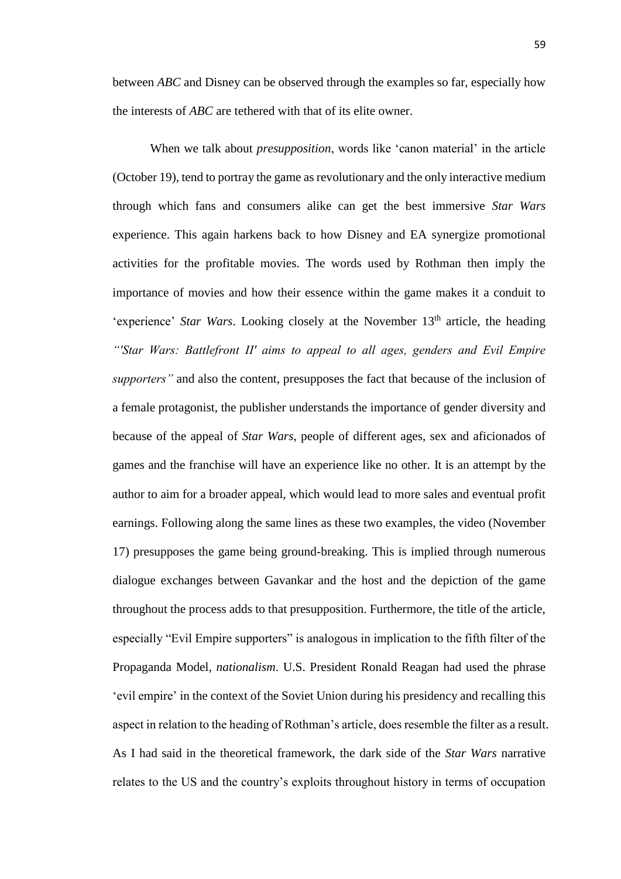between *ABC* and Disney can be observed through the examples so far, especially how the interests of *ABC* are tethered with that of its elite owner.

When we talk about *presupposition*, words like 'canon material' in the article (October 19), tend to portray the game as revolutionary and the only interactive medium through which fans and consumers alike can get the best immersive *Star Wars* experience. This again harkens back to how Disney and EA synergize promotional activities for the profitable movies. The words used by Rothman then imply the importance of movies and how their essence within the game makes it a conduit to 'experience' *Star Wars*. Looking closely at the November 13th article, the heading *"'Star Wars: Battlefront II' aims to appeal to all ages, genders and Evil Empire supporters"* and also the content, presupposes the fact that because of the inclusion of a female protagonist, the publisher understands the importance of gender diversity and because of the appeal of *Star Wars*, people of different ages, sex and aficionados of games and the franchise will have an experience like no other. It is an attempt by the author to aim for a broader appeal, which would lead to more sales and eventual profit earnings. Following along the same lines as these two examples, the video (November 17) presupposes the game being ground-breaking. This is implied through numerous dialogue exchanges between Gavankar and the host and the depiction of the game throughout the process adds to that presupposition. Furthermore, the title of the article, especially "Evil Empire supporters" is analogous in implication to the fifth filter of the Propaganda Model, *nationalism*. U.S. President Ronald Reagan had used the phrase 'evil empire' in the context of the Soviet Union during his presidency and recalling this aspect in relation to the heading of Rothman's article, does resemble the filter as a result. As I had said in the theoretical framework, the dark side of the *Star Wars* narrative relates to the US and the country's exploits throughout history in terms of occupation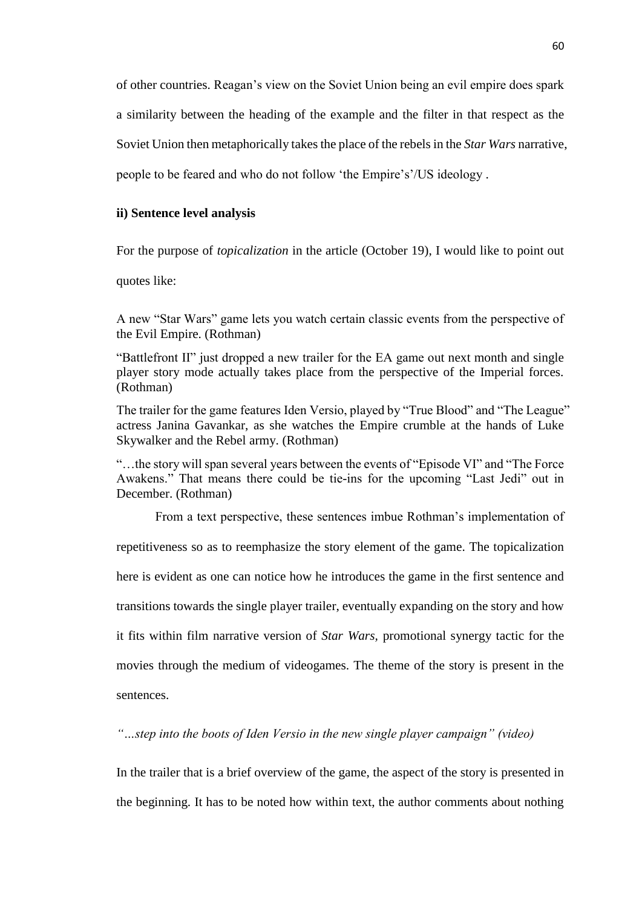of other countries. Reagan's view on the Soviet Union being an evil empire does spark a similarity between the heading of the example and the filter in that respect as the Soviet Union then metaphorically takes the place of the rebels in the *Star Wars* narrative, people to be feared and who do not follow 'the Empire's'/US ideology .

**ii) Sentence level analysis**

For the purpose of *topicalization* in the article (October 19), I would like to point out quotes like:

> A new "Star Wars" game lets you watch certain classic events from the perspective of the Evil Empire. (Rothman)
>
> "Battlefront II" just dropped a new trailer for the EA game out next month and single player story mode actually takes place from the perspective of the Imperial forces. (Rothman)
>
> The trailer for the game features Iden Versio, played by "True Blood" and "The League" actress Janina Gavankar, as she watches the Empire crumble at the hands of Luke Skywalker and the Rebel army. (Rothman)
>
> "…the story will span several years between the events of "Episode VI" and "The Force Awakens." That means there could be tie-ins for the upcoming "Last Jedi" out in December. (Rothman)

From a text perspective, these sentences imbue Rothman's implementation of repetitiveness so as to reemphasize the story element of the game. The topicalization here is evident as one can notice how he introduces the game in the first sentence and transitions towards the single player trailer, eventually expanding on the story and how it fits within film narrative version of *Star Wars,* promotional synergy tactic for the movies through the medium of videogames. The theme of the story is present in the sentences.

*"…step into the boots of Iden Versio in the new single player campaign" (video)*

In the trailer that is a brief overview of the game, the aspect of the story is presented in the beginning. It has to be noted how within text, the author comments about nothing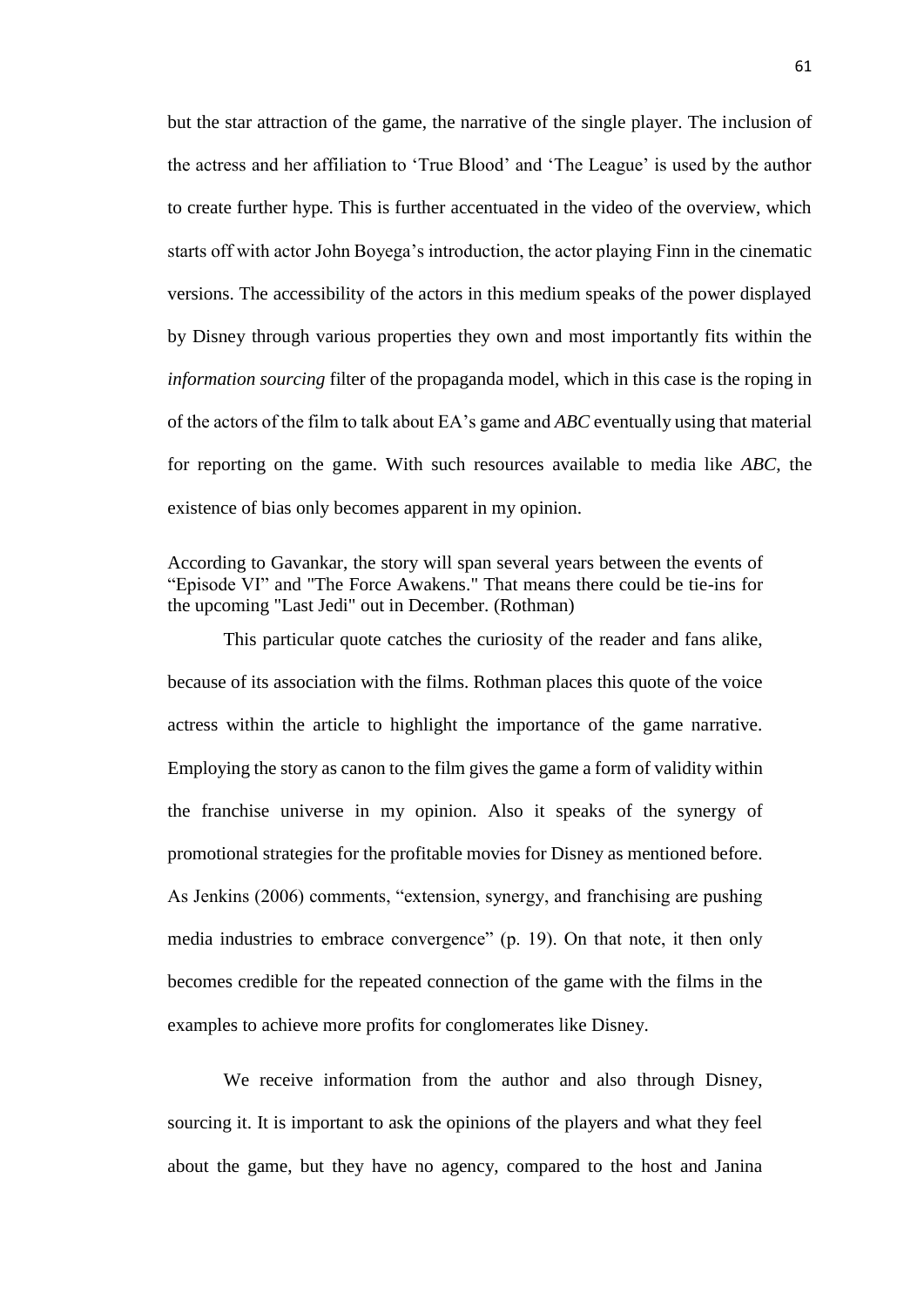but the star attraction of the game, the narrative of the single player. The inclusion of the actress and her affiliation to 'True Blood' and 'The League' is used by the author to create further hype. This is further accentuated in the video of the overview, which starts off with actor John Boyega's introduction, the actor playing Finn in the cinematic versions. The accessibility of the actors in this medium speaks of the power displayed by Disney through various properties they own and most importantly fits within the *information sourcing* filter of the propaganda model, which in this case is the roping in of the actors of the film to talk about EA's game and *ABC* eventually using that material for reporting on the game. With such resources available to media like *ABC*, the existence of bias only becomes apparent in my opinion.

> According to Gavankar, the story will span several years between the events of "Episode VI" and "The Force Awakens." That means there could be tie-ins for the upcoming "Last Jedi" out in December. (Rothman)

This particular quote catches the curiosity of the reader and fans alike, because of its association with the films. Rothman places this quote of the voice actress within the article to highlight the importance of the game narrative. Employing the story as canon to the film gives the game a form of validity within the franchise universe in my opinion. Also it speaks of the synergy of promotional strategies for the profitable movies for Disney as mentioned before. As Jenkins (2006) comments, "extension, synergy, and franchising are pushing media industries to embrace convergence" (p. 19). On that note, it then only becomes credible for the repeated connection of the game with the films in the examples to achieve more profits for conglomerates like Disney.

We receive information from the author and also through Disney, sourcing it. It is important to ask the opinions of the players and what they feel about the game, but they have no agency, compared to the host and Janina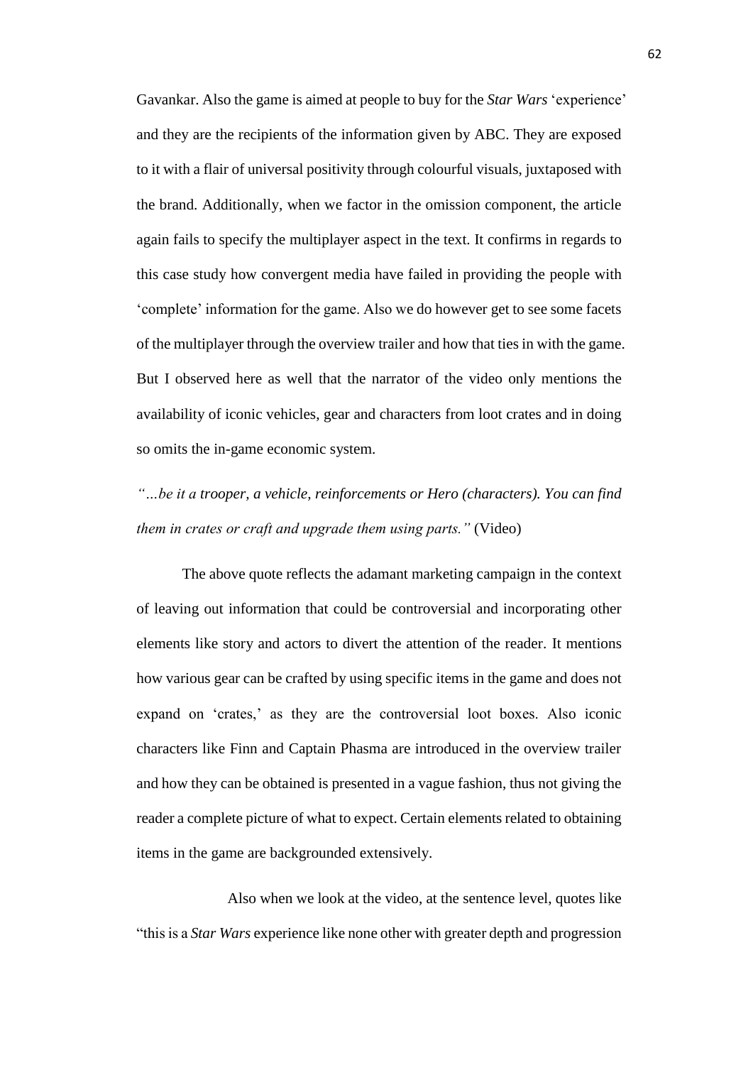Gavankar. Also the game is aimed at people to buy for the *Star Wars* 'experience' and they are the recipients of the information given by ABC. They are exposed to it with a flair of universal positivity through colourful visuals, juxtaposed with the brand. Additionally, when we factor in the omission component, the article again fails to specify the multiplayer aspect in the text. It confirms in regards to this case study how convergent media have failed in providing the people with 'complete' information for the game. Also we do however get to see some facets of the multiplayer through the overview trailer and how that ties in with the game. But I observed here as well that the narrator of the video only mentions the availability of iconic vehicles, gear and characters from loot crates and in doing so omits the in-game economic system.

*"…be it a trooper, a vehicle, reinforcements or Hero (characters). You can find them in crates or craft and upgrade them using parts."* (Video)

The above quote reflects the adamant marketing campaign in the context of leaving out information that could be controversial and incorporating other elements like story and actors to divert the attention of the reader. It mentions how various gear can be crafted by using specific items in the game and does not expand on 'crates,' as they are the controversial loot boxes. Also iconic characters like Finn and Captain Phasma are introduced in the overview trailer and how they can be obtained is presented in a vague fashion, thus not giving the reader a complete picture of what to expect. Certain elements related to obtaining items in the game are backgrounded extensively.

Also when we look at the video, at the sentence level, quotes like "this is a *Star Wars* experience like none other with greater depth and progression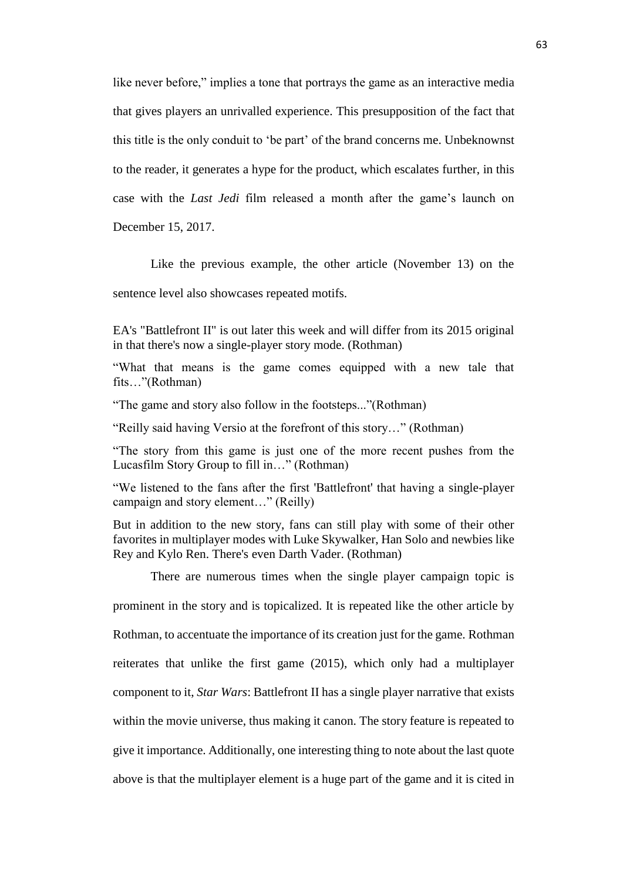like never before," implies a tone that portrays the game as an interactive media that gives players an unrivalled experience. This presupposition of the fact that this title is the only conduit to 'be part' of the brand concerns me. Unbeknownst to the reader, it generates a hype for the product, which escalates further, in this case with the *Last Jedi* film released a month after the game's launch on December 15, 2017.

Like the previous example, the other article (November 13) on the sentence level also showcases repeated motifs.

> EA's "Battlefront II" is out later this week and will differ from its 2015 original in that there's now a single-player story mode. (Rothman)
>
> "What that means is the game comes equipped with a new tale that fits…"(Rothman)
>
> "The game and story also follow in the footsteps..."(Rothman)
>
> "Reilly said having Versio at the forefront of this story…" (Rothman)
>
> "The story from this game is just one of the more recent pushes from the Lucasfilm Story Group to fill in…" (Rothman)
>
> "We listened to the fans after the first 'Battlefront' that having a single-player campaign and story element…" (Reilly)
>
> But in addition to the new story, fans can still play with some of their other favorites in multiplayer modes with Luke Skywalker, Han Solo and newbies like Rey and Kylo Ren. There's even Darth Vader. (Rothman)

There are numerous times when the single player campaign topic is prominent in the story and is topicalized. It is repeated like the other article by Rothman, to accentuate the importance of its creation just for the game. Rothman reiterates that unlike the first game (2015), which only had a multiplayer component to it, *Star Wars*: Battlefront II has a single player narrative that exists within the movie universe, thus making it canon. The story feature is repeated to give it importance. Additionally, one interesting thing to note about the last quote above is that the multiplayer element is a huge part of the game and it is cited in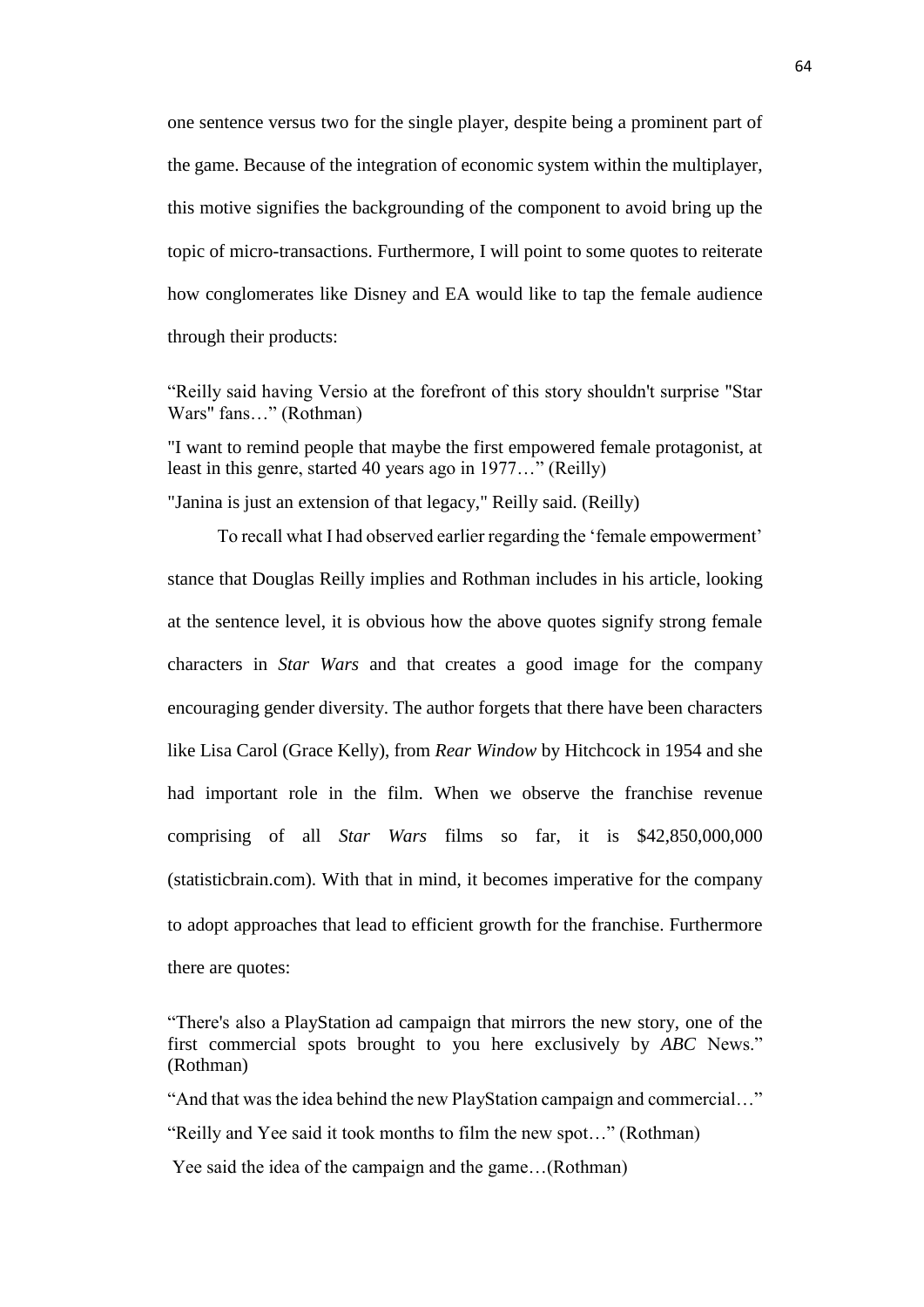one sentence versus two for the single player, despite being a prominent part of the game. Because of the integration of economic system within the multiplayer, this motive signifies the backgrounding of the component to avoid bring up the topic of micro-transactions. Furthermore, I will point to some quotes to reiterate how conglomerates like Disney and EA would like to tap the female audience through their products:

"Reilly said having Versio at the forefront of this story shouldn't surprise "Star Wars" fans…" (Rothman)

"I want to remind people that maybe the first empowered female protagonist, at least in this genre, started 40 years ago in 1977…" (Reilly)

"Janina is just an extension of that legacy," Reilly said. (Reilly)

To recall what I had observed earlier regarding the 'female empowerment' stance that Douglas Reilly implies and Rothman includes in his article, looking at the sentence level, it is obvious how the above quotes signify strong female characters in *Star Wars* and that creates a good image for the company encouraging gender diversity. The author forgets that there have been characters like Lisa Carol (Grace Kelly), from *Rear Window* by Hitchcock in 1954 and she had important role in the film. When we observe the franchise revenue comprising of all *Star Wars* films so far, it is $42,850,000,000 (statisticbrain.com). With that in mind, it becomes imperative for the company to adopt approaches that lead to efficient growth for the franchise. Furthermore there are quotes:

"There's also a PlayStation ad campaign that mirrors the new story, one of the first commercial spots brought to you here exclusively by *ABC* News." (Rothman)

"And that was the idea behind the new PlayStation campaign and commercial…"

"Reilly and Yee said it took months to film the new spot…" (Rothman)

Yee said the idea of the campaign and the game…(Rothman)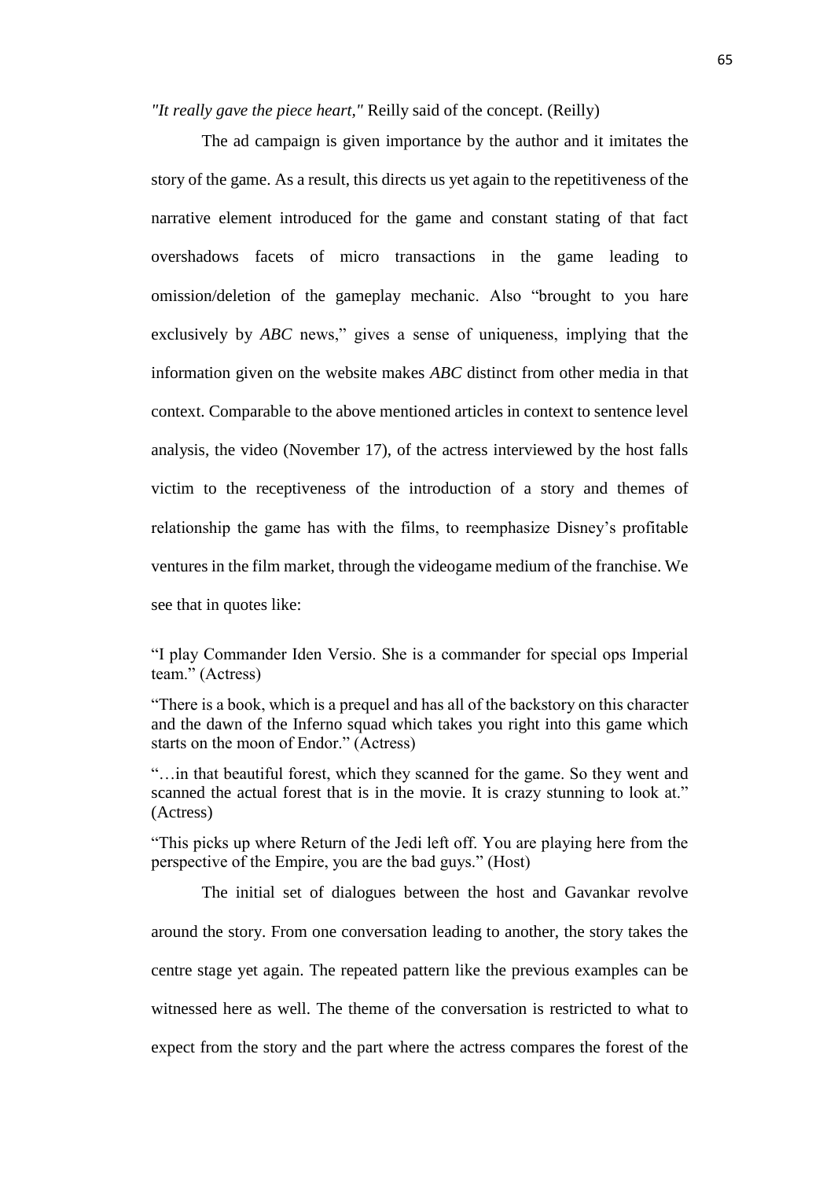*"It really gave the piece heart,"* Reilly said of the concept. (Reilly)

The ad campaign is given importance by the author and it imitates the story of the game. As a result, this directs us yet again to the repetitiveness of the narrative element introduced for the game and constant stating of that fact overshadows facets of micro transactions in the game leading to omission/deletion of the gameplay mechanic. Also "brought to you hare exclusively by *ABC* news," gives a sense of uniqueness, implying that the information given on the website makes *ABC* distinct from other media in that context. Comparable to the above mentioned articles in context to sentence level analysis, the video (November 17), of the actress interviewed by the host falls victim to the receptiveness of the introduction of a story and themes of relationship the game has with the films, to reemphasize Disney's profitable ventures in the film market, through the videogame medium of the franchise. We see that in quotes like:

> "I play Commander Iden Versio. She is a commander for special ops Imperial team." (Actress)
>
> "There is a book, which is a prequel and has all of the backstory on this character and the dawn of the Inferno squad which takes you right into this game which starts on the moon of Endor." (Actress)
>
> "…in that beautiful forest, which they scanned for the game. So they went and scanned the actual forest that is in the movie. It is crazy stunning to look at." (Actress)
>
> "This picks up where Return of the Jedi left off. You are playing here from the perspective of the Empire, you are the bad guys." (Host)

The initial set of dialogues between the host and Gavankar revolve around the story. From one conversation leading to another, the story takes the centre stage yet again. The repeated pattern like the previous examples can be witnessed here as well. The theme of the conversation is restricted to what to expect from the story and the part where the actress compares the forest of the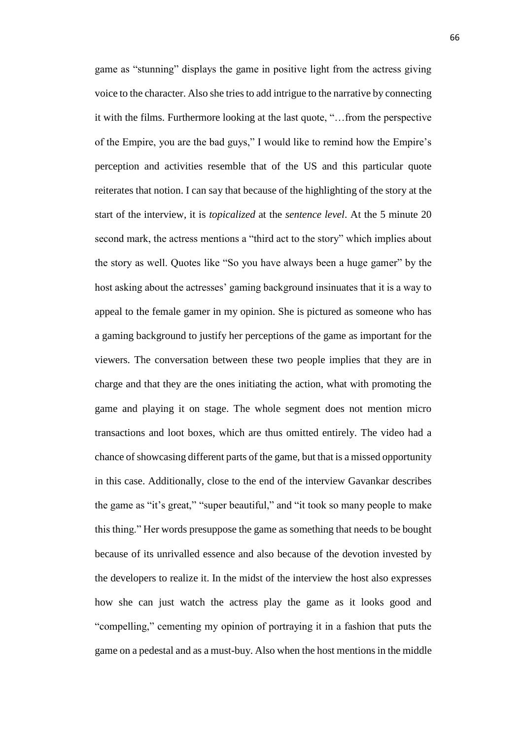game as "stunning" displays the game in positive light from the actress giving voice to the character. Also she tries to add intrigue to the narrative by connecting it with the films. Furthermore looking at the last quote, "…from the perspective of the Empire, you are the bad guys," I would like to remind how the Empire's perception and activities resemble that of the US and this particular quote reiterates that notion. I can say that because of the highlighting of the story at the start of the interview, it is *topicalized* at the *sentence level*. At the 5 minute 20 second mark, the actress mentions a "third act to the story" which implies about the story as well. Quotes like "So you have always been a huge gamer" by the host asking about the actresses' gaming background insinuates that it is a way to appeal to the female gamer in my opinion. She is pictured as someone who has a gaming background to justify her perceptions of the game as important for the viewers. The conversation between these two people implies that they are in charge and that they are the ones initiating the action, what with promoting the game and playing it on stage. The whole segment does not mention micro transactions and loot boxes, which are thus omitted entirely. The video had a chance of showcasing different parts of the game, but that is a missed opportunity in this case. Additionally, close to the end of the interview Gavankar describes the game as "it's great," "super beautiful," and "it took so many people to make this thing." Her words presuppose the game as something that needs to be bought because of its unrivalled essence and also because of the devotion invested by the developers to realize it. In the midst of the interview the host also expresses how she can just watch the actress play the game as it looks good and "compelling," cementing my opinion of portraying it in a fashion that puts the game on a pedestal and as a must-buy. Also when the host mentions in the middle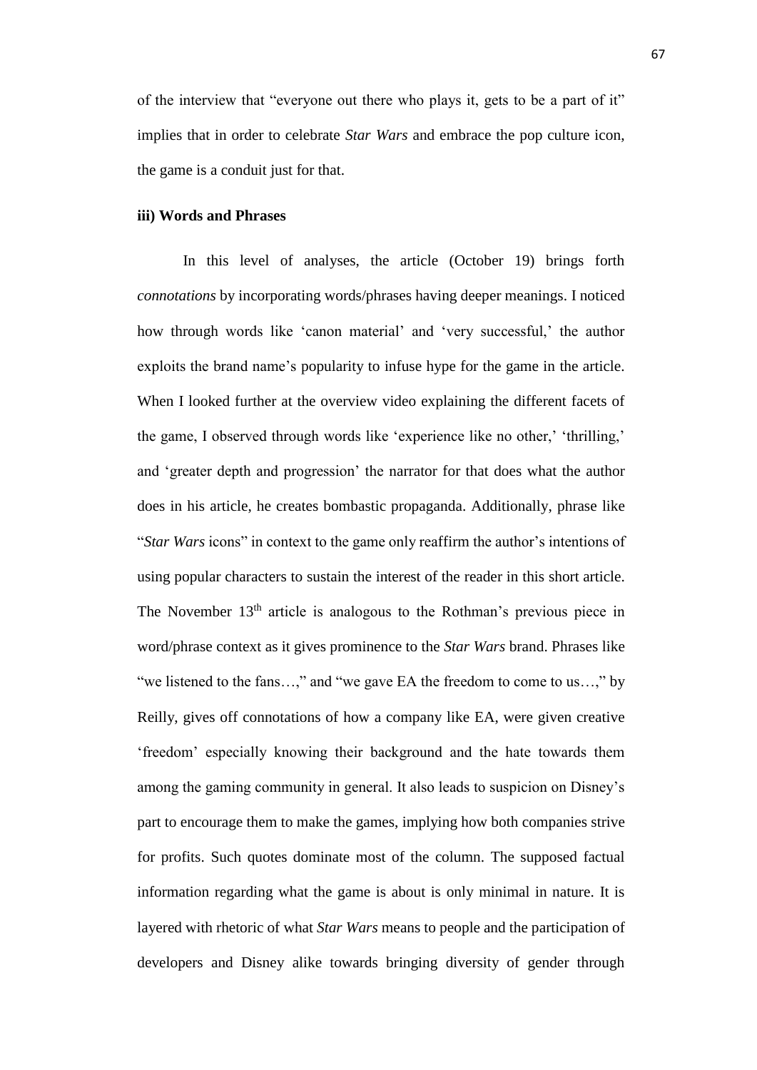of the interview that "everyone out there who plays it, gets to be a part of it" implies that in order to celebrate *Star Wars* and embrace the pop culture icon, the game is a conduit just for that.

**iii) Words and Phrases**

In this level of analyses, the article (October 19) brings forth *connotations* by incorporating words/phrases having deeper meanings. I noticed how through words like 'canon material' and 'very successful,' the author exploits the brand name's popularity to infuse hype for the game in the article. When I looked further at the overview video explaining the different facets of the game, I observed through words like 'experience like no other,' 'thrilling,' and 'greater depth and progression' the narrator for that does what the author does in his article, he creates bombastic propaganda. Additionally, phrase like "*Star Wars* icons" in context to the game only reaffirm the author's intentions of using popular characters to sustain the interest of the reader in this short article. The November 13th article is analogous to the Rothman's previous piece in word/phrase context as it gives prominence to the *Star Wars* brand. Phrases like "we listened to the fans…," and "we gave EA the freedom to come to us…," by Reilly, gives off connotations of how a company like EA, were given creative 'freedom' especially knowing their background and the hate towards them among the gaming community in general. It also leads to suspicion on Disney's part to encourage them to make the games, implying how both companies strive for profits. Such quotes dominate most of the column. The supposed factual information regarding what the game is about is only minimal in nature. It is layered with rhetoric of what *Star Wars* means to people and the participation of developers and Disney alike towards bringing diversity of gender through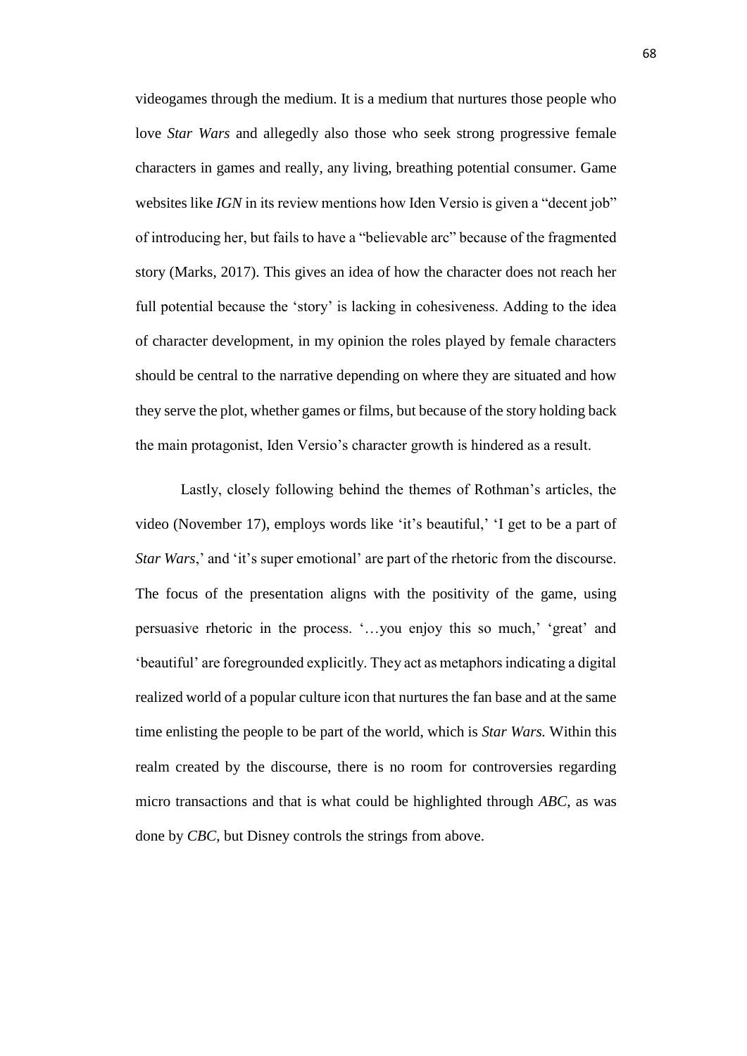videogames through the medium. It is a medium that nurtures those people who love *Star Wars* and allegedly also those who seek strong progressive female characters in games and really, any living, breathing potential consumer. Game websites like *IGN* in its review mentions how Iden Versio is given a "decent job" of introducing her, but fails to have a "believable arc" because of the fragmented story (Marks, 2017). This gives an idea of how the character does not reach her full potential because the 'story' is lacking in cohesiveness. Adding to the idea of character development, in my opinion the roles played by female characters should be central to the narrative depending on where they are situated and how they serve the plot, whether games or films, but because of the story holding back the main protagonist, Iden Versio's character growth is hindered as a result.

Lastly, closely following behind the themes of Rothman's articles, the video (November 17), employs words like 'it's beautiful,' 'I get to be a part of *Star Wars*,' and 'it's super emotional' are part of the rhetoric from the discourse. The focus of the presentation aligns with the positivity of the game, using persuasive rhetoric in the process. '…you enjoy this so much,' 'great' and 'beautiful' are foregrounded explicitly. They act as metaphors indicating a digital realized world of a popular culture icon that nurtures the fan base and at the same time enlisting the people to be part of the world, which is *Star Wars.* Within this realm created by the discourse, there is no room for controversies regarding micro transactions and that is what could be highlighted through *ABC*, as was done by *CBC*, but Disney controls the strings from above.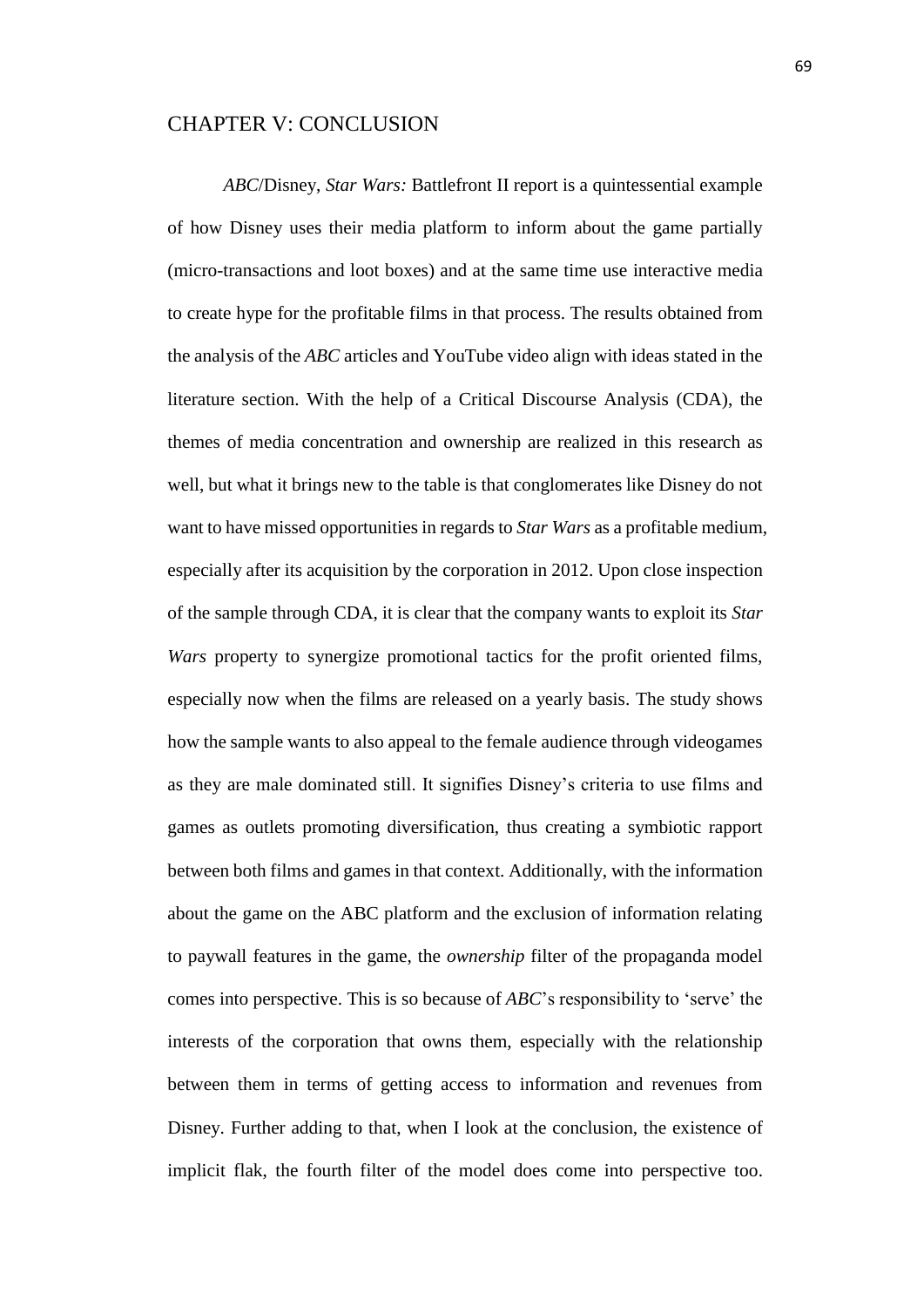# CHAPTER V: CONCLUSION

*ABC*/Disney, *Star Wars:* Battlefront II report is a quintessential example of how Disney uses their media platform to inform about the game partially (micro-transactions and loot boxes) and at the same time use interactive media to create hype for the profitable films in that process. The results obtained from the analysis of the *ABC* articles and YouTube video align with ideas stated in the literature section. With the help of a Critical Discourse Analysis (CDA), the themes of media concentration and ownership are realized in this research as well, but what it brings new to the table is that conglomerates like Disney do not want to have missed opportunities in regards to *Star Wars* as a profitable medium, especially after its acquisition by the corporation in 2012. Upon close inspection of the sample through CDA, it is clear that the company wants to exploit its *Star Wars* property to synergize promotional tactics for the profit oriented films, especially now when the films are released on a yearly basis. The study shows how the sample wants to also appeal to the female audience through videogames as they are male dominated still. It signifies Disney's criteria to use films and games as outlets promoting diversification, thus creating a symbiotic rapport between both films and games in that context. Additionally, with the information about the game on the ABC platform and the exclusion of information relating to paywall features in the game, the *ownership* filter of the propaganda model comes into perspective. This is so because of *ABC*'s responsibility to 'serve' the interests of the corporation that owns them, especially with the relationship between them in terms of getting access to information and revenues from Disney. Further adding to that, when I look at the conclusion, the existence of implicit flak, the fourth filter of the model does come into perspective too.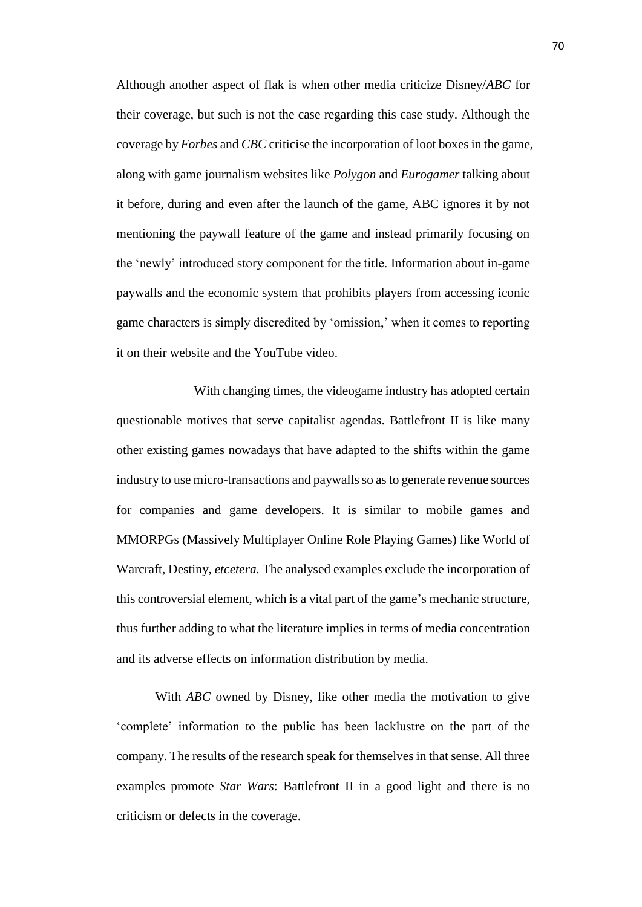Although another aspect of flak is when other media criticize Disney/*ABC* for their coverage, but such is not the case regarding this case study. Although the coverage by *Forbes* and *CBC* criticise the incorporation of loot boxes in the game, along with game journalism websites like *Polygon* and *Eurogamer* talking about it before, during and even after the launch of the game, ABC ignores it by not mentioning the paywall feature of the game and instead primarily focusing on the 'newly' introduced story component for the title. Information about in-game paywalls and the economic system that prohibits players from accessing iconic game characters is simply discredited by 'omission,' when it comes to reporting it on their website and the YouTube video.

With changing times, the videogame industry has adopted certain questionable motives that serve capitalist agendas. Battlefront II is like many other existing games nowadays that have adapted to the shifts within the game industry to use micro-transactions and paywalls so as to generate revenue sources for companies and game developers. It is similar to mobile games and MMORPGs (Massively Multiplayer Online Role Playing Games) like World of Warcraft, Destiny, *etcetera.* The analysed examples exclude the incorporation of this controversial element, which is a vital part of the game's mechanic structure, thus further adding to what the literature implies in terms of media concentration and its adverse effects on information distribution by media.

With *ABC* owned by Disney, like other media the motivation to give 'complete' information to the public has been lacklustre on the part of the company. The results of the research speak for themselves in that sense. All three examples promote *Star Wars*: Battlefront II in a good light and there is no criticism or defects in the coverage.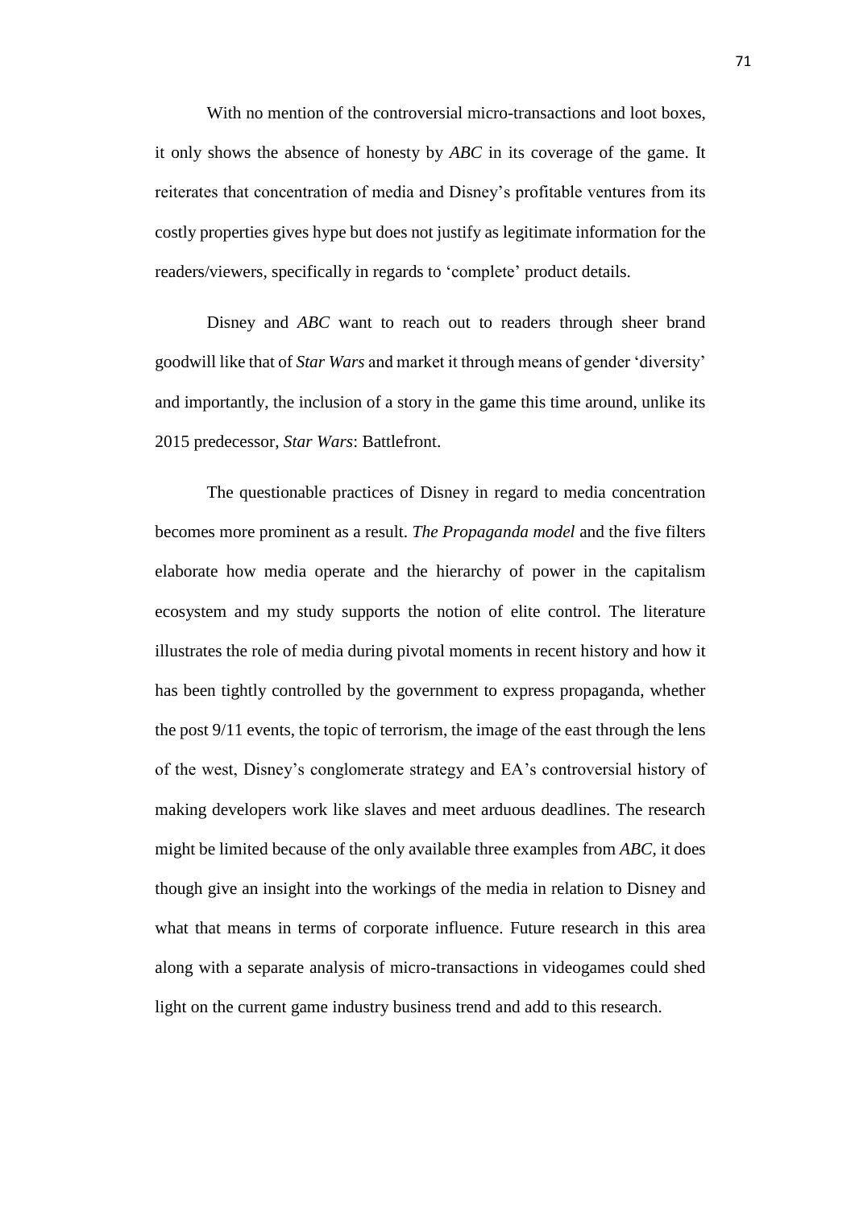With no mention of the controversial micro-transactions and loot boxes, it only shows the absence of honesty by *ABC* in its coverage of the game. It reiterates that concentration of media and Disney's profitable ventures from its costly properties gives hype but does not justify as legitimate information for the readers/viewers, specifically in regards to 'complete' product details.

Disney and *ABC* want to reach out to readers through sheer brand goodwill like that of *Star Wars* and market it through means of gender 'diversity' and importantly, the inclusion of a story in the game this time around, unlike its 2015 predecessor, *Star Wars*: Battlefront.

The questionable practices of Disney in regard to media concentration becomes more prominent as a result. *The Propaganda model* and the five filters elaborate how media operate and the hierarchy of power in the capitalism ecosystem and my study supports the notion of elite control. The literature illustrates the role of media during pivotal moments in recent history and how it has been tightly controlled by the government to express propaganda, whether the post 9/11 events, the topic of terrorism, the image of the east through the lens of the west, Disney's conglomerate strategy and EA's controversial history of making developers work like slaves and meet arduous deadlines. The research might be limited because of the only available three examples from *ABC*, it does though give an insight into the workings of the media in relation to Disney and what that means in terms of corporate influence. Future research in this area along with a separate analysis of micro-transactions in videogames could shed light on the current game industry business trend and add to this research.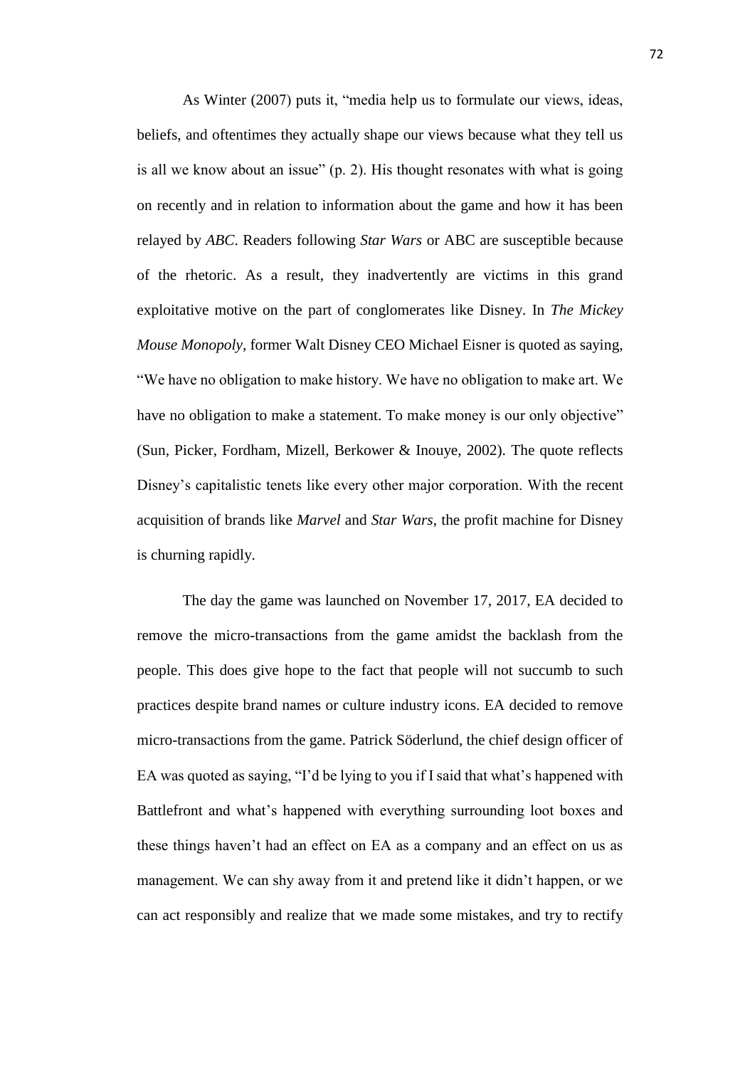As Winter (2007) puts it, "media help us to formulate our views, ideas, beliefs, and oftentimes they actually shape our views because what they tell us is all we know about an issue" (p. 2). His thought resonates with what is going on recently and in relation to information about the game and how it has been relayed by *ABC*. Readers following *Star Wars* or ABC are susceptible because of the rhetoric. As a result, they inadvertently are victims in this grand exploitative motive on the part of conglomerates like Disney. In *The Mickey Mouse Monopoly*, former Walt Disney CEO Michael Eisner is quoted as saying, "We have no obligation to make history. We have no obligation to make art. We have no obligation to make a statement. To make money is our only objective" (Sun, Picker, Fordham, Mizell, Berkower & Inouye, 2002). The quote reflects Disney's capitalistic tenets like every other major corporation. With the recent acquisition of brands like *Marvel* and *Star Wars*, the profit machine for Disney is churning rapidly.

The day the game was launched on November 17, 2017, EA decided to remove the micro-transactions from the game amidst the backlash from the people. This does give hope to the fact that people will not succumb to such practices despite brand names or culture industry icons. EA decided to remove micro-transactions from the game. Patrick Söderlund, the chief design officer of EA was quoted as saying, "I'd be lying to you if I said that what's happened with Battlefront and what's happened with everything surrounding loot boxes and these things haven't had an effect on EA as a company and an effect on us as management. We can shy away from it and pretend like it didn't happen, or we can act responsibly and realize that we made some mistakes, and try to rectify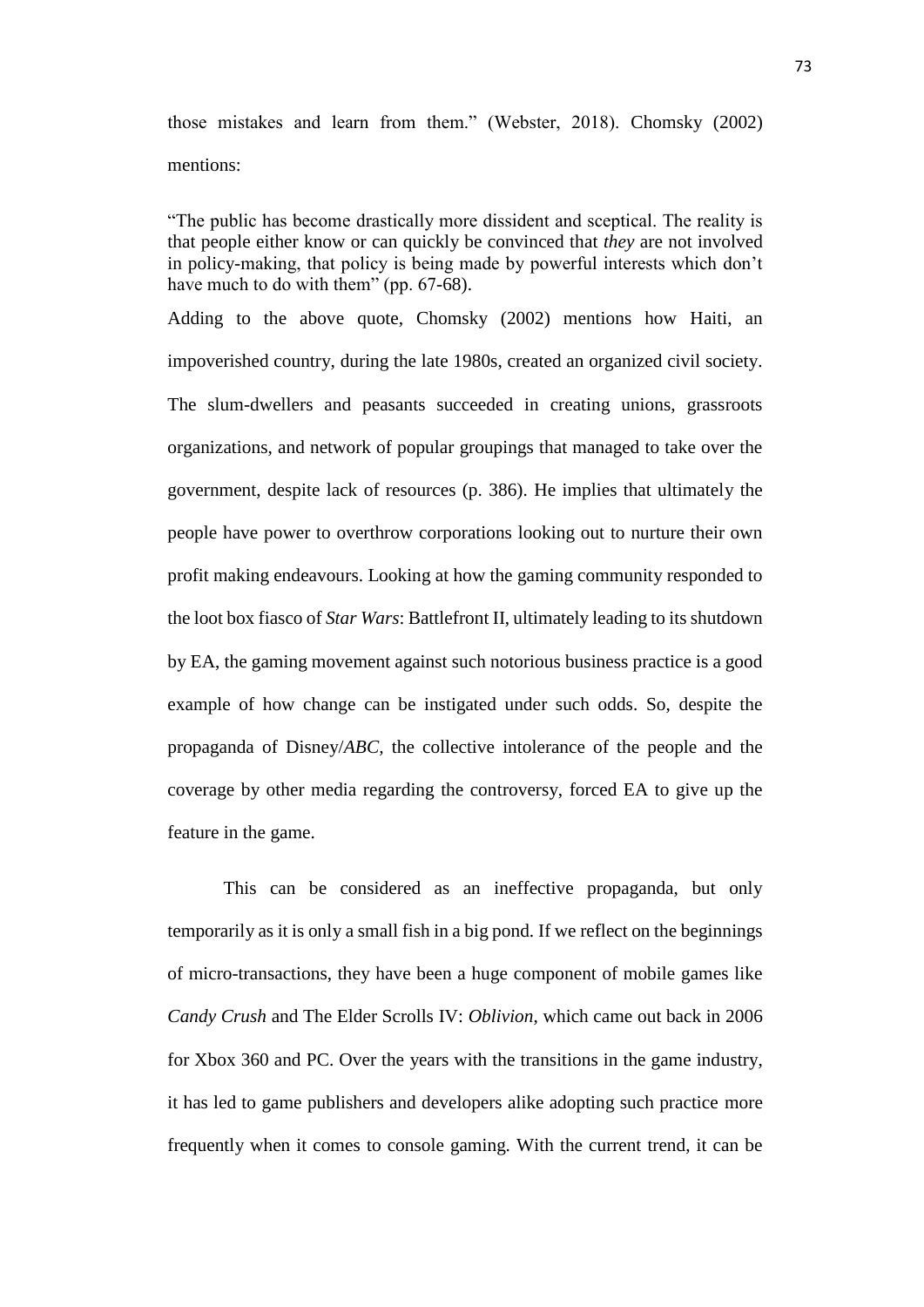those mistakes and learn from them." (Webster, 2018). Chomsky (2002) mentions:

> "The public has become drastically more dissident and sceptical. The reality is that people either know or can quickly be convinced that *they* are not involved in policy-making, that policy is being made by powerful interests which don't have much to do with them" (pp. 67-68).

Adding to the above quote, Chomsky (2002) mentions how Haiti, an impoverished country, during the late 1980s, created an organized civil society. The slum-dwellers and peasants succeeded in creating unions, grassroots organizations, and network of popular groupings that managed to take over the government, despite lack of resources (p. 386). He implies that ultimately the people have power to overthrow corporations looking out to nurture their own profit making endeavours. Looking at how the gaming community responded to the loot box fiasco of *Star Wars*: Battlefront II, ultimately leading to its shutdown by EA, the gaming movement against such notorious business practice is a good example of how change can be instigated under such odds. So, despite the propaganda of Disney/*ABC*, the collective intolerance of the people and the coverage by other media regarding the controversy, forced EA to give up the feature in the game.

This can be considered as an ineffective propaganda, but only temporarily as it is only a small fish in a big pond. If we reflect on the beginnings of micro-transactions, they have been a huge component of mobile games like *Candy Crush* and The Elder Scrolls IV: *Oblivion*, which came out back in 2006 for Xbox 360 and PC. Over the years with the transitions in the game industry, it has led to game publishers and developers alike adopting such practice more frequently when it comes to console gaming. With the current trend, it can be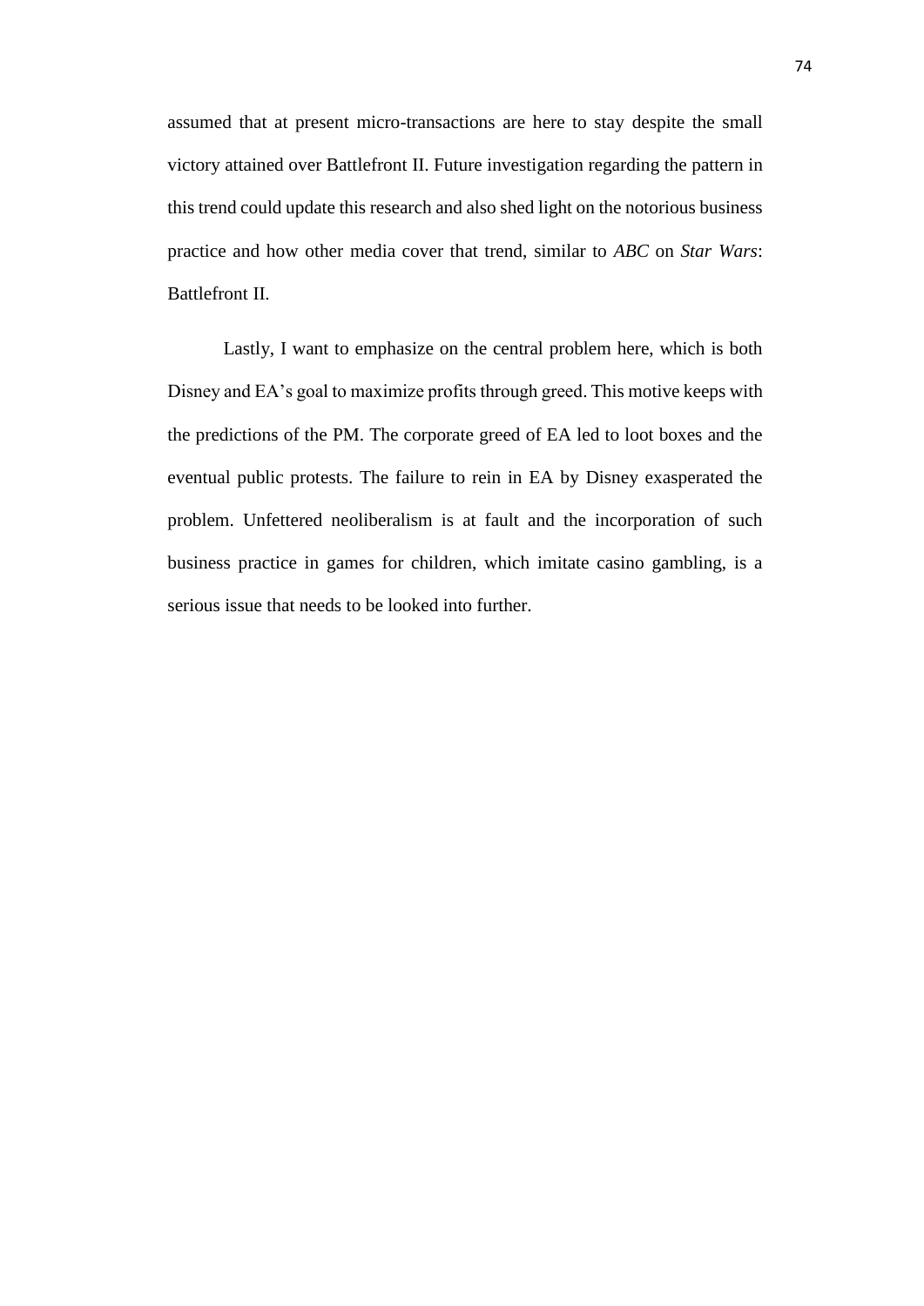assumed that at present micro-transactions are here to stay despite the small victory attained over Battlefront II. Future investigation regarding the pattern in this trend could update this research and also shed light on the notorious business practice and how other media cover that trend, similar to *ABC* on *Star Wars*: Battlefront II.

Lastly, I want to emphasize on the central problem here, which is both Disney and EA's goal to maximize profits through greed. This motive keeps with the predictions of the PM. The corporate greed of EA led to loot boxes and the eventual public protests. The failure to rein in EA by Disney exasperated the problem. Unfettered neoliberalism is at fault and the incorporation of such business practice in games for children, which imitate casino gambling, is a serious issue that needs to be looked into further.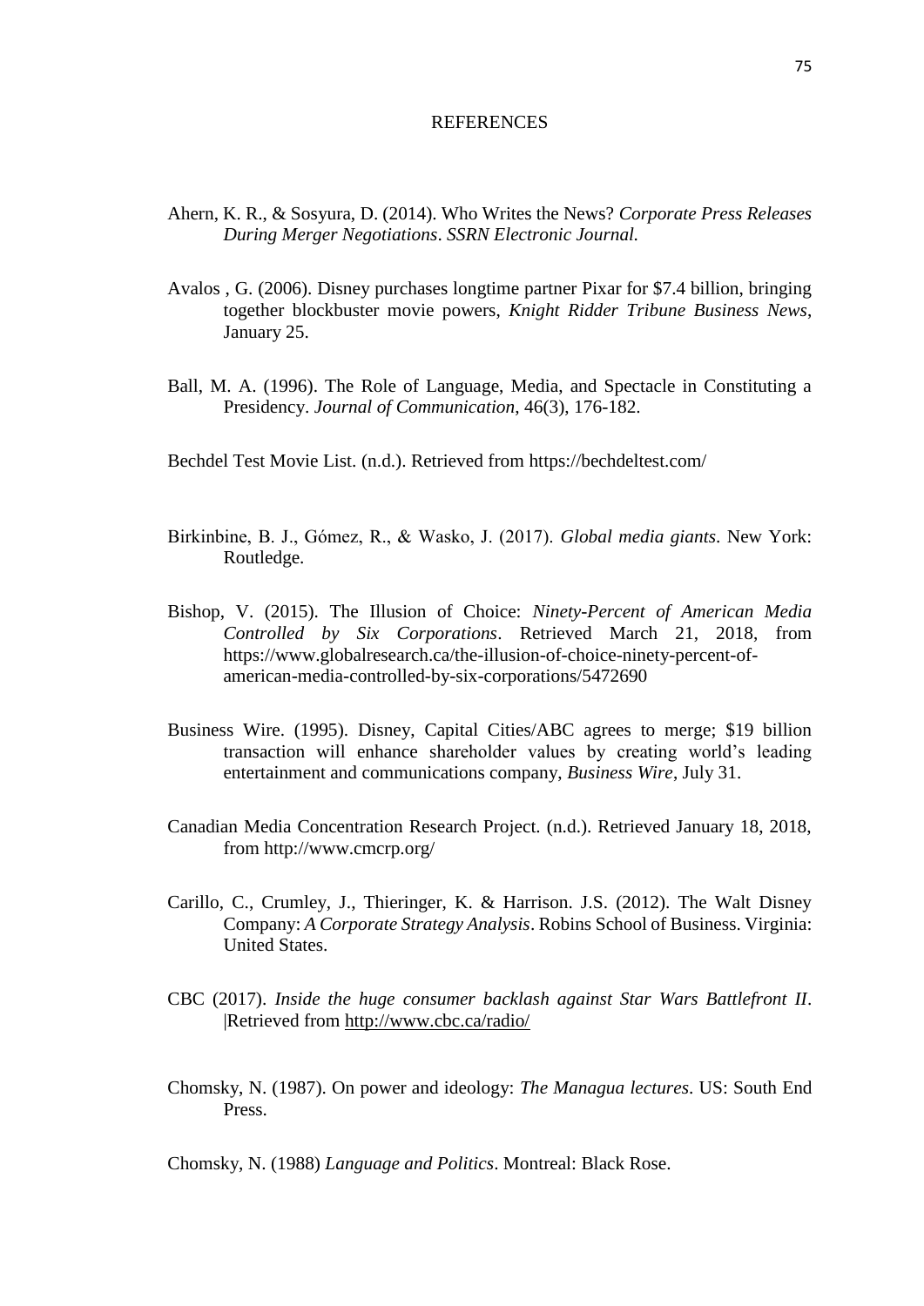# REFERENCES

Ahern, K. R., & Sosyura, D. (2014). Who Writes the News? *Corporate Press Releases During Merger Negotiations*. *SSRN Electronic Journal.*

Avalos , G. (2006). Disney purchases longtime partner Pixar for $7.4 billion, bringing together blockbuster movie powers, *Knight Ridder Tribune Business News*, January 25.

Ball, M. A. (1996). The Role of Language, Media, and Spectacle in Constituting a Presidency. *Journal of Communication*, 46(3), 176-182.

Bechdel Test Movie List. (n.d.). Retrieved from https://bechdeltest.com/

Birkinbine, B. J., Gómez, R., & Wasko, J. (2017). *Global media giants*. New York: Routledge.

Bishop, V. (2015). The Illusion of Choice: *Ninety-Percent of American Media Controlled by Six Corporations*. Retrieved March 21, 2018, from https://www.globalresearch.ca/the-illusion-of-choice-ninety-percent-of-american-media-controlled-by-six-corporations/5472690

Business Wire. (1995). Disney, Capital Cities/ABC agrees to merge; $19 billion transaction will enhance shareholder values by creating world's leading entertainment and communications company, *Business Wire*, July 31.

Canadian Media Concentration Research Project. (n.d.). Retrieved January 18, 2018, from http://www.cmcrp.org/

Carillo, C., Crumley, J., Thieringer, K. & Harrison. J.S. (2012). The Walt Disney Company: *A Corporate Strategy Analysis*. Robins School of Business. Virginia: United States.

CBC (2017). *Inside the huge consumer backlash against Star Wars Battlefront II*. |Retrieved from http://www.cbc.ca/radio/

Chomsky, N. (1987). On power and ideology: *The Managua lectures*. US: South End Press.

Chomsky, N. (1988) *Language and Politics*. Montreal: Black Rose.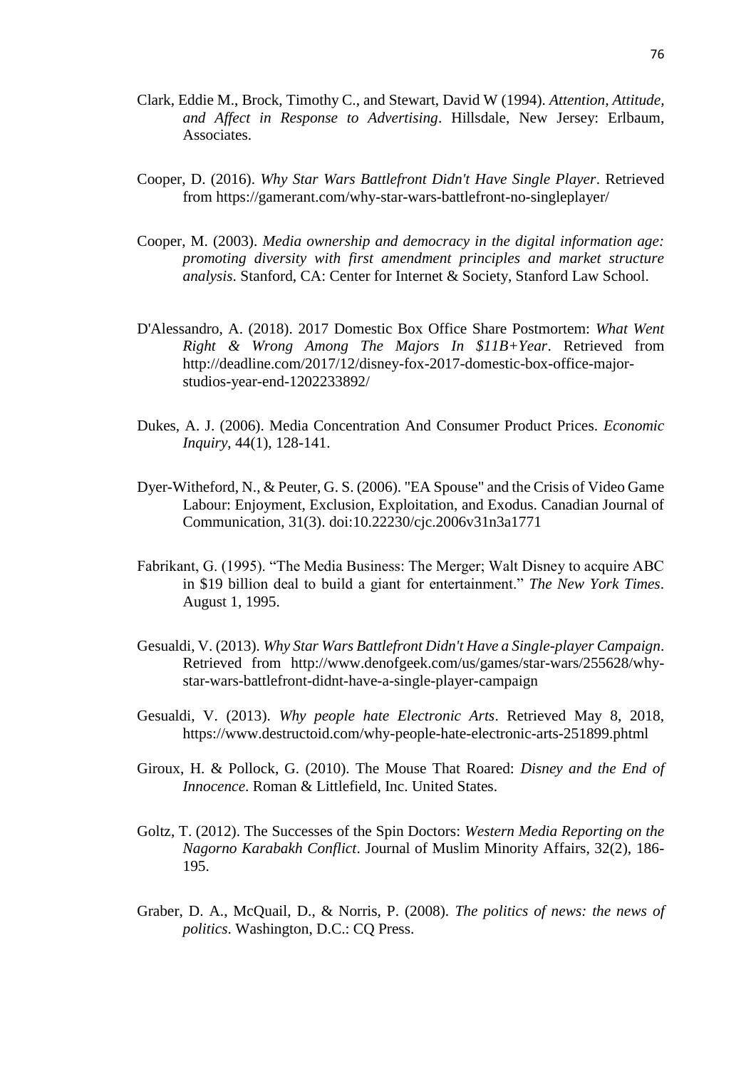Clark, Eddie M., Brock, Timothy C., and Stewart, David W (1994). *Attention, Attitude, and Affect in Response to Advertising*. Hillsdale, New Jersey: Erlbaum, Associates.

Cooper, D. (2016). *Why Star Wars Battlefront Didn't Have Single Player*. Retrieved from https://gamerant.com/why-star-wars-battlefront-no-singleplayer/

Cooper, M. (2003). *Media ownership and democracy in the digital information age: promoting diversity with first amendment principles and market structure analysis*. Stanford, CA: Center for Internet & Society, Stanford Law School.

D'Alessandro, A. (2018). 2017 Domestic Box Office Share Postmortem: *What Went Right & Wrong Among The Majors In $11B+Year*. Retrieved from http://deadline.com/2017/12/disney-fox-2017-domestic-box-office-major-studios-year-end-1202233892/

Dukes, A. J. (2006). Media Concentration And Consumer Product Prices. *Economic Inquiry*, 44(1), 128-141.

Dyer-Witheford, N., & Peuter, G. S. (2006). "EA Spouse" and the Crisis of Video Game Labour: Enjoyment, Exclusion, Exploitation, and Exodus. Canadian Journal of Communication, 31(3). doi:10.22230/cjc.2006v31n3a1771

Fabrikant, G. (1995). "The Media Business: The Merger; Walt Disney to acquire ABC in $19 billion deal to build a giant for entertainment." *The New York Times*. August 1, 1995.

Gesualdi, V. (2013). *Why Star Wars Battlefront Didn't Have a Single-player Campaign*. Retrieved from http://www.denofgeek.com/us/games/star-wars/255628/why-star-wars-battlefront-didnt-have-a-single-player-campaign

Gesualdi, V. (2013). *Why people hate Electronic Arts*. Retrieved May 8, 2018, https://www.destructoid.com/why-people-hate-electronic-arts-251899.phtml

Giroux, H. & Pollock, G. (2010). The Mouse That Roared: *Disney and the End of Innocence*. Roman & Littlefield, Inc. United States.

Goltz, T. (2012). The Successes of the Spin Doctors: *Western Media Reporting on the Nagorno Karabakh Conflict*. Journal of Muslim Minority Affairs, 32(2), 186-195.

Graber, D. A., McQuail, D., & Norris, P. (2008). *The politics of news: the news of politics*. Washington, D.C.: CQ Press.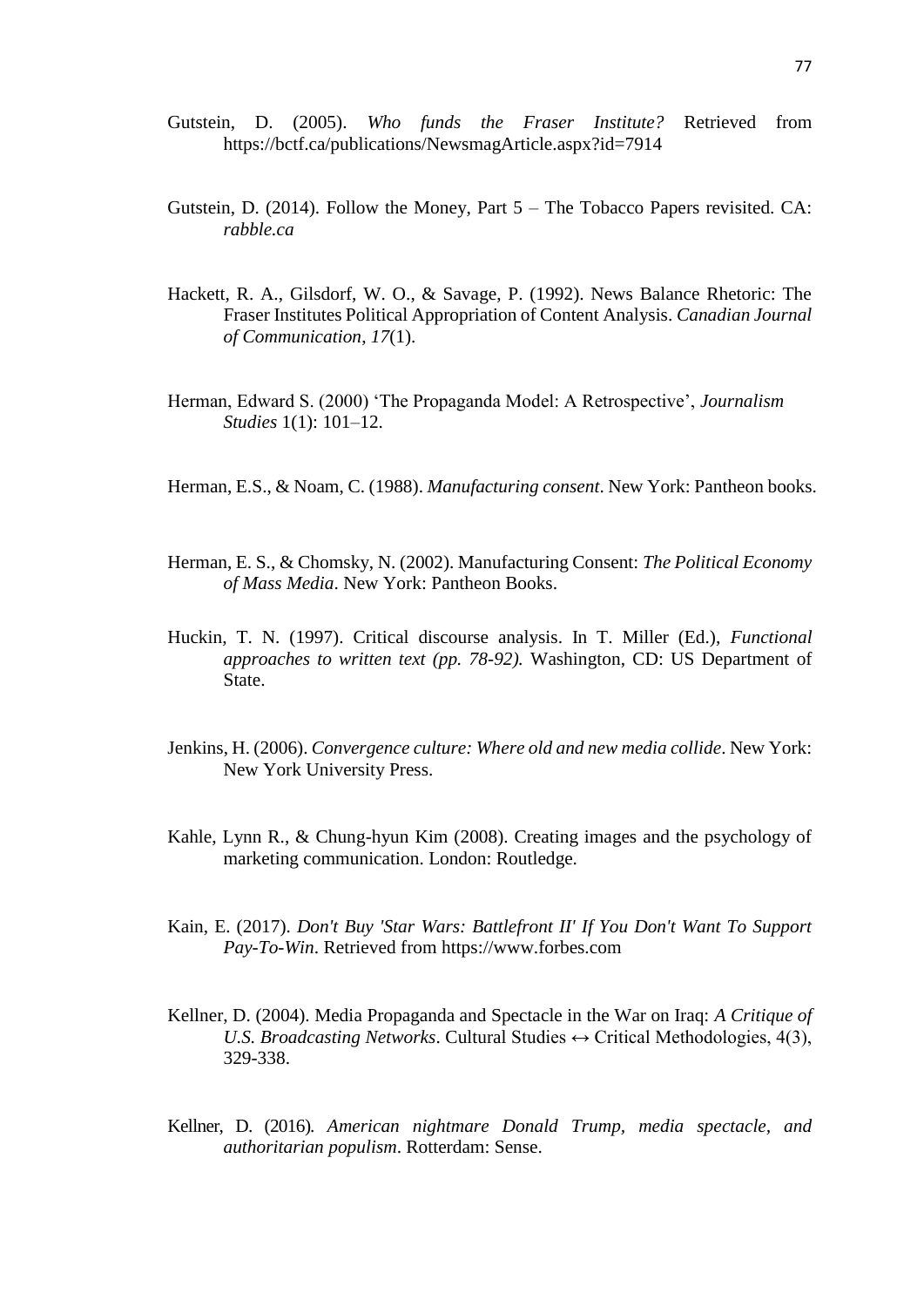Gutstein, D. (2005). *Who funds the Fraser Institute?* Retrieved from https://bctf.ca/publications/NewsmagArticle.aspx?id=7914

Gutstein, D. (2014). Follow the Money, Part 5 – The Tobacco Papers revisited. CA: *rabble.ca*

Hackett, R. A., Gilsdorf, W. O., & Savage, P. (1992). News Balance Rhetoric: The Fraser Institutes Political Appropriation of Content Analysis. *Canadian Journal of Communication*, *17*(1).

Herman, Edward S. (2000) 'The Propaganda Model: A Retrospective', *Journalism Studies* 1(1): 101–12.

Herman, E.S., & Noam, C. (1988). *Manufacturing consent*. New York: Pantheon books.

Herman, E. S., & Chomsky, N. (2002). Manufacturing Consent: *The Political Economy of Mass Media*. New York: Pantheon Books.

Huckin, T. N. (1997). Critical discourse analysis. In T. Miller (Ed.), *Functional approaches to written text (pp. 78-92).* Washington, CD: US Department of State.

Jenkins, H. (2006). *Convergence culture: Where old and new media collide*. New York: New York University Press.

Kahle, Lynn R., & Chung-hyun Kim (2008). Creating images and the psychology of marketing communication. London: Routledge.

Kain, E. (2017). *Don't Buy 'Star Wars: Battlefront II' If You Don't Want To Support Pay-To-Win*. Retrieved from https://www.forbes.com

Kellner, D. (2004). Media Propaganda and Spectacle in the War on Iraq: *A Critique of U.S. Broadcasting Networks*. Cultural Studies ↔ Critical Methodologies, 4(3), 329-338.

Kellner, D. (2016). *American nightmare Donald Trump, media spectacle, and authoritarian populism*. Rotterdam: Sense.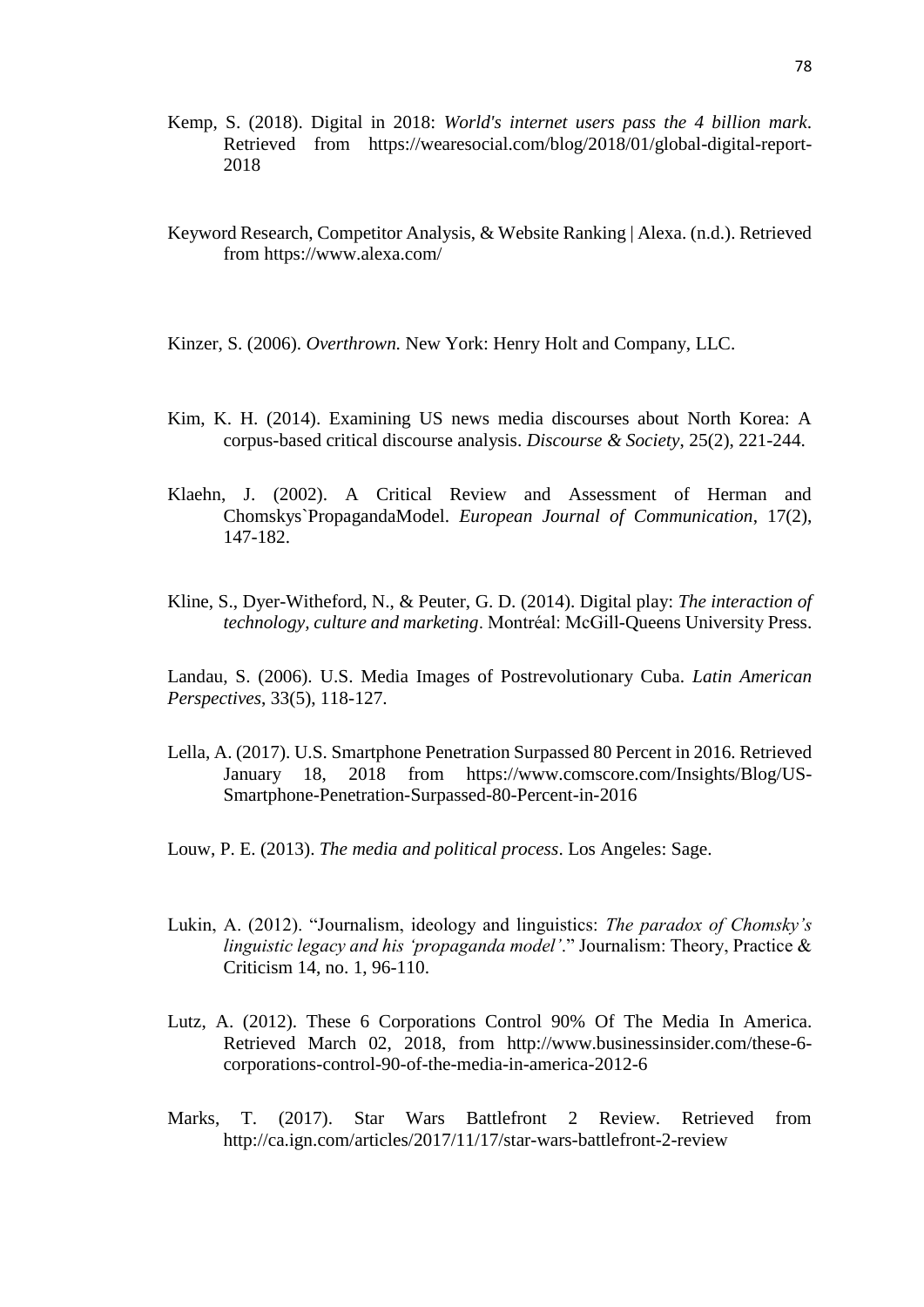Kemp, S. (2018). Digital in 2018: *World's internet users pass the 4 billion mark*. Retrieved from https://wearesocial.com/blog/2018/01/global-digital-report-2018

Keyword Research, Competitor Analysis, & Website Ranking | Alexa. (n.d.). Retrieved from https://www.alexa.com/

Kinzer, S. (2006). *Overthrown.* New York: Henry Holt and Company, LLC.

Kim, K. H. (2014). Examining US news media discourses about North Korea: A corpus-based critical discourse analysis. *Discourse & Society*, 25(2), 221-244.

Klaehn, J. (2002). A Critical Review and Assessment of Herman and Chomskys`PropagandaModel. *European Journal of Communication*, 17(2), 147-182.

Kline, S., Dyer-Witheford, N., & Peuter, G. D. (2014). Digital play: *The interaction of technology, culture and marketing*. Montréal: McGill-Queens University Press.

Landau, S. (2006). U.S. Media Images of Postrevolutionary Cuba. *Latin American Perspectives*, 33(5), 118-127.

Lella, A. (2017). U.S. Smartphone Penetration Surpassed 80 Percent in 2016. Retrieved January 18, 2018 from https://www.comscore.com/Insights/Blog/US-Smartphone-Penetration-Surpassed-80-Percent-in-2016

Louw, P. E. (2013). *The media and political process*. Los Angeles: Sage.

Lukin, A. (2012). "Journalism, ideology and linguistics: *The paradox of Chomsky's linguistic legacy and his 'propaganda model'*." Journalism: Theory, Practice & Criticism 14, no. 1, 96-110.

Lutz, A. (2012). These 6 Corporations Control 90% Of The Media In America. Retrieved March 02, 2018, from http://www.businessinsider.com/these-6-corporations-control-90-of-the-media-in-america-2012-6

Marks, T. (2017). Star Wars Battlefront 2 Review. Retrieved from http://ca.ign.com/articles/2017/11/17/star-wars-battlefront-2-review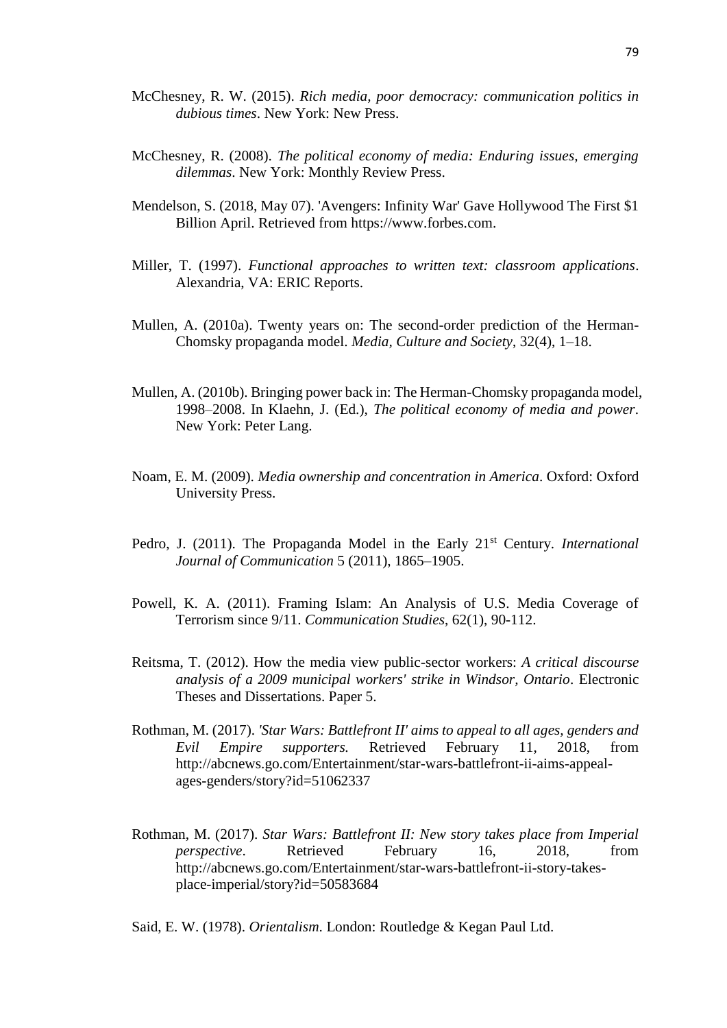McChesney, R. W. (2015). *Rich media, poor democracy: communication politics in dubious times*. New York: New Press.

McChesney, R. (2008). *The political economy of media: Enduring issues, emerging dilemmas*. New York: Monthly Review Press.

Mendelson, S. (2018, May 07). 'Avengers: Infinity War' Gave Hollywood The First $1 Billion April. Retrieved from https://www.forbes.com.

Miller, T. (1997). *Functional approaches to written text: classroom applications*. Alexandria, VA: ERIC Reports.

Mullen, A. (2010a). Twenty years on: The second-order prediction of the Herman-Chomsky propaganda model. *Media, Culture and Society*, 32(4), 1–18.

Mullen, A. (2010b). Bringing power back in: The Herman-Chomsky propaganda model, 1998–2008. In Klaehn, J. (Ed.), *The political economy of media and power*. New York: Peter Lang.

Noam, E. M. (2009). *Media ownership and concentration in America*. Oxford: Oxford University Press.

Pedro, J. (2011). The Propaganda Model in the Early 21st Century. *International Journal of Communication* 5 (2011), 1865–1905.

Powell, K. A. (2011). Framing Islam: An Analysis of U.S. Media Coverage of Terrorism since 9/11. *Communication Studies*, 62(1), 90-112.

Reitsma, T. (2012). How the media view public-sector workers: *A critical discourse analysis of a 2009 municipal workers' strike in Windsor, Ontario*. Electronic Theses and Dissertations. Paper 5.

Rothman, M. (2017). *'Star Wars: Battlefront II' aims to appeal to all ages, genders and Evil Empire supporters.* Retrieved February 11, 2018, from http://abcnews.go.com/Entertainment/star-wars-battlefront-ii-aims-appeal-ages-genders/story?id=51062337

Rothman, M. (2017). *Star Wars: Battlefront II: New story takes place from Imperial perspective*. Retrieved February 16, 2018, from http://abcnews.go.com/Entertainment/star-wars-battlefront-ii-story-takes-place-imperial/story?id=50583684

Said, E. W. (1978). *Orientalism*. London: Routledge & Kegan Paul Ltd.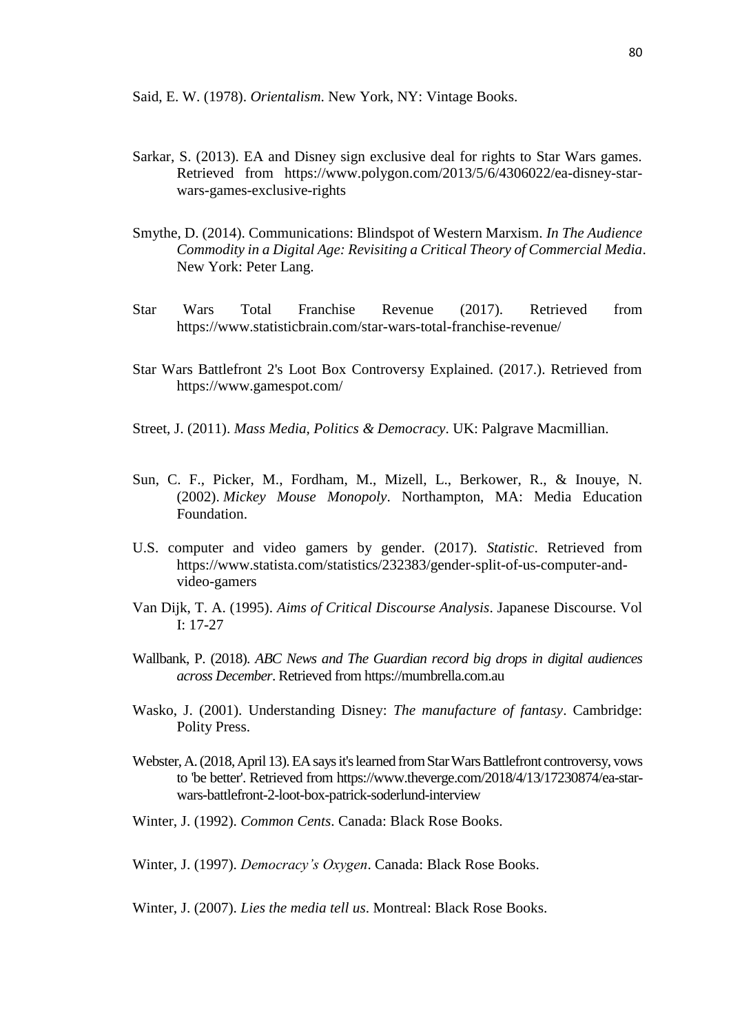Said, E. W. (1978). *Orientalism*. New York, NY: Vintage Books.

Sarkar, S. (2013). EA and Disney sign exclusive deal for rights to Star Wars games. Retrieved from https://www.polygon.com/2013/5/6/4306022/ea-disney-star-wars-games-exclusive-rights

Smythe, D. (2014). Communications: Blindspot of Western Marxism. *In The Audience Commodity in a Digital Age: Revisiting a Critical Theory of Commercial Media*. New York: Peter Lang.

Star Wars Total Franchise Revenue (2017). Retrieved from https://www.statisticbrain.com/star-wars-total-franchise-revenue/

Star Wars Battlefront 2's Loot Box Controversy Explained. (2017.). Retrieved from https://www.gamespot.com/

Street, J. (2011). *Mass Media, Politics & Democracy*. UK: Palgrave Macmillian.

Sun, C. F., Picker, M., Fordham, M., Mizell, L., Berkower, R., & Inouye, N. (2002). *Mickey Mouse Monopoly*. Northampton, MA: Media Education Foundation.

U.S. computer and video gamers by gender. (2017). *Statistic*. Retrieved from https://www.statista.com/statistics/232383/gender-split-of-us-computer-and-video-gamers

Van Dijk, T. A. (1995). *Aims of Critical Discourse Analysis*. Japanese Discourse. Vol I: 17-27

Wallbank, P. (2018). *ABC News and The Guardian record big drops in digital audiences across December*. Retrieved from https://mumbrella.com.au

Wasko, J. (2001). Understanding Disney: *The manufacture of fantasy*. Cambridge: Polity Press.

Webster, A. (2018, April 13). EA says it's learned from Star Wars Battlefront controversy, vows to 'be better'. Retrieved from https://www.theverge.com/2018/4/13/17230874/ea-star-wars-battlefront-2-loot-box-patrick-soderlund-interview

Winter, J. (1992). *Common Cents*. Canada: Black Rose Books.

Winter, J. (1997). *Democracy's Oxygen*. Canada: Black Rose Books.

Winter, J. (2007). *Lies the media tell us*. Montreal: Black Rose Books.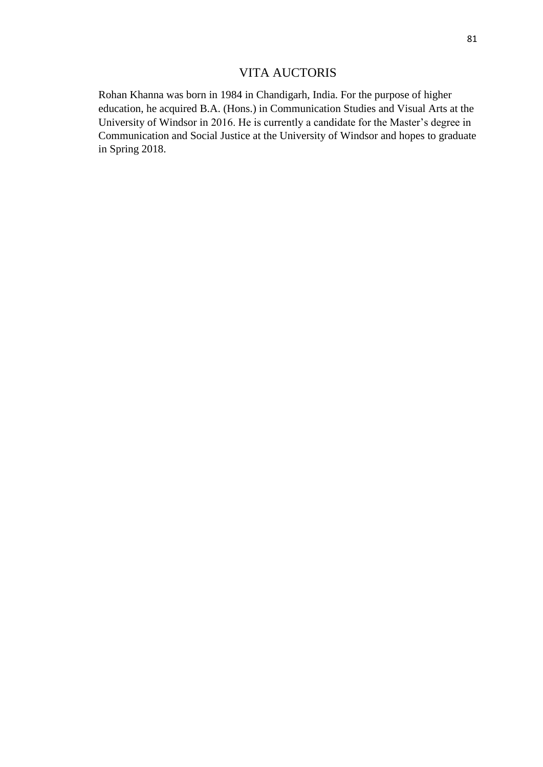# VITA AUCTORIS

Rohan Khanna was born in 1984 in Chandigarh, India. For the purpose of higher education, he acquired B.A. (Hons.) in Communication Studies and Visual Arts at the University of Windsor in 2016. He is currently a candidate for the Master's degree in Communication and Social Justice at the University of Windsor and hopes to graduate in Spring 2018.